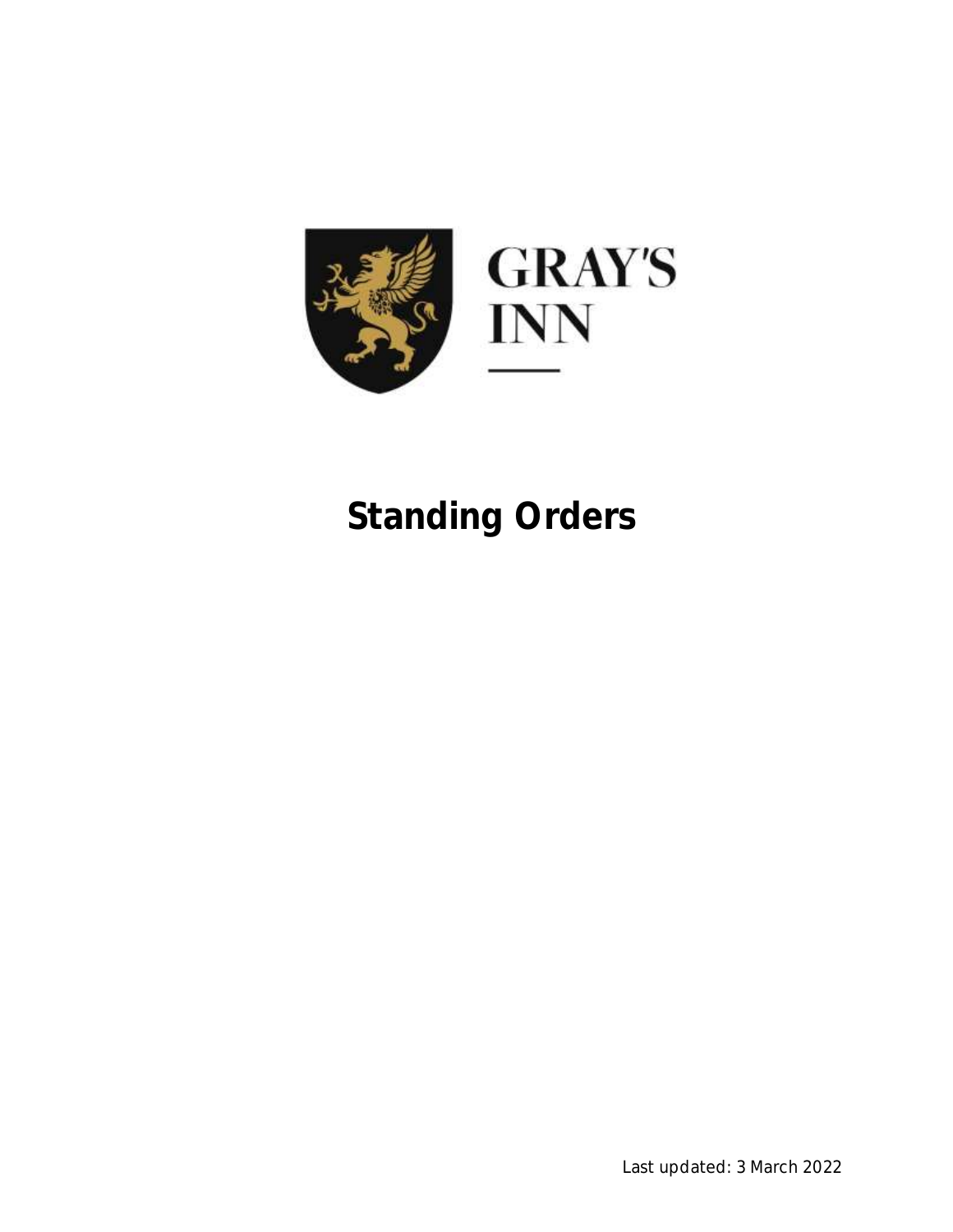GRAY'S INN

# Standing Orders

Last updated: 3 March 2022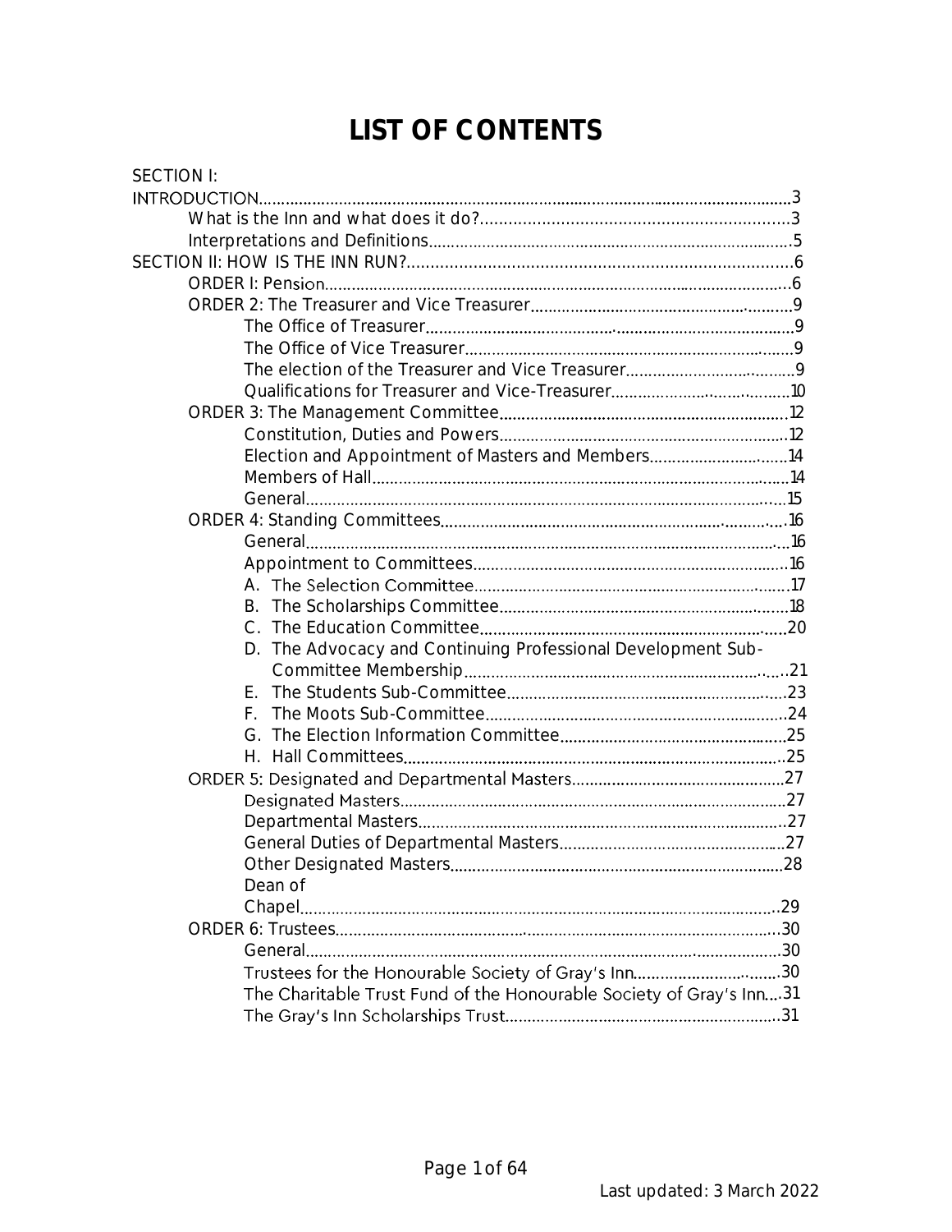# LIST OF CONTENTS

SECTION I: INTRODUCTION ... 3

- What is the Inn and what does it do? ... 3
- Interpretations and Definitions ... 5

SECTION II: HOW IS THE INN RUN? ... 6

- ORDER I: Pension ... 6
- ORDER 2: The Treasurer and Vice Treasurer ... 9
  - The Office of Treasurer ... 9
  - The Office of Vice Treasurer ... 9
  - The election of the Treasurer and Vice Treasurer ... 9
  - Qualifications for Treasurer and Vice-Treasurer ... 10
- ORDER 3: The Management Committee ... 12
  - Constitution, Duties and Powers ... 12
  - Election and Appointment of Masters and Members ... 14
  - Members of Hall ... 14
  - General ... 15
- ORDER 4: Standing Committees ... 16
  - General ... 16
  - Appointment to Committees ... 16
  - A. The Selection Committee ... 17
  - B. The Scholarships Committee ... 18
  - C. The Education Committee ... 20
  - D. The Advocacy and Continuing Professional Development Sub-Committee Membership ... 21
  - E. The Students Sub-Committee ... 23
  - F. The Moots Sub-Committee ... 24
  - G. The Election Information Committee ... 25
  - H. Hall Committees ... 25
- ORDER 5: Designated and Departmental Masters ... 27
  - Designated Masters ... 27
  - Departmental Masters ... 27
  - General Duties of Departmental Masters ... 27
  - Other Designated Masters ... 28
  - Dean of Chapel ... 29
- ORDER 6: Trustees ... 30
  - General ... 30
  - Trustees for the Honourable Society of Gray's Inn ... 30
  - The Charitable Trust Fund of the Honourable Society of Gray's Inn ... 31
  - The Gray's Inn Scholarships Trust ... 31

Last updated: 3 March 2022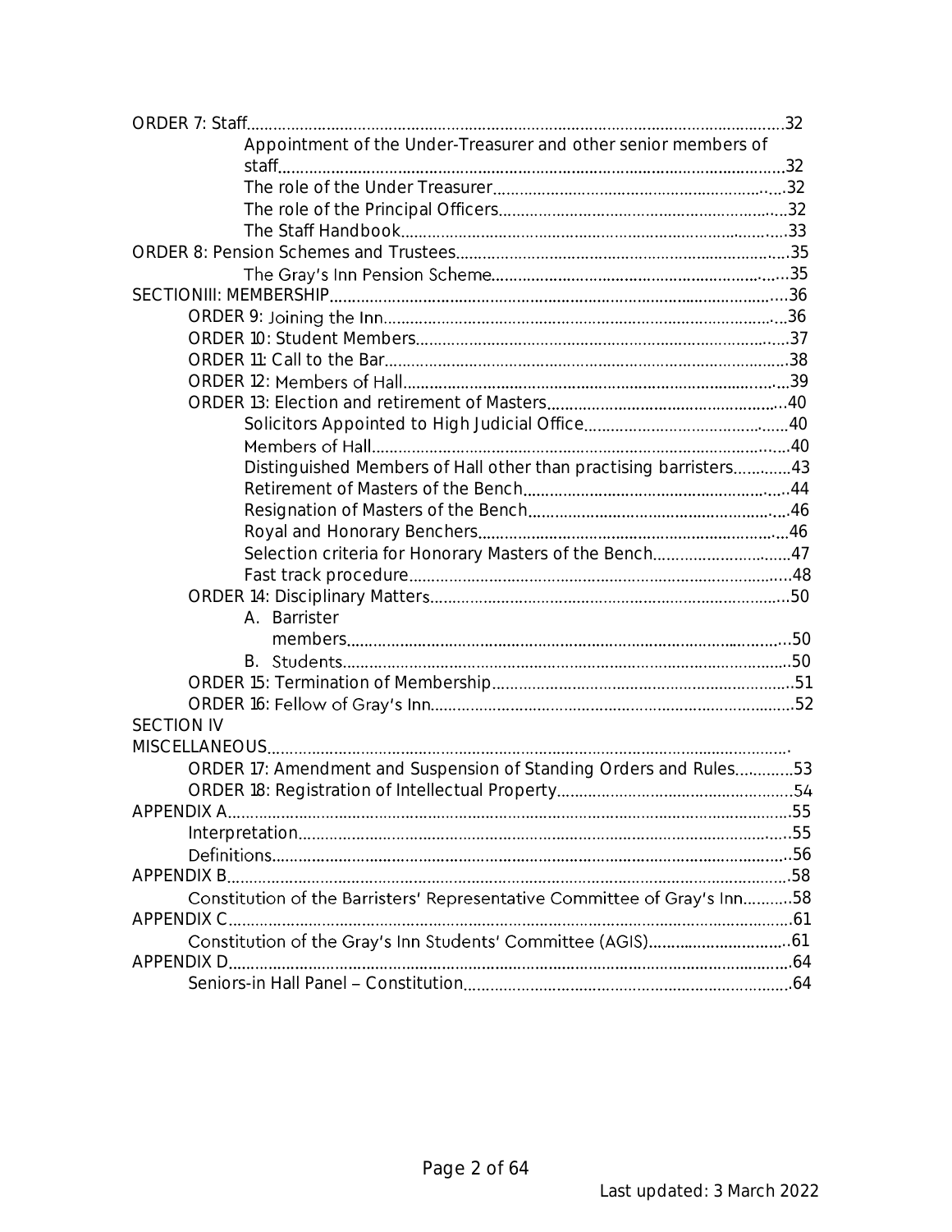ORDER 7: Staff ..... 32

- Appointment of the Under-Treasurer and other senior members of staff ..... 32
- The role of the Under Treasurer ..... 32
- The role of the Principal Officers ..... 32
- The Staff Handbook ..... 33

ORDER 8: Pension Schemes and Trustees ..... 35

- The Gray's Inn Pension Scheme ..... 35

SECTIONIII: MEMBERSHIP ..... 36

- ORDER 9: Joining the Inn ..... 36
- ORDER 10: Student Members ..... 37
- ORDER 11: Call to the Bar ..... 38
- ORDER 12: Members of Hall ..... 39
- ORDER 13: Election and retirement of Masters ..... 40
  - Solicitors Appointed to High Judicial Office ..... 40
  - Members of Hall ..... 40
  - Distinguished Members of Hall other than practising barristers ..... 43
  - Retirement of Masters of the Bench ..... 44
  - Resignation of Masters of the Bench ..... 46
  - Royal and Honorary Benchers ..... 46
  - Selection criteria for Honorary Masters of the Bench ..... 47
  - Fast track procedure ..... 48
- ORDER 14: Disciplinary Matters ..... 50
  - A. Barrister members ..... 50
  - B. Students ..... 50
- ORDER 15: Termination of Membership ..... 51
- ORDER 16: Fellow of Gray's Inn ..... 52

SECTION IV MISCELLANEOUS .....

- ORDER 17: Amendment and Suspension of Standing Orders and Rules ..... 53
- ORDER 18: Registration of Intellectual Property ..... 54

APPENDIX A ..... 55

- Interpretation ..... 55
- Definitions ..... 56

APPENDIX B ..... 58

- Constitution of the Barristers' Representative Committee of Gray's Inn ..... 58

APPENDIX C ..... 61

- Constitution of the Gray's Inn Students' Committee (AGIS) ..... 61

APPENDIX D ..... 64

- Seniors-in Hall Panel – Constitution ..... 64

Last updated: 3 March 2022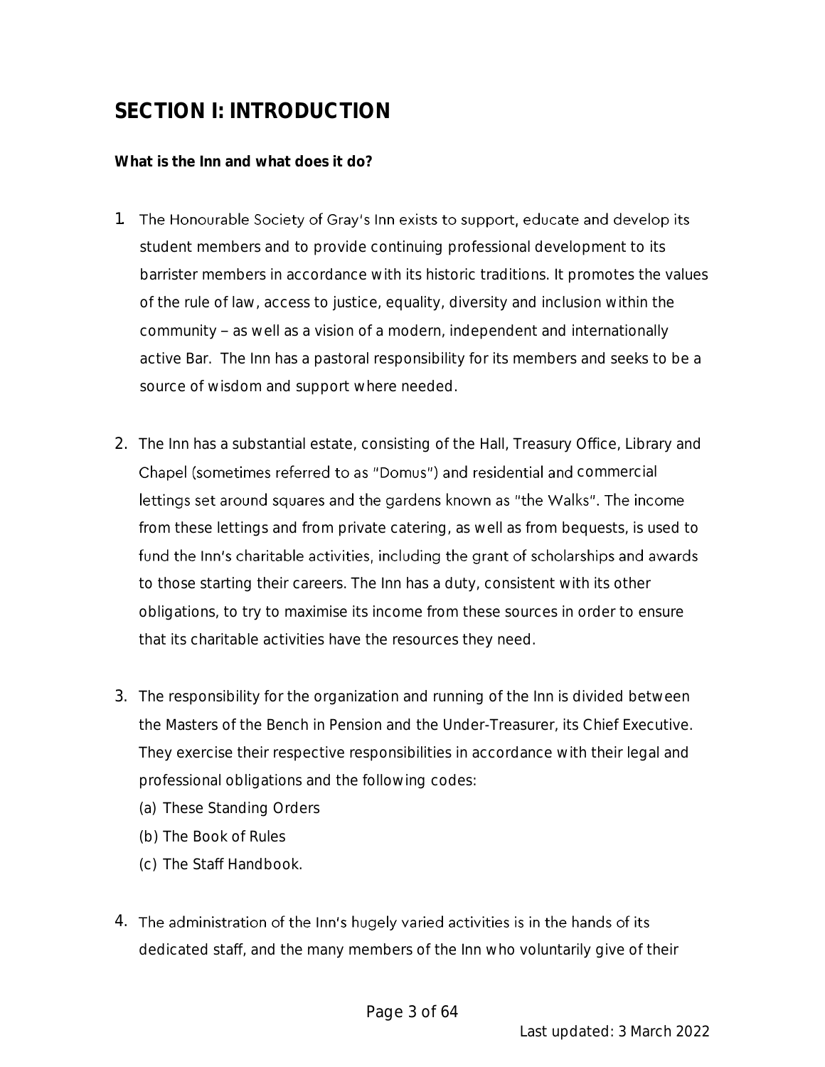# SECTION I: INTRODUCTION

**What is the Inn and what does it do?**

1. The Honourable Society of Gray's Inn exists to support, educate and develop its student members and to provide continuing professional development to its barrister members in accordance with its historic traditions. It promotes the values of the rule of law, access to justice, equality, diversity and inclusion within the community – as well as a vision of a modern, independent and internationally active Bar. The Inn has a pastoral responsibility for its members and seeks to be a source of wisdom and support where needed.

2. The Inn has a substantial estate, consisting of the Hall, Treasury Office, Library and Chapel (sometimes referred to as "Domus") and residential and commercial lettings set around squares and the gardens known as "the Walks". The income from these lettings and from private catering, as well as from bequests, is used to fund the Inn's charitable activities, including the grant of scholarships and awards to those starting their careers. The Inn has a duty, consistent with its other obligations, to try to maximise its income from these sources in order to ensure that its charitable activities have the resources they need.

3. The responsibility for the organization and running of the Inn is divided between the Masters of the Bench in Pension and the Under-Treasurer, its Chief Executive. They exercise their respective responsibilities in accordance with their legal and professional obligations and the following codes:
   (a) These Standing Orders
   (b) The Book of Rules
   (c) The Staff Handbook.

4. The administration of the Inn's hugely varied activities is in the hands of its dedicated staff, and the many members of the Inn who voluntarily give of their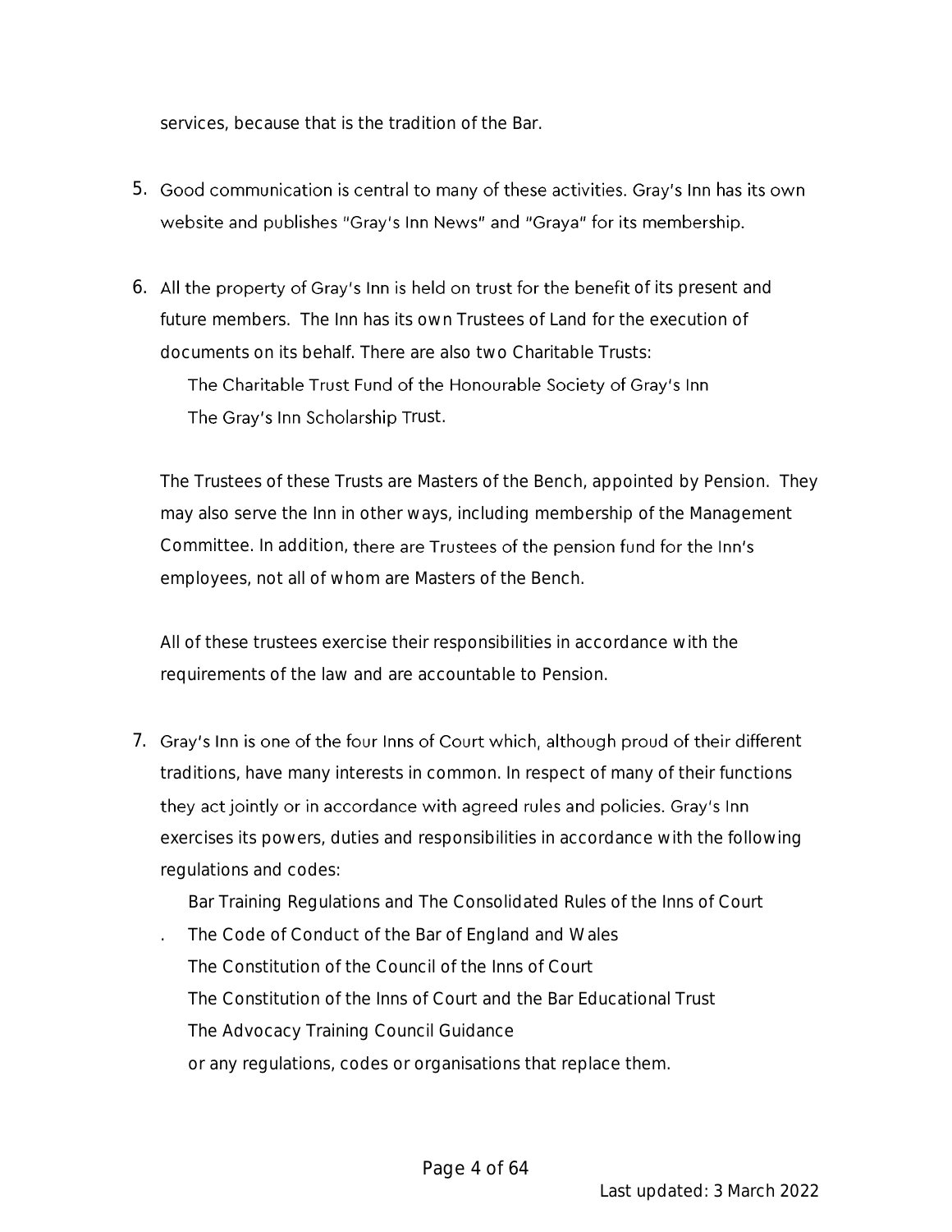services, because that is the tradition of the Bar.

5. Good communication is central to many of these activities. Gray's Inn has its own website and publishes "Gray's Inn News" and "Graya" for its membership.

6. All the property of Gray's Inn is held on trust for the benefit of its present and future members. The Inn has its own Trustees of Land for the execution of documents on its behalf. There are also two Charitable Trusts:

   The Charitable Trust Fund of the Honourable Society of Gray's Inn
   The Gray's Inn Scholarship Trust.

   The Trustees of these Trusts are Masters of the Bench, appointed by Pension. They may also serve the Inn in other ways, including membership of the Management Committee. In addition, there are Trustees of the pension fund for the Inn's employees, not all of whom are Masters of the Bench.

   All of these trustees exercise their responsibilities in accordance with the requirements of the law and are accountable to Pension.

7. Gray's Inn is one of the four Inns of Court which, although proud of their different traditions, have many interests in common. In respect of many of their functions they act jointly or in accordance with agreed rules and policies. Gray's Inn exercises its powers, duties and responsibilities in accordance with the following regulations and codes:

   Bar Training Regulations and The Consolidated Rules of the Inns of Court
   The Code of Conduct of the Bar of England and Wales
   The Constitution of the Council of the Inns of Court
   The Constitution of the Inns of Court and the Bar Educational Trust
   The Advocacy Training Council Guidance
   or any regulations, codes or organisations that replace them.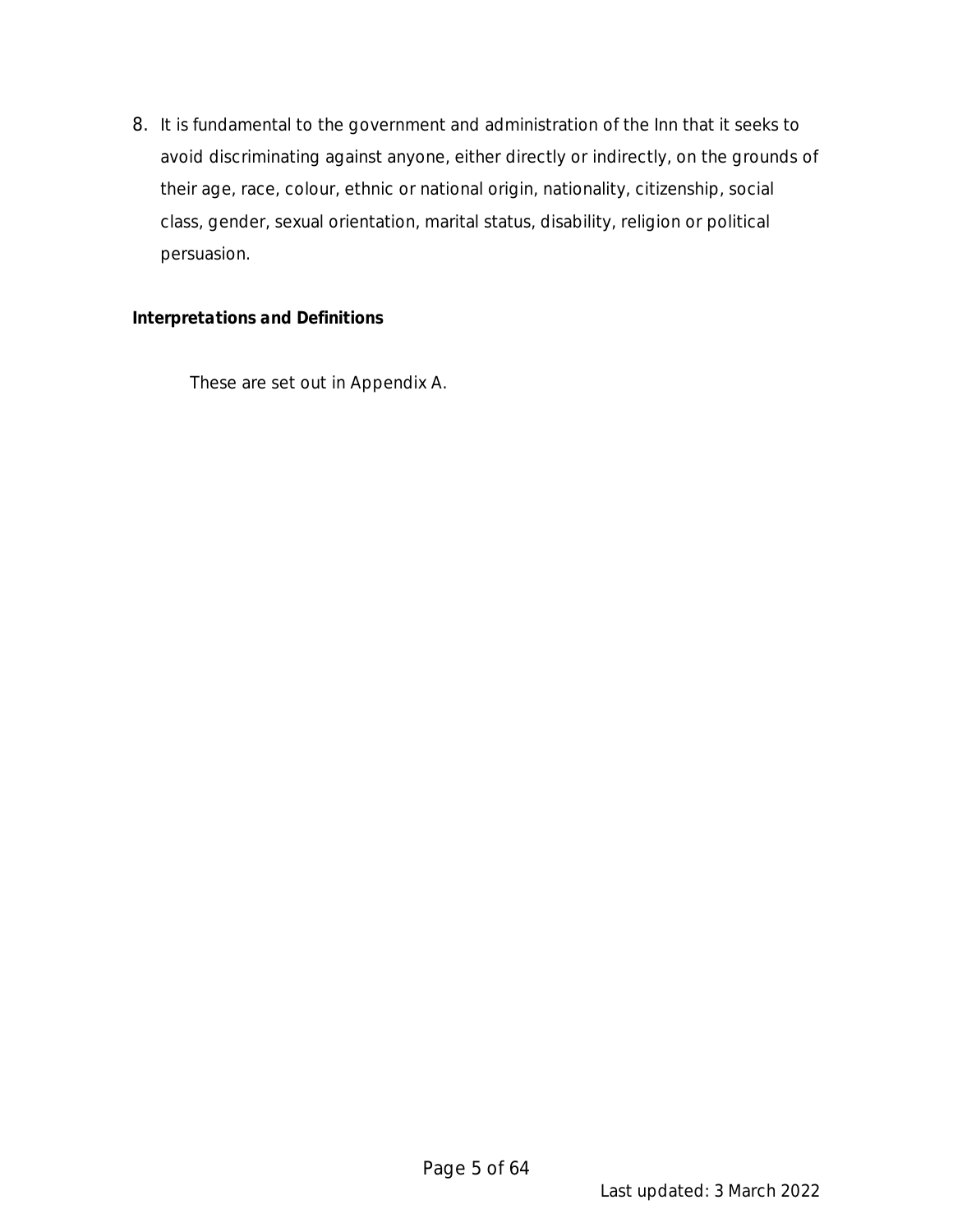8. It is fundamental to the government and administration of the Inn that it seeks to avoid discriminating against anyone, either directly or indirectly, on the grounds of their age, race, colour, ethnic or national origin, nationality, citizenship, social class, gender, sexual orientation, marital status, disability, religion or political persuasion.

**Interpretations and Definitions**

These are set out in Appendix A.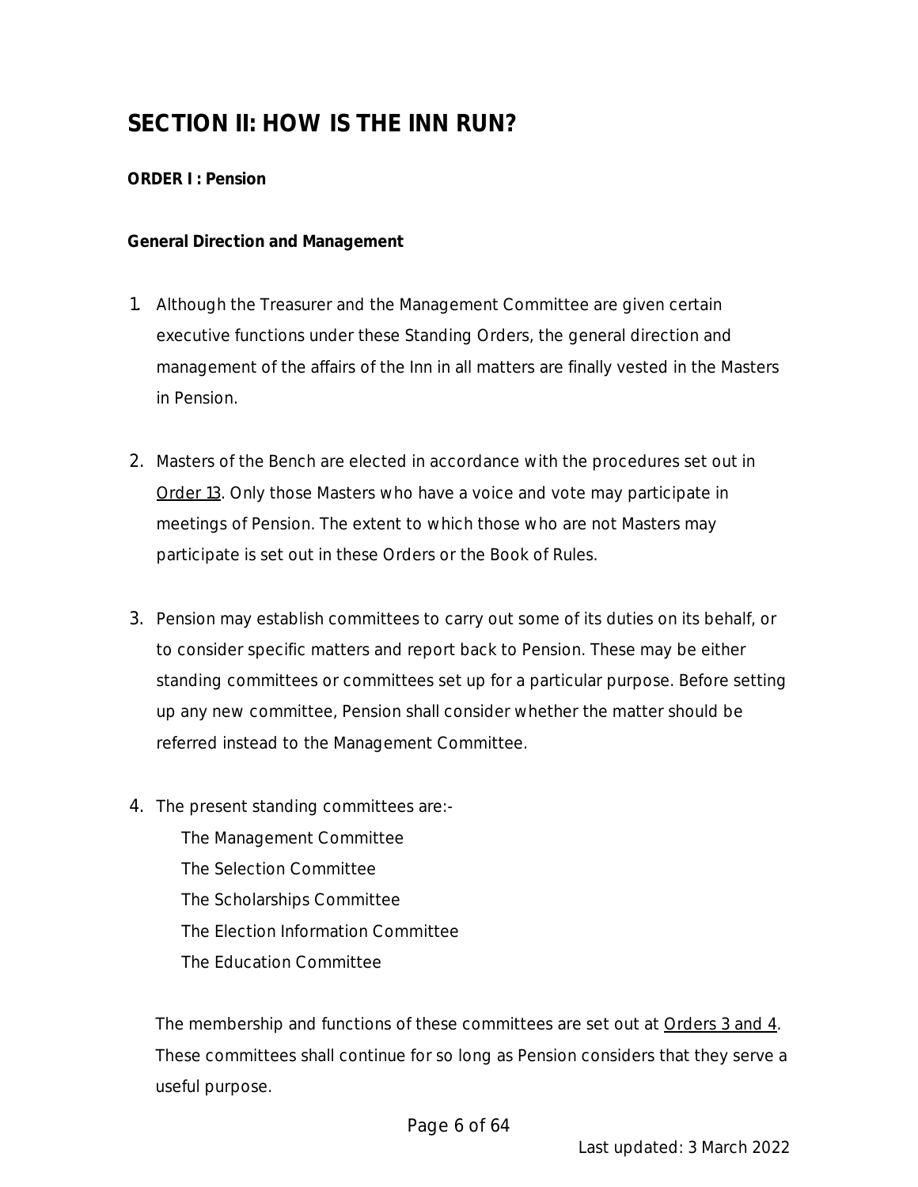# SECTION II: HOW IS THE INN RUN?

**ORDER I : Pension**

**General Direction and Management**

1. Although the Treasurer and the Management Committee are given certain executive functions under these Standing Orders, the general direction and management of the affairs of the Inn in all matters are finally vested in the Masters in Pension.

2. Masters of the Bench are elected in accordance with the procedures set out in Order 13. Only those Masters who have a voice and vote may participate in meetings of Pension. The extent to which those who are not Masters may participate is set out in these Orders or the Book of Rules.

3. Pension may establish committees to carry out some of its duties on its behalf, or to consider specific matters and report back to Pension. These may be either standing committees or committees set up for a particular purpose. Before setting up any new committee, Pension shall consider whether the matter should be referred instead to the Management Committee.

4. The present standing committees are:-

   The Management Committee
   The Selection Committee
   The Scholarships Committee
   The Election Information Committee
   The Education Committee

   The membership and functions of these committees are set out at Orders 3 and 4. These committees shall continue for so long as Pension considers that they serve a useful purpose.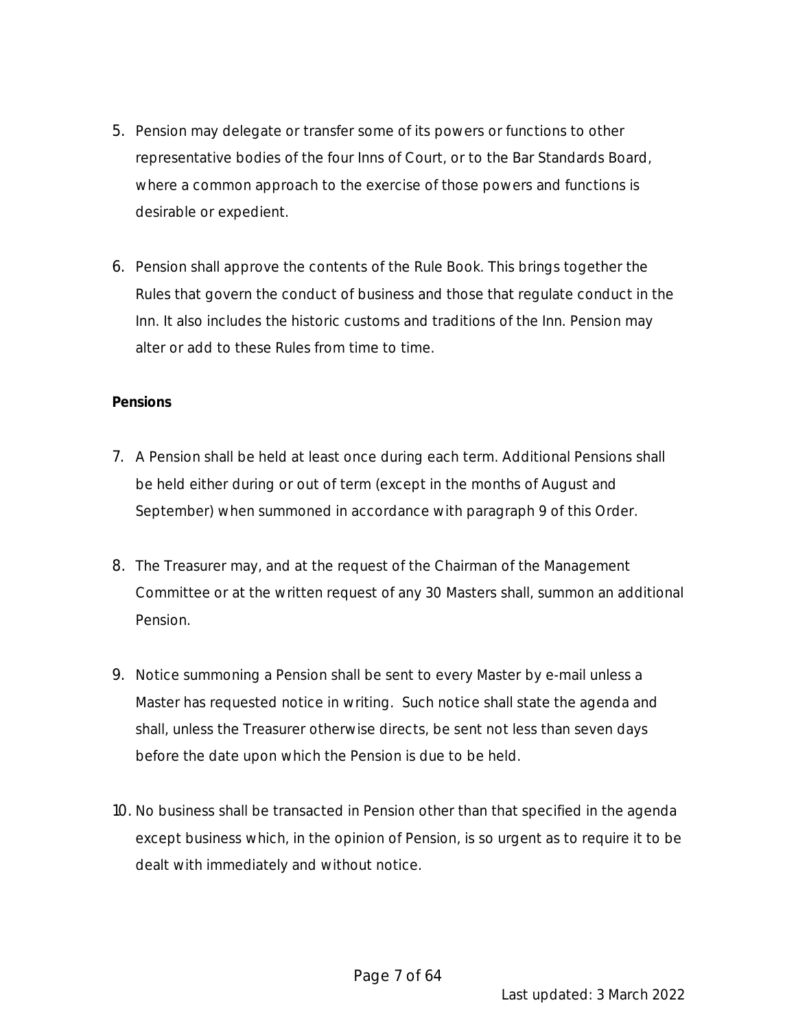5. Pension may delegate or transfer some of its powers or functions to other representative bodies of the four Inns of Court, or to the Bar Standards Board, where a common approach to the exercise of those powers and functions is desirable or expedient.

6. Pension shall approve the contents of the Rule Book. This brings together the Rules that govern the conduct of business and those that regulate conduct in the Inn. It also includes the historic customs and traditions of the Inn. Pension may alter or add to these Rules from time to time.

**Pensions**

7. A Pension shall be held at least once during each term. Additional Pensions shall be held either during or out of term (except in the months of August and September) when summoned in accordance with paragraph 9 of this Order.

8. The Treasurer may, and at the request of the Chairman of the Management Committee or at the written request of any 30 Masters shall, summon an additional Pension.

9. Notice summoning a Pension shall be sent to every Master by e-mail unless a Master has requested notice in writing. Such notice shall state the agenda and shall, unless the Treasurer otherwise directs, be sent not less than seven days before the date upon which the Pension is due to be held.

10. No business shall be transacted in Pension other than that specified in the agenda except business which, in the opinion of Pension, is so urgent as to require it to be dealt with immediately and without notice.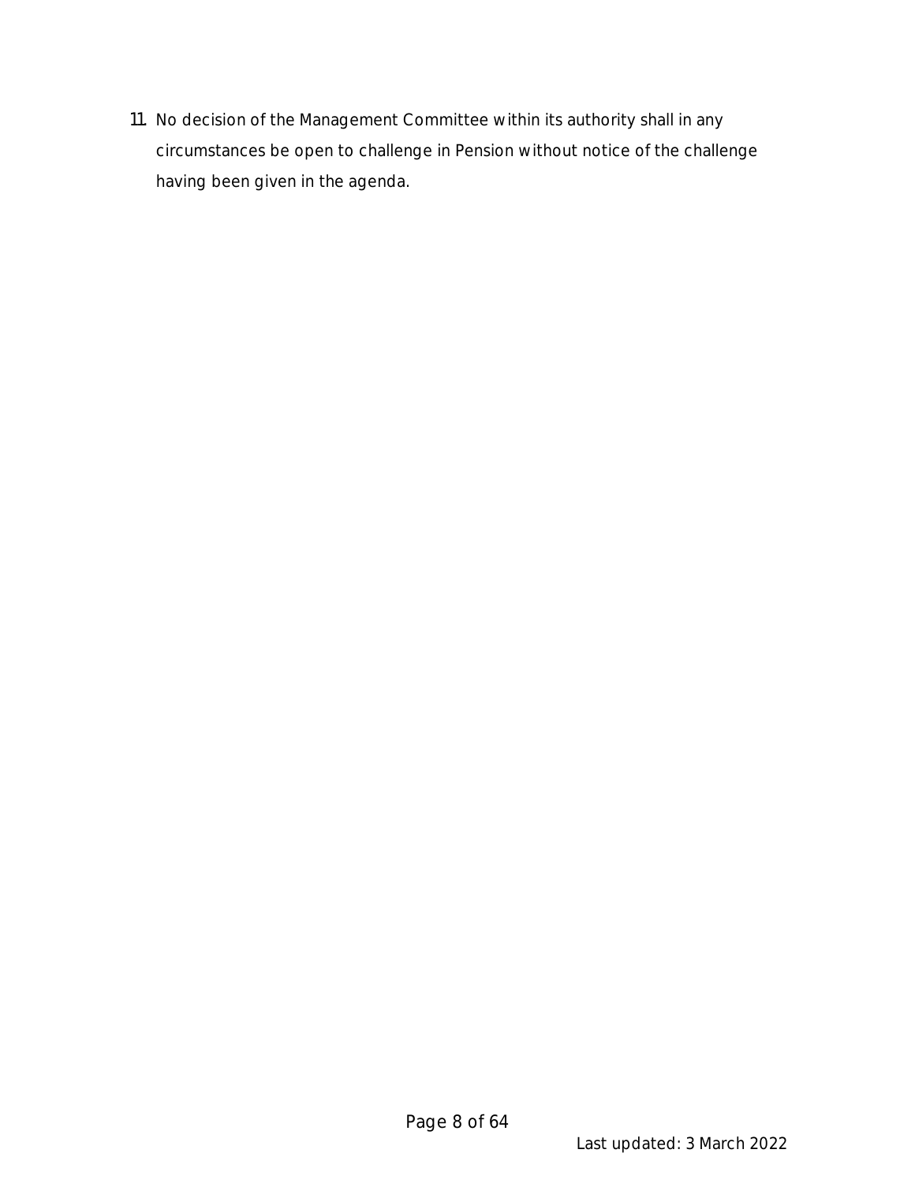11. No decision of the Management Committee within its authority shall in any circumstances be open to challenge in Pension without notice of the challenge having been given in the agenda.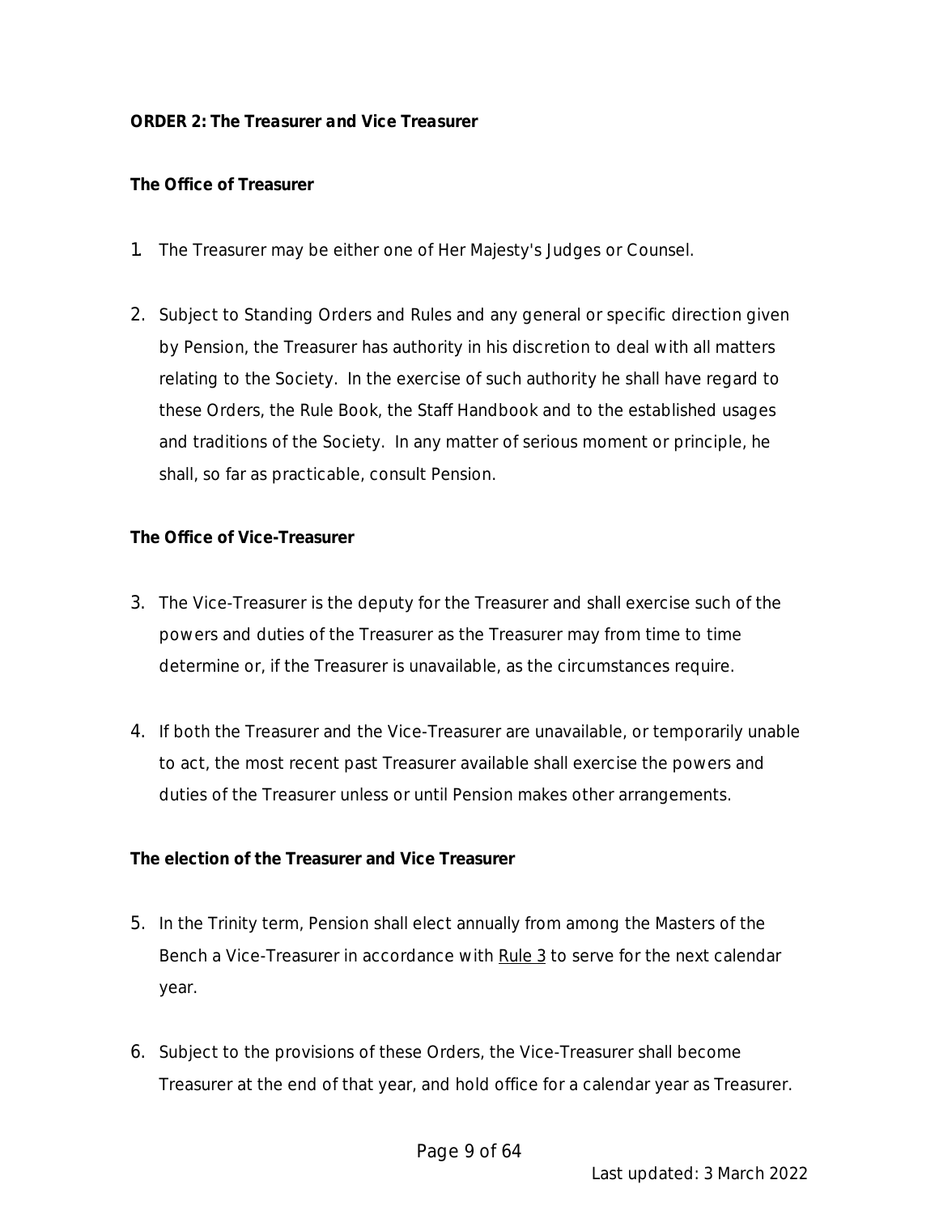**ORDER 2: The Treasurer and Vice Treasurer**

**The Office of Treasurer**

1. The Treasurer may be either one of Her Majesty's Judges or Counsel.

2. Subject to Standing Orders and Rules and any general or specific direction given by Pension, the Treasurer has authority in his discretion to deal with all matters relating to the Society. In the exercise of such authority he shall have regard to these Orders, the Rule Book, the Staff Handbook and to the established usages and traditions of the Society. In any matter of serious moment or principle, he shall, so far as practicable, consult Pension.

**The Office of Vice-Treasurer**

3. The Vice-Treasurer is the deputy for the Treasurer and shall exercise such of the powers and duties of the Treasurer as the Treasurer may from time to time determine or, if the Treasurer is unavailable, as the circumstances require.

4. If both the Treasurer and the Vice-Treasurer are unavailable, or temporarily unable to act, the most recent past Treasurer available shall exercise the powers and duties of the Treasurer unless or until Pension makes other arrangements.

**The election of the Treasurer and Vice Treasurer**

5. In the Trinity term, Pension shall elect annually from among the Masters of the Bench a Vice-Treasurer in accordance with Rule 3 to serve for the next calendar year.

6. Subject to the provisions of these Orders, the Vice-Treasurer shall become Treasurer at the end of that year, and hold office for a calendar year as Treasurer.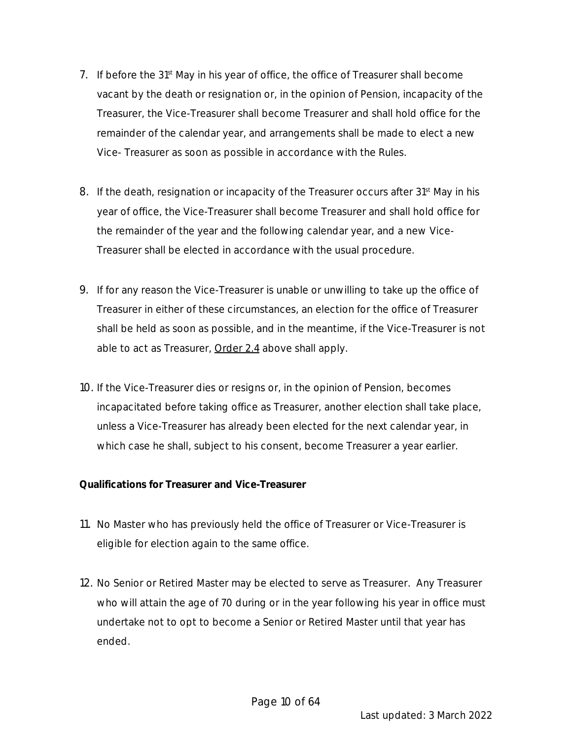7. If before the 31st May in his year of office, the office of Treasurer shall become vacant by the death or resignation or, in the opinion of Pension, incapacity of the Treasurer, the Vice-Treasurer shall become Treasurer and shall hold office for the remainder of the calendar year, and arrangements shall be made to elect a new Vice- Treasurer as soon as possible in accordance with the Rules.

8. If the death, resignation or incapacity of the Treasurer occurs after 31st May in his year of office, the Vice-Treasurer shall become Treasurer and shall hold office for the remainder of the year and the following calendar year, and a new Vice-Treasurer shall be elected in accordance with the usual procedure.

9. If for any reason the Vice-Treasurer is unable or unwilling to take up the office of Treasurer in either of these circumstances, an election for the office of Treasurer shall be held as soon as possible, and in the meantime, if the Vice-Treasurer is not able to act as Treasurer, Order 2.4 above shall apply.

10. If the Vice-Treasurer dies or resigns or, in the opinion of Pension, becomes incapacitated before taking office as Treasurer, another election shall take place, unless a Vice-Treasurer has already been elected for the next calendar year, in which case he shall, subject to his consent, become Treasurer a year earlier.

**Qualifications for Treasurer and Vice-Treasurer**

11. No Master who has previously held the office of Treasurer or Vice-Treasurer is eligible for election again to the same office.

12. No Senior or Retired Master may be elected to serve as Treasurer. Any Treasurer who will attain the age of 70 during or in the year following his year in office must undertake not to opt to become a Senior or Retired Master until that year has ended.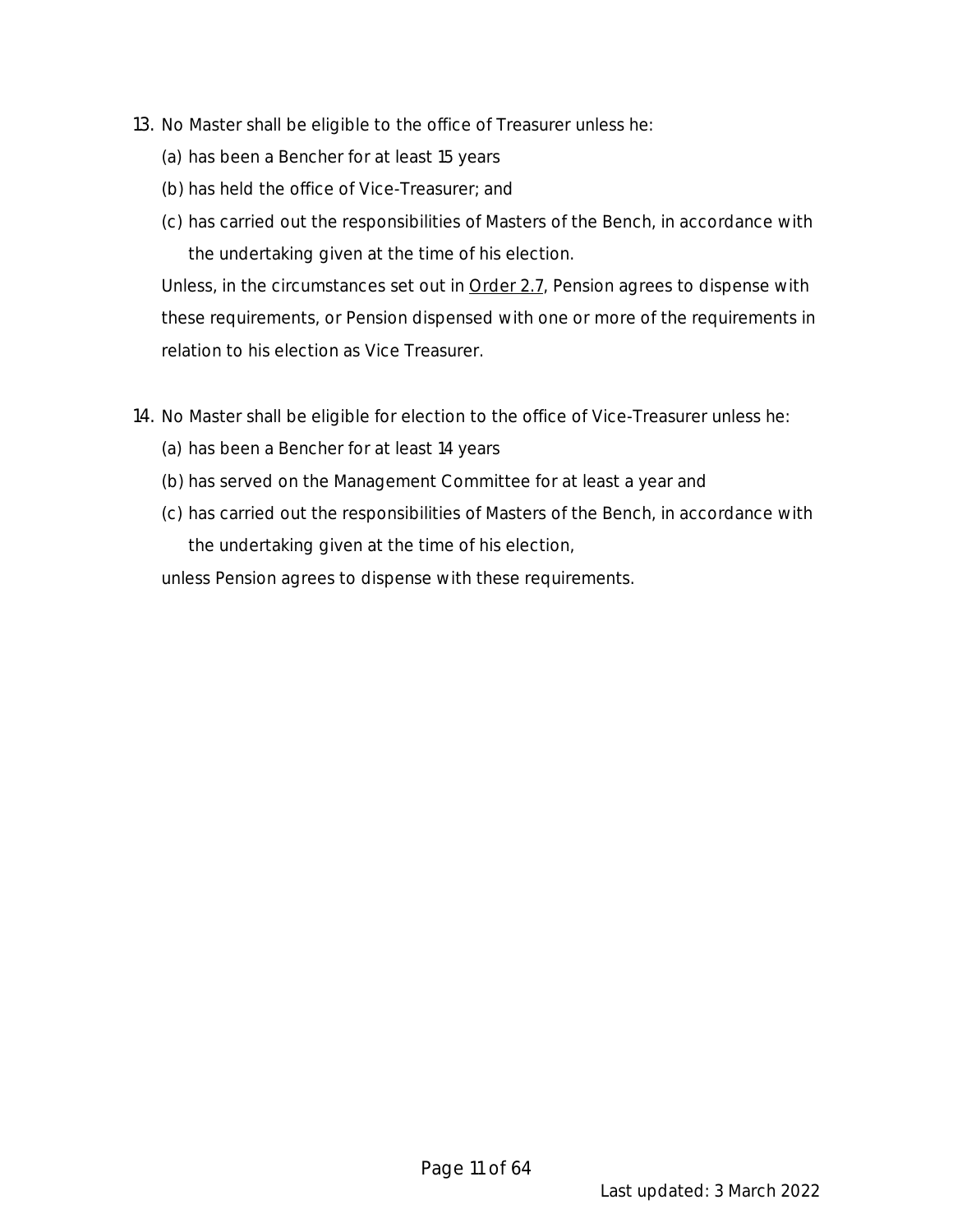13. No Master shall be eligible to the office of Treasurer unless he:
    (a) has been a Bencher for at least 15 years
    (b) has held the office of Vice-Treasurer; and
    (c) has carried out the responsibilities of Masters of the Bench, in accordance with the undertaking given at the time of his election.

    Unless, in the circumstances set out in Order 2.7, Pension agrees to dispense with these requirements, or Pension dispensed with one or more of the requirements in relation to his election as Vice Treasurer.

14. No Master shall be eligible for election to the office of Vice-Treasurer unless he:
    (a) has been a Bencher for at least 14 years
    (b) has served on the Management Committee for at least a year and
    (c) has carried out the responsibilities of Masters of the Bench, in accordance with the undertaking given at the time of his election,

    unless Pension agrees to dispense with these requirements.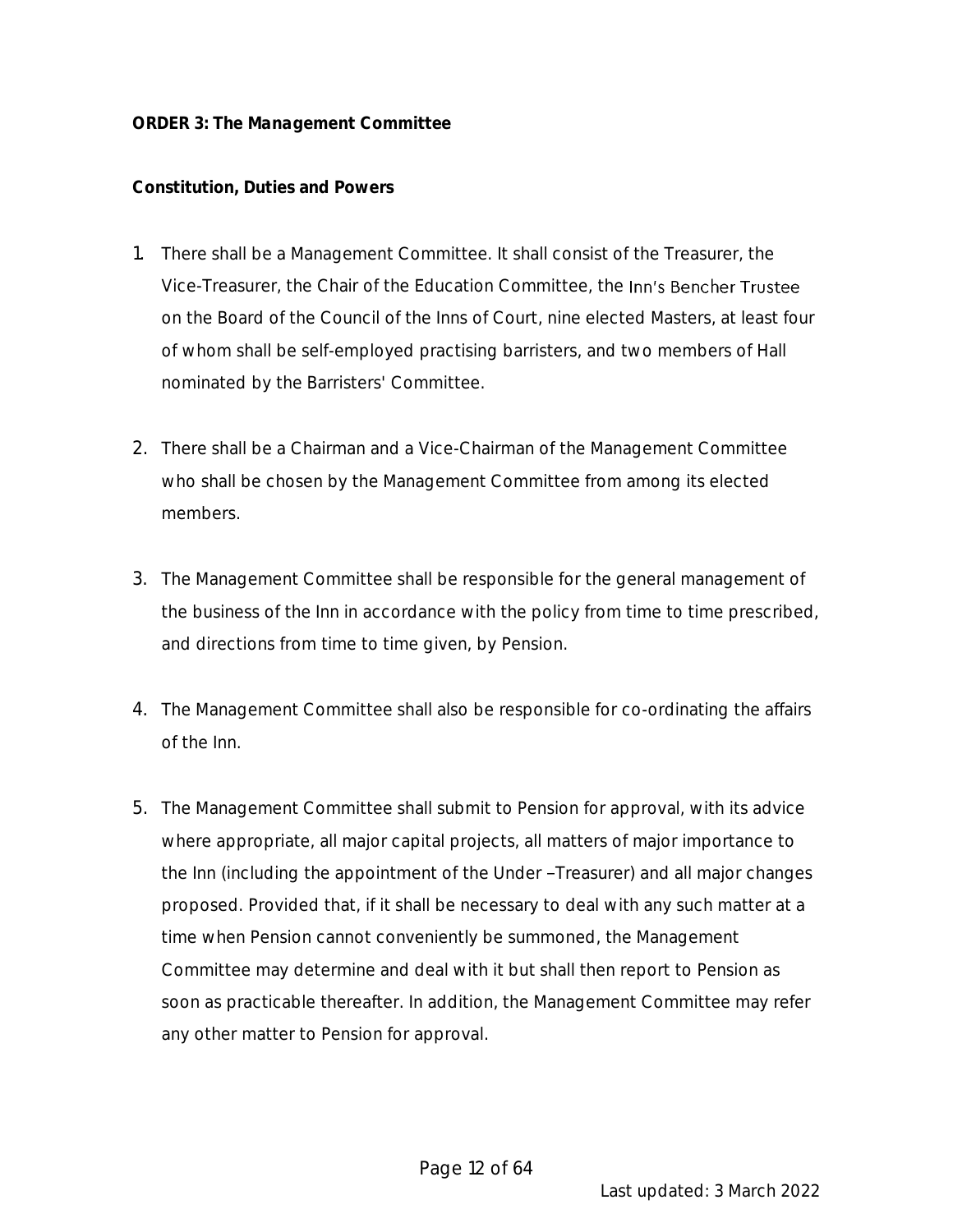**ORDER 3: The Management Committee**

**Constitution, Duties and Powers**

1. There shall be a Management Committee. It shall consist of the Treasurer, the Vice-Treasurer, the Chair of the Education Committee, the Inn's Bencher Trustee on the Board of the Council of the Inns of Court, nine elected Masters, at least four of whom shall be self-employed practising barristers, and two members of Hall nominated by the Barristers' Committee.

2. There shall be a Chairman and a Vice-Chairman of the Management Committee who shall be chosen by the Management Committee from among its elected members.

3. The Management Committee shall be responsible for the general management of the business of the Inn in accordance with the policy from time to time prescribed, and directions from time to time given, by Pension.

4. The Management Committee shall also be responsible for co-ordinating the affairs of the Inn.

5. The Management Committee shall submit to Pension for approval, with its advice where appropriate, all major capital projects, all matters of major importance to the Inn (including the appointment of the Under –Treasurer) and all major changes proposed. Provided that, if it shall be necessary to deal with any such matter at a time when Pension cannot conveniently be summoned, the Management Committee may determine and deal with it but shall then report to Pension as soon as practicable thereafter. In addition, the Management Committee may refer any other matter to Pension for approval.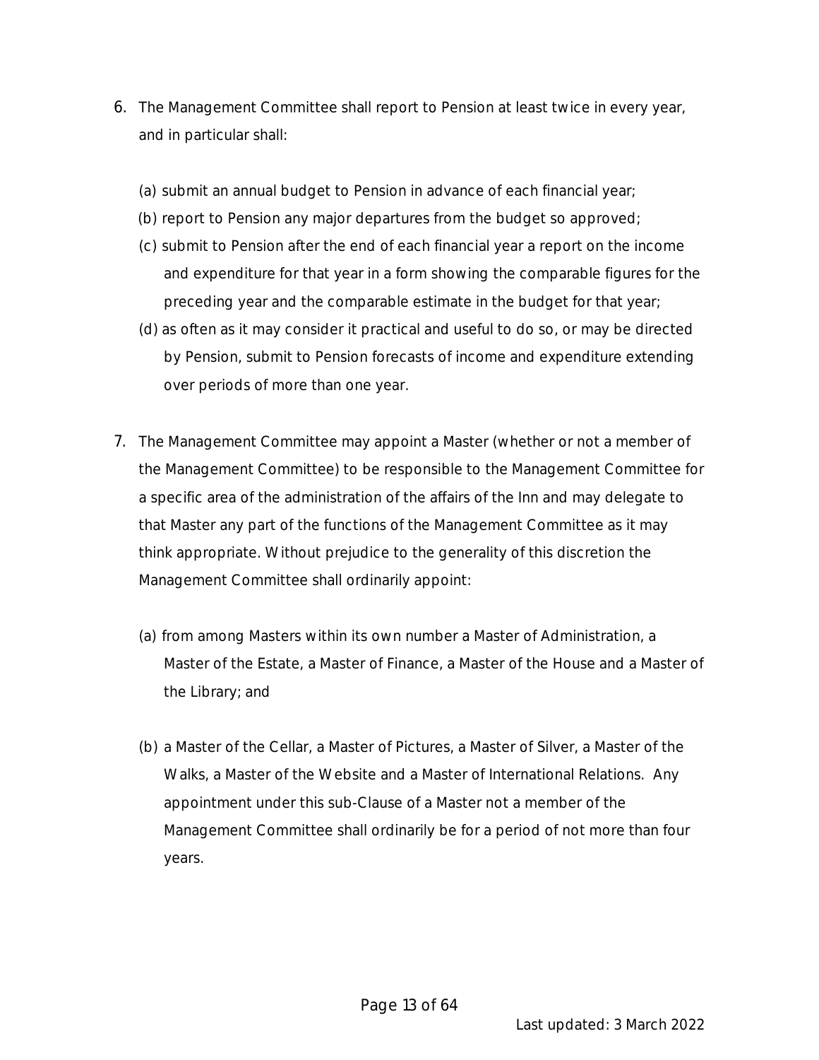6. The Management Committee shall report to Pension at least twice in every year, and in particular shall:

   (a) submit an annual budget to Pension in advance of each financial year;
   (b) report to Pension any major departures from the budget so approved;
   (c) submit to Pension after the end of each financial year a report on the income and expenditure for that year in a form showing the comparable figures for the preceding year and the comparable estimate in the budget for that year;
   (d) as often as it may consider it practical and useful to do so, or may be directed by Pension, submit to Pension forecasts of income and expenditure extending over periods of more than one year.

7. The Management Committee may appoint a Master (whether or not a member of the Management Committee) to be responsible to the Management Committee for a specific area of the administration of the affairs of the Inn and may delegate to that Master any part of the functions of the Management Committee as it may think appropriate. Without prejudice to the generality of this discretion the Management Committee shall ordinarily appoint:

   (a) from among Masters within its own number a Master of Administration, a Master of the Estate, a Master of Finance, a Master of the House and a Master of the Library; and

   (b) a Master of the Cellar, a Master of Pictures, a Master of Silver, a Master of the Walks, a Master of the Website and a Master of International Relations. Any appointment under this sub-Clause of a Master not a member of the Management Committee shall ordinarily be for a period of not more than four years.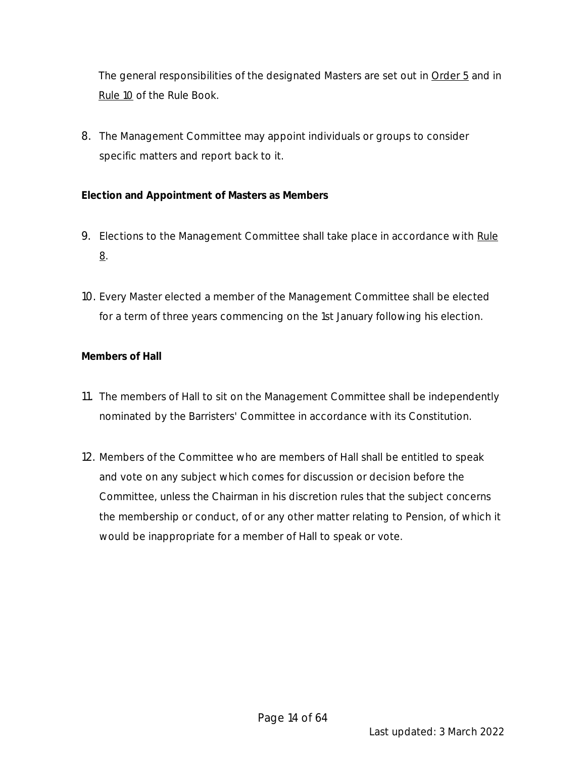The general responsibilities of the designated Masters are set out in Order 5 and in Rule 10 of the Rule Book.

8. The Management Committee may appoint individuals or groups to consider specific matters and report back to it.

**Election and Appointment of Masters as Members**

9. Elections to the Management Committee shall take place in accordance with Rule 8.

10. Every Master elected a member of the Management Committee shall be elected for a term of three years commencing on the 1st January following his election.

**Members of Hall**

11. The members of Hall to sit on the Management Committee shall be independently nominated by the Barristers' Committee in accordance with its Constitution.

12. Members of the Committee who are members of Hall shall be entitled to speak and vote on any subject which comes for discussion or decision before the Committee, unless the Chairman in his discretion rules that the subject concerns the membership or conduct, of or any other matter relating to Pension, of which it would be inappropriate for a member of Hall to speak or vote.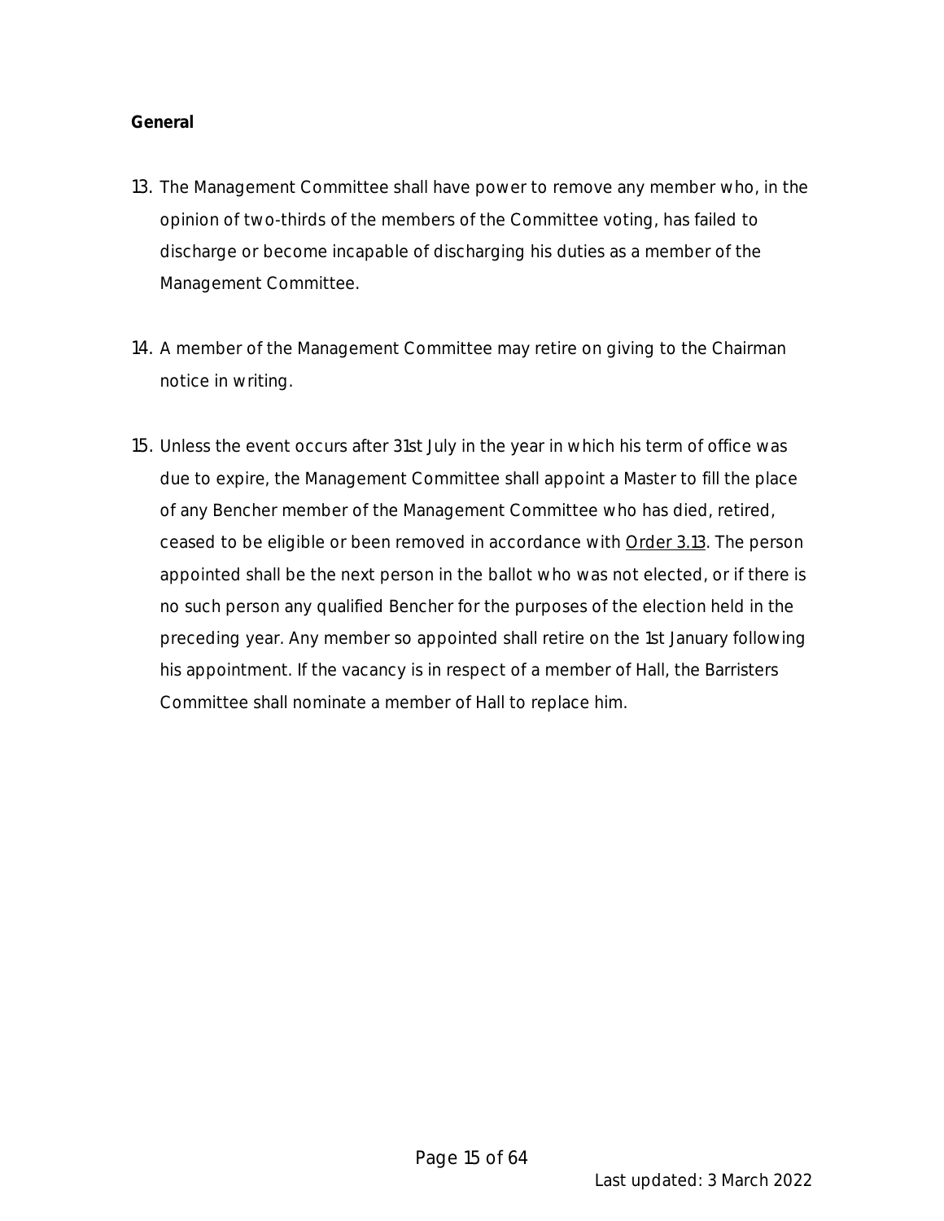**General**

13. The Management Committee shall have power to remove any member who, in the opinion of two-thirds of the members of the Committee voting, has failed to discharge or become incapable of discharging his duties as a member of the Management Committee.

14. A member of the Management Committee may retire on giving to the Chairman notice in writing.

15. Unless the event occurs after 31st July in the year in which his term of office was due to expire, the Management Committee shall appoint a Master to fill the place of any Bencher member of the Management Committee who has died, retired, ceased to be eligible or been removed in accordance with Order 3.13. The person appointed shall be the next person in the ballot who was not elected, or if there is no such person any qualified Bencher for the purposes of the election held in the preceding year. Any member so appointed shall retire on the 1st January following his appointment. If the vacancy is in respect of a member of Hall, the Barristers Committee shall nominate a member of Hall to replace him.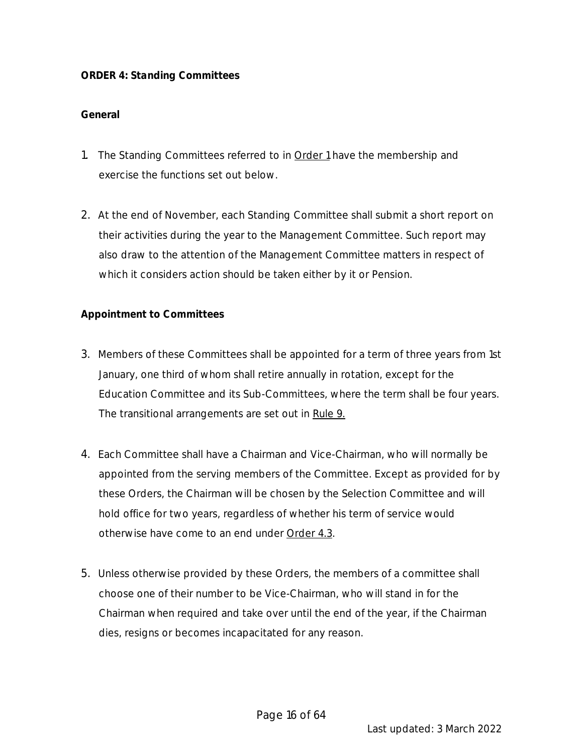**ORDER 4: Standing Committees**

**General**

1. The Standing Committees referred to in Order 1 have the membership and exercise the functions set out below.

2. At the end of November, each Standing Committee shall submit a short report on their activities during the year to the Management Committee. Such report may also draw to the attention of the Management Committee matters in respect of which it considers action should be taken either by it or Pension.

**Appointment to Committees**

3. Members of these Committees shall be appointed for a term of three years from 1st January, one third of whom shall retire annually in rotation, except for the Education Committee and its Sub-Committees, where the term shall be four years. The transitional arrangements are set out in Rule 9.

4. Each Committee shall have a Chairman and Vice-Chairman, who will normally be appointed from the serving members of the Committee. Except as provided for by these Orders, the Chairman will be chosen by the Selection Committee and will hold office for two years, regardless of whether his term of service would otherwise have come to an end under Order 4.3.

5. Unless otherwise provided by these Orders, the members of a committee shall choose one of their number to be Vice-Chairman, who will stand in for the Chairman when required and take over until the end of the year, if the Chairman dies, resigns or becomes incapacitated for any reason.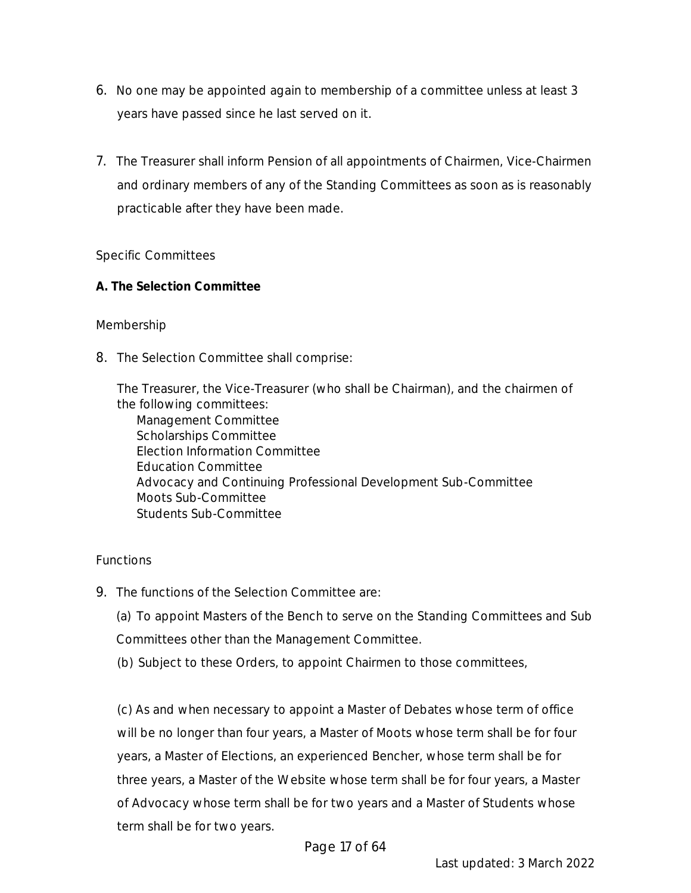6. No one may be appointed again to membership of a committee unless at least 3 years have passed since he last served on it.

7. The Treasurer shall inform Pension of all appointments of Chairmen, Vice-Chairmen and ordinary members of any of the Standing Committees as soon as is reasonably practicable after they have been made.

Specific Committees

**A. The Selection Committee**

Membership

8. The Selection Committee shall comprise:

   The Treasurer, the Vice-Treasurer (who shall be Chairman), and the chairmen of the following committees:
   - Management Committee
   - Scholarships Committee
   - Election Information Committee
   - Education Committee
   - Advocacy and Continuing Professional Development Sub-Committee
   - Moots Sub-Committee
   - Students Sub-Committee

Functions

9. The functions of the Selection Committee are:

   (a) To appoint Masters of the Bench to serve on the Standing Committees and Sub Committees other than the Management Committee.

   (b) Subject to these Orders, to appoint Chairmen to those committees,

   (c) As and when necessary to appoint a Master of Debates whose term of office will be no longer than four years, a Master of Moots whose term shall be for four years, a Master of Elections, an experienced Bencher, whose term shall be for three years, a Master of the Website whose term shall be for four years, a Master of Advocacy whose term shall be for two years and a Master of Students whose term shall be for two years.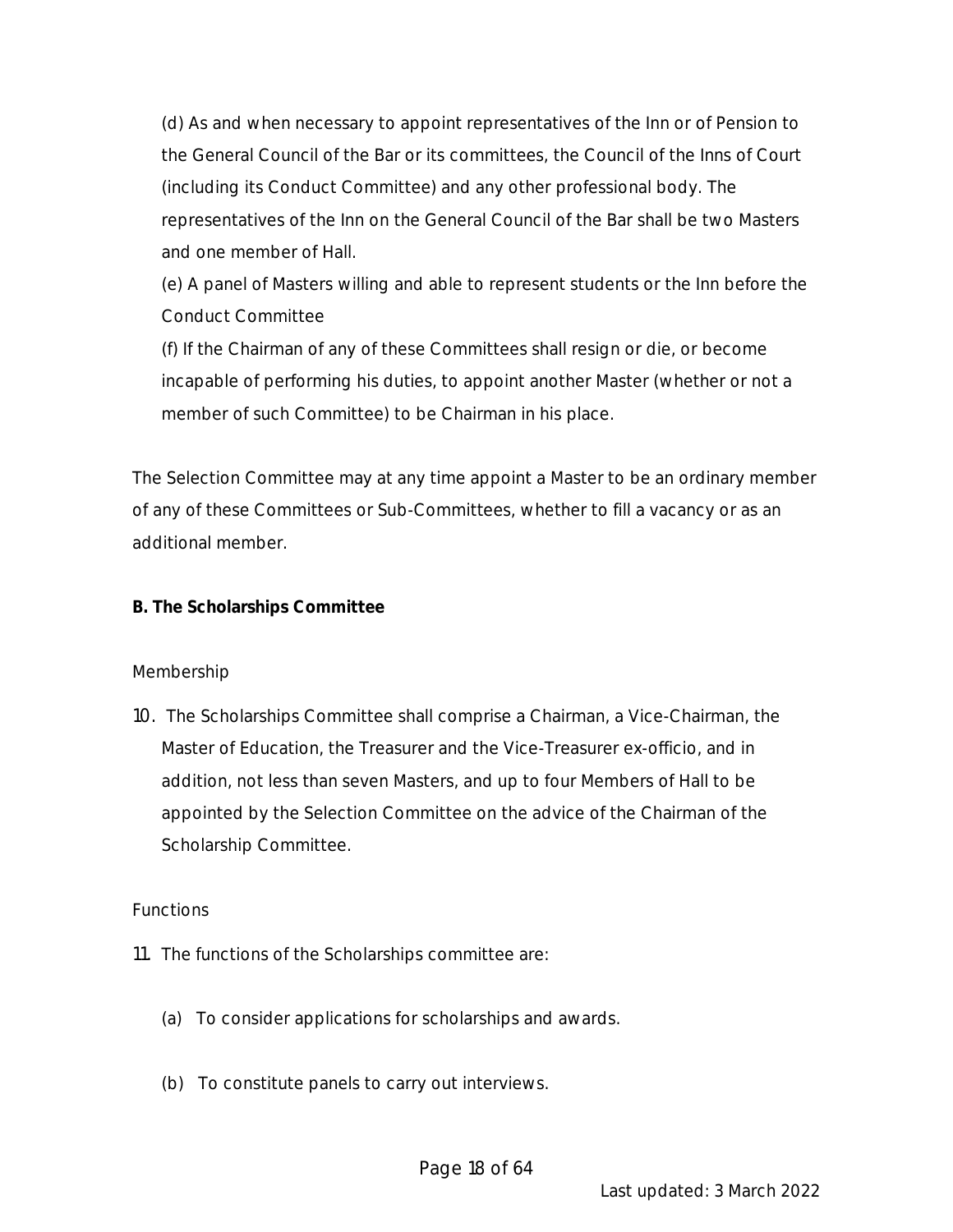(d) As and when necessary to appoint representatives of the Inn or of Pension to the General Council of the Bar or its committees, the Council of the Inns of Court (including its Conduct Committee) and any other professional body. The representatives of the Inn on the General Council of the Bar shall be two Masters and one member of Hall.

(e) A panel of Masters willing and able to represent students or the Inn before the Conduct Committee

(f) If the Chairman of any of these Committees shall resign or die, or become incapable of performing his duties, to appoint another Master (whether or not a member of such Committee) to be Chairman in his place.

The Selection Committee may at any time appoint a Master to be an ordinary member of any of these Committees or Sub-Committees, whether to fill a vacancy or as an additional member.

**B. The Scholarships Committee**

Membership

10. The Scholarships Committee shall comprise a Chairman, a Vice-Chairman, the Master of Education, the Treasurer and the Vice-Treasurer ex-officio, and in addition, not less than seven Masters, and up to four Members of Hall to be appointed by the Selection Committee on the advice of the Chairman of the Scholarship Committee.

Functions

11. The functions of the Scholarships committee are:

    (a) To consider applications for scholarships and awards.

    (b) To constitute panels to carry out interviews.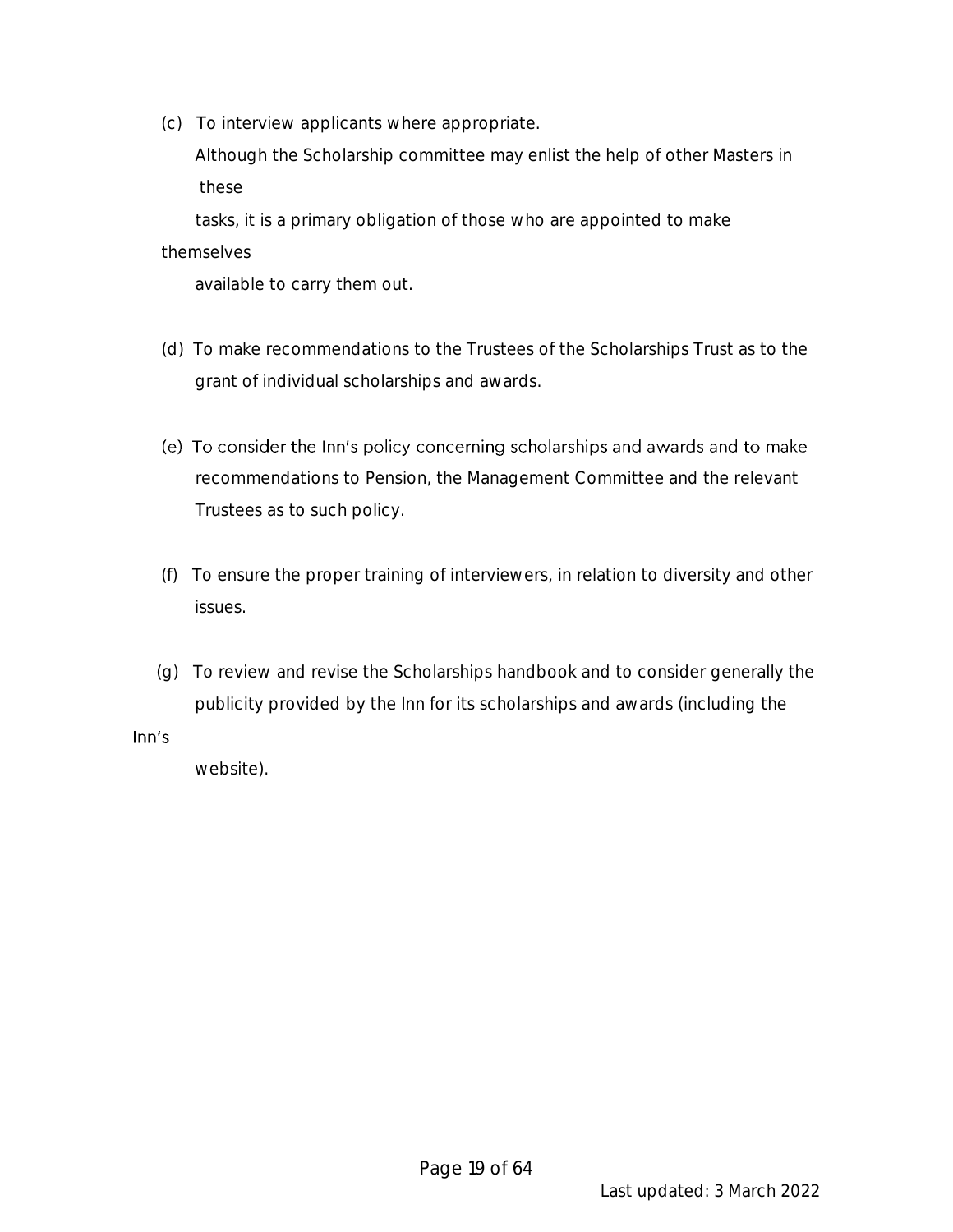(c) To interview applicants where appropriate.

Although the Scholarship committee may enlist the help of other Masters in these tasks, it is a primary obligation of those who are appointed to make themselves available to carry them out.

(d) To make recommendations to the Trustees of the Scholarships Trust as to the grant of individual scholarships and awards.

(e) To consider the Inn's policy concerning scholarships and awards and to make recommendations to Pension, the Management Committee and the relevant Trustees as to such policy.

(f) To ensure the proper training of interviewers, in relation to diversity and other issues.

(g) To review and revise the Scholarships handbook and to consider generally the publicity provided by the Inn for its scholarships and awards (including the Inn's website).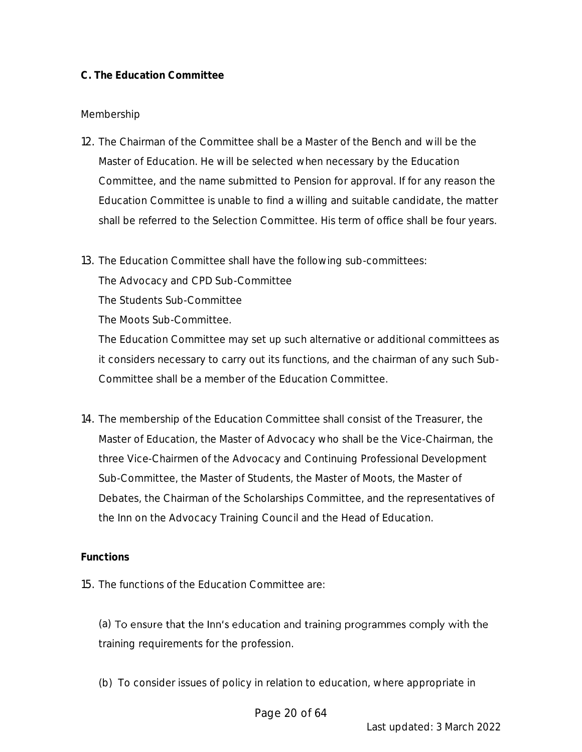**C. The Education Committee**

Membership

12. The Chairman of the Committee shall be a Master of the Bench and will be the Master of Education. He will be selected when necessary by the Education Committee, and the name submitted to Pension for approval. If for any reason the Education Committee is unable to find a willing and suitable candidate, the matter shall be referred to the Selection Committee. His term of office shall be four years.

13. The Education Committee shall have the following sub-committees:
    The Advocacy and CPD Sub-Committee
    The Students Sub-Committee
    The Moots Sub-Committee.
    The Education Committee may set up such alternative or additional committees as it considers necessary to carry out its functions, and the chairman of any such Sub-Committee shall be a member of the Education Committee.

14. The membership of the Education Committee shall consist of the Treasurer, the Master of Education, the Master of Advocacy who shall be the Vice-Chairman, the three Vice-Chairmen of the Advocacy and Continuing Professional Development Sub-Committee, the Master of Students, the Master of Moots, the Master of Debates, the Chairman of the Scholarships Committee, and the representatives of the Inn on the Advocacy Training Council and the Head of Education.

**Functions**

15. The functions of the Education Committee are:

    (a) To ensure that the Inn's education and training programmes comply with the training requirements for the profession.

    (b) To consider issues of policy in relation to education, where appropriate in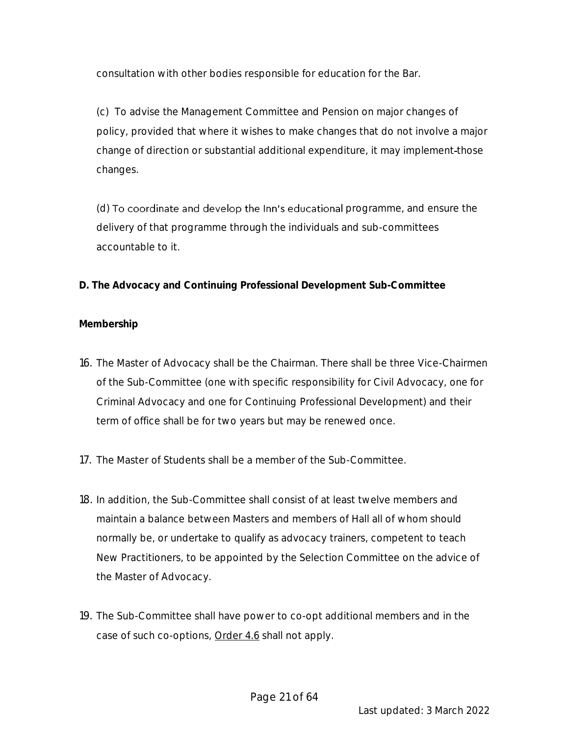consultation with other bodies responsible for education for the Bar.

(c) To advise the Management Committee and Pension on major changes of policy, provided that where it wishes to make changes that do not involve a major change of direction or substantial additional expenditure, it may implement those changes.

(d) To coordinate and develop the Inn's educational programme, and ensure the delivery of that programme through the individuals and sub-committees accountable to it.

**D. The Advocacy and Continuing Professional Development Sub-Committee**

**Membership**

16. The Master of Advocacy shall be the Chairman. There shall be three Vice-Chairmen of the Sub-Committee (one with specific responsibility for Civil Advocacy, one for Criminal Advocacy and one for Continuing Professional Development) and their term of office shall be for two years but may be renewed once.

17. The Master of Students shall be a member of the Sub-Committee.

18. In addition, the Sub-Committee shall consist of at least twelve members and maintain a balance between Masters and members of Hall all of whom should normally be, or undertake to qualify as advocacy trainers, competent to teach New Practitioners, to be appointed by the Selection Committee on the advice of the Master of Advocacy.

19. The Sub-Committee shall have power to co-opt additional members and in the case of such co-options, Order 4.6 shall not apply.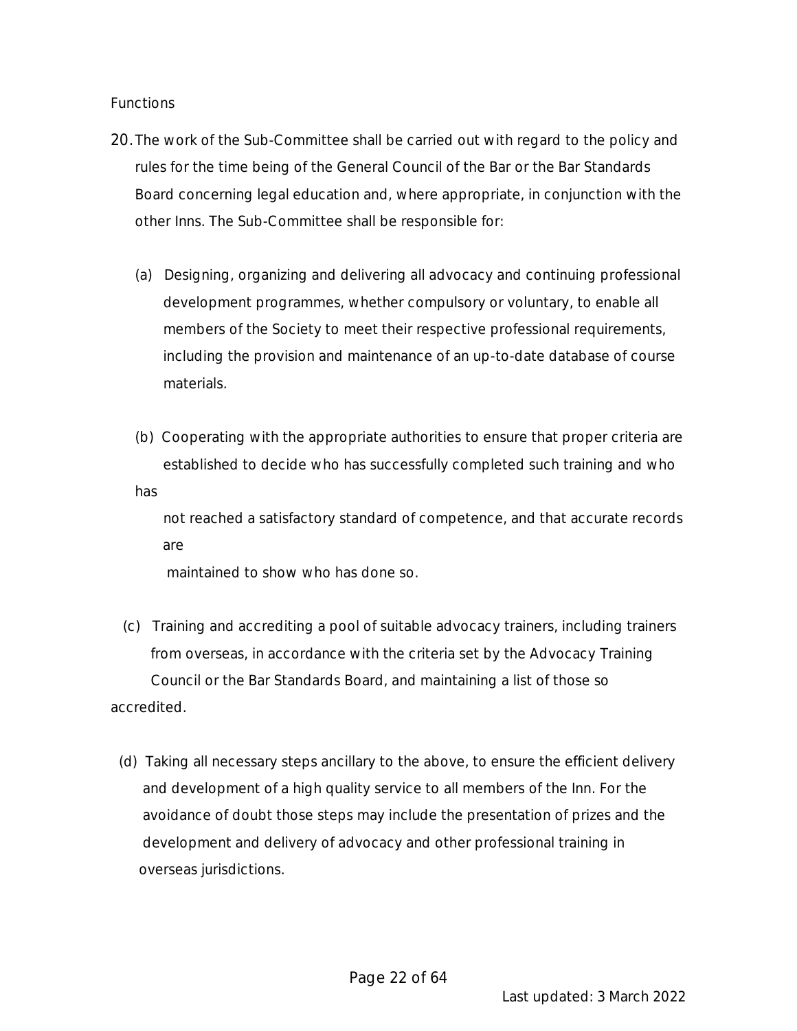Functions

20. The work of the Sub-Committee shall be carried out with regard to the policy and rules for the time being of the General Council of the Bar or the Bar Standards Board concerning legal education and, where appropriate, in conjunction with the other Inns. The Sub-Committee shall be responsible for:

    (a) Designing, organizing and delivering all advocacy and continuing professional development programmes, whether compulsory or voluntary, to enable all members of the Society to meet their respective professional requirements, including the provision and maintenance of an up-to-date database of course materials.

    (b) Cooperating with the appropriate authorities to ensure that proper criteria are established to decide who has successfully completed such training and who has not reached a satisfactory standard of competence, and that accurate records are maintained to show who has done so.

    (c) Training and accrediting a pool of suitable advocacy trainers, including trainers from overseas, in accordance with the criteria set by the Advocacy Training Council or the Bar Standards Board, and maintaining a list of those so accredited.

    (d) Taking all necessary steps ancillary to the above, to ensure the efficient delivery and development of a high quality service to all members of the Inn. For the avoidance of doubt those steps may include the presentation of prizes and the development and delivery of advocacy and other professional training in overseas jurisdictions.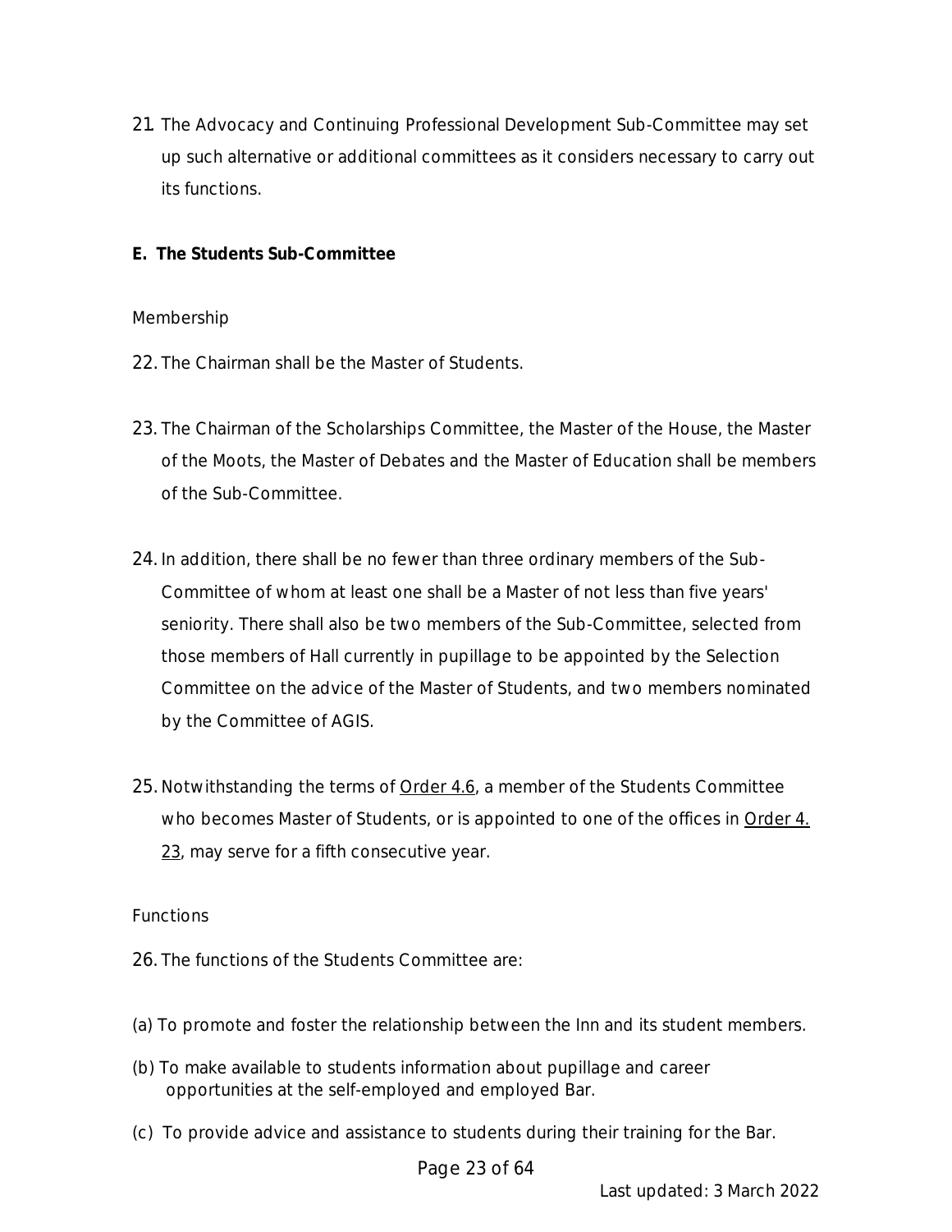21. The Advocacy and Continuing Professional Development Sub-Committee may set up such alternative or additional committees as it considers necessary to carry out its functions.

**E. The Students Sub-Committee**

Membership

22. The Chairman shall be the Master of Students.

23. The Chairman of the Scholarships Committee, the Master of the House, the Master of the Moots, the Master of Debates and the Master of Education shall be members of the Sub-Committee.

24. In addition, there shall be no fewer than three ordinary members of the Sub-Committee of whom at least one shall be a Master of not less than five years' seniority. There shall also be two members of the Sub-Committee, selected from those members of Hall currently in pupillage to be appointed by the Selection Committee on the advice of the Master of Students, and two members nominated by the Committee of AGIS.

25. Notwithstanding the terms of Order 4.6, a member of the Students Committee who becomes Master of Students, or is appointed to one of the offices in Order 4.23, may serve for a fifth consecutive year.

Functions

26. The functions of the Students Committee are:

(a) To promote and foster the relationship between the Inn and its student members.

(b) To make available to students information about pupillage and career opportunities at the self-employed and employed Bar.

(c) To provide advice and assistance to students during their training for the Bar.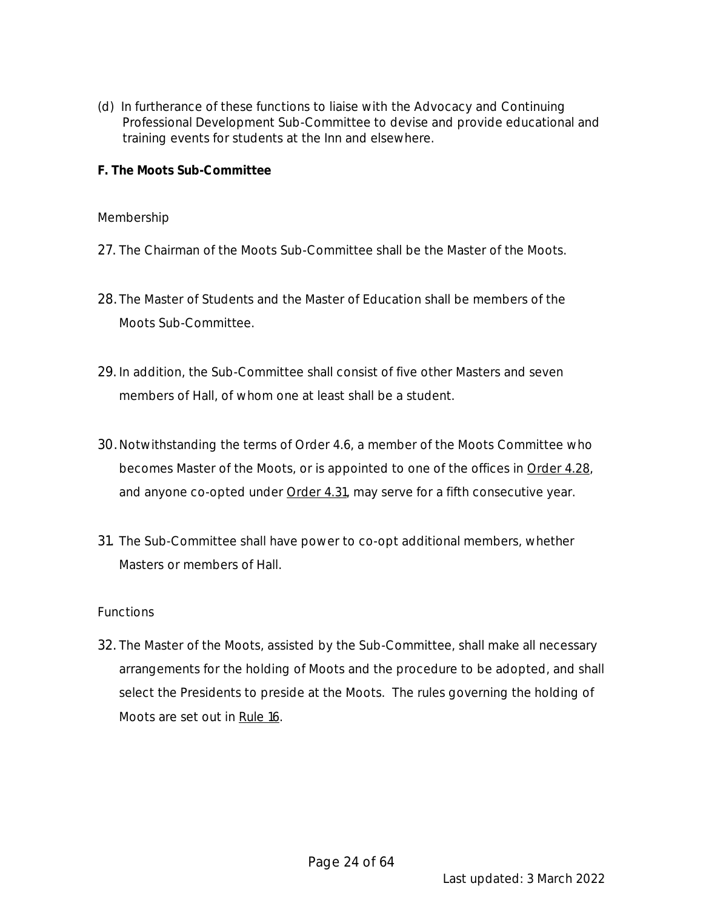(d) In furtherance of these functions to liaise with the Advocacy and Continuing Professional Development Sub-Committee to devise and provide educational and training events for students at the Inn and elsewhere.

**F. The Moots Sub-Committee**

Membership

27. The Chairman of the Moots Sub-Committee shall be the Master of the Moots.

28. The Master of Students and the Master of Education shall be members of the Moots Sub-Committee.

29. In addition, the Sub-Committee shall consist of five other Masters and seven members of Hall, of whom one at least shall be a student.

30. Notwithstanding the terms of Order 4.6, a member of the Moots Committee who becomes Master of the Moots, or is appointed to one of the offices in Order 4.28, and anyone co-opted under Order 4.31, may serve for a fifth consecutive year.

31. The Sub-Committee shall have power to co-opt additional members, whether Masters or members of Hall.

Functions

32. The Master of the Moots, assisted by the Sub-Committee, shall make all necessary arrangements for the holding of Moots and the procedure to be adopted, and shall select the Presidents to preside at the Moots. The rules governing the holding of Moots are set out in Rule 16.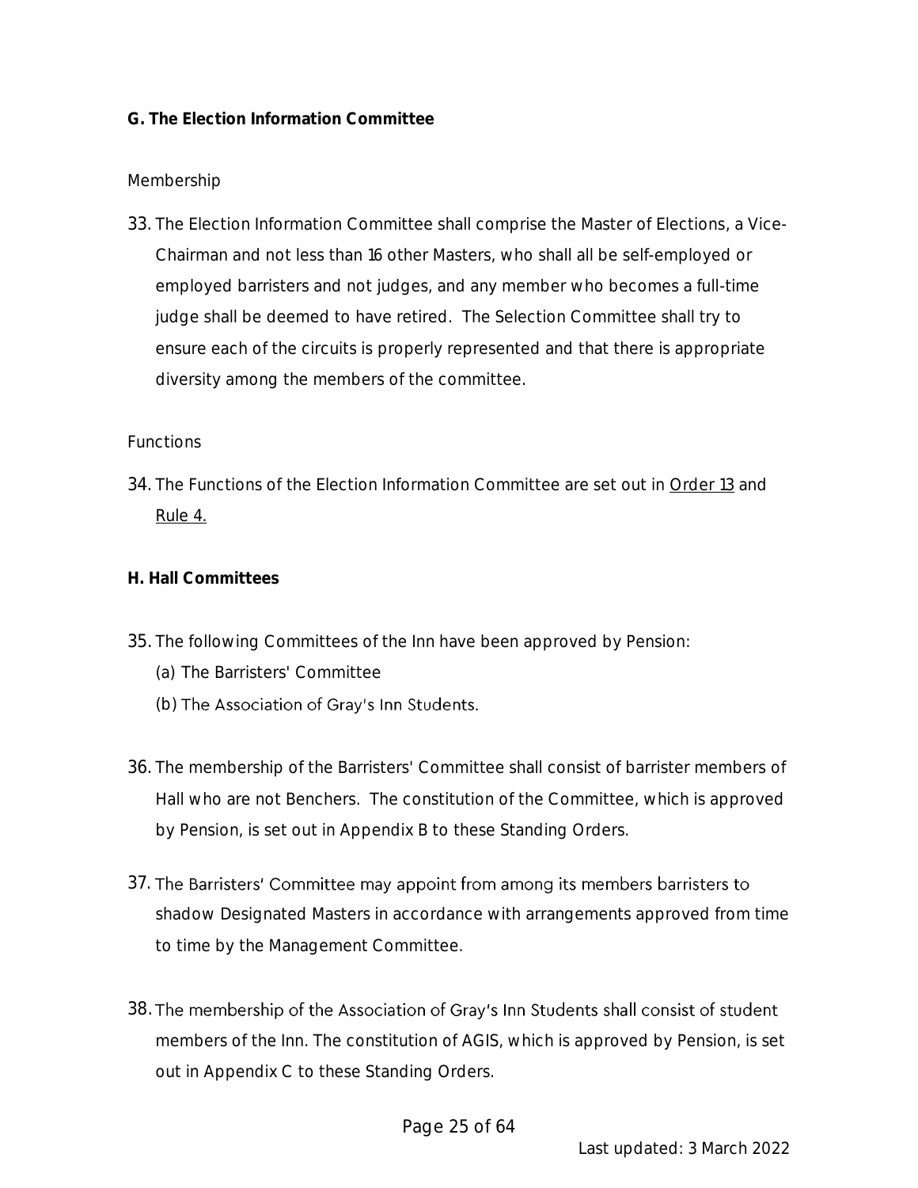**G. The Election Information Committee**

Membership

33. The Election Information Committee shall comprise the Master of Elections, a Vice-Chairman and not less than 16 other Masters, who shall all be self-employed or employed barristers and not judges, and any member who becomes a full-time judge shall be deemed to have retired. The Selection Committee shall try to ensure each of the circuits is properly represented and that there is appropriate diversity among the members of the committee.

Functions

34. The Functions of the Election Information Committee are set out in Order 13 and Rule 4.

**H. Hall Committees**

35. The following Committees of the Inn have been approved by Pension:
    (a) The Barristers' Committee
    (b) The Association of Gray's Inn Students.

36. The membership of the Barristers' Committee shall consist of barrister members of Hall who are not Benchers. The constitution of the Committee, which is approved by Pension, is set out in Appendix B to these Standing Orders.

37. The Barristers' Committee may appoint from among its members barristers to shadow Designated Masters in accordance with arrangements approved from time to time by the Management Committee.

38. The membership of the Association of Gray's Inn Students shall consist of student members of the Inn. The constitution of AGIS, which is approved by Pension, is set out in Appendix C to these Standing Orders.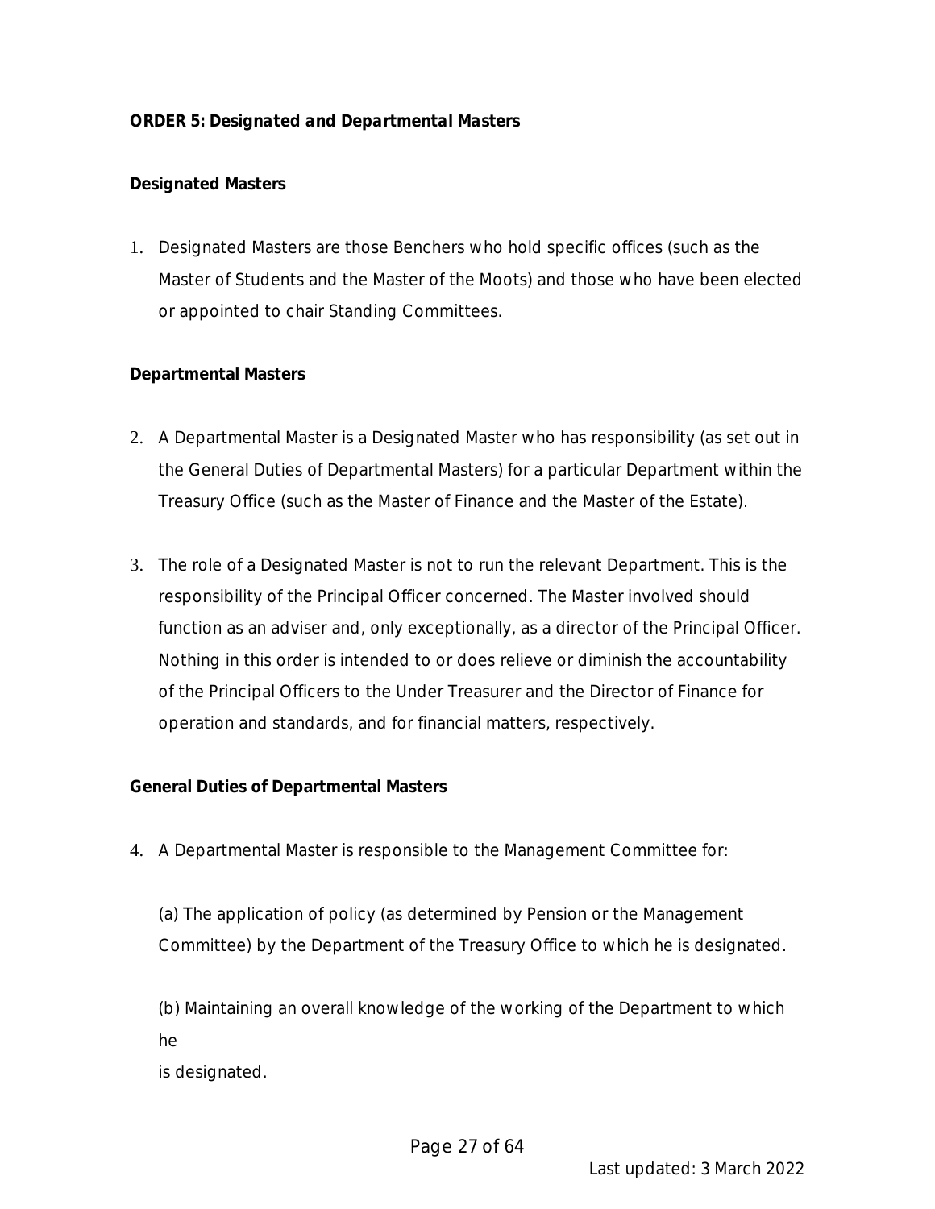***ORDER 5: Designated and Departmental Masters***

**Designated Masters**

1. Designated Masters are those Benchers who hold specific offices (such as the Master of Students and the Master of the Moots) and those who have been elected or appointed to chair Standing Committees.

**Departmental Masters**

2. A Departmental Master is a Designated Master who has responsibility (as set out in the General Duties of Departmental Masters) for a particular Department within the Treasury Office (such as the Master of Finance and the Master of the Estate).

3. The role of a Designated Master is not to run the relevant Department. This is the responsibility of the Principal Officer concerned. The Master involved should function as an adviser and, only exceptionally, as a director of the Principal Officer. Nothing in this order is intended to or does relieve or diminish the accountability of the Principal Officers to the Under Treasurer and the Director of Finance for operation and standards, and for financial matters, respectively.

**General Duties of Departmental Masters**

4. A Departmental Master is responsible to the Management Committee for:

   (a) The application of policy (as determined by Pension or the Management Committee) by the Department of the Treasury Office to which he is designated.

   (b) Maintaining an overall knowledge of the working of the Department to which he is designated.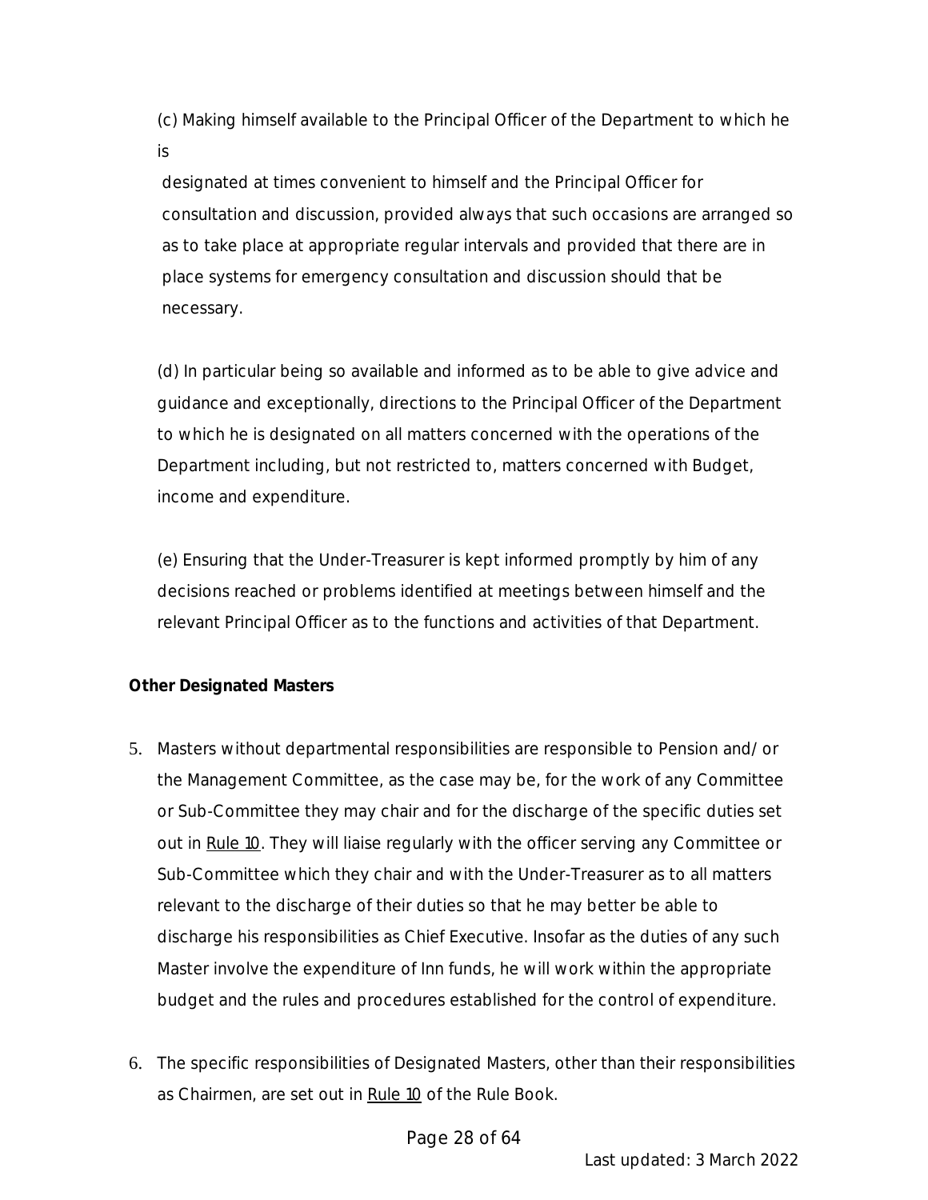(c) Making himself available to the Principal Officer of the Department to which he is designated at times convenient to himself and the Principal Officer for consultation and discussion, provided always that such occasions are arranged so as to take place at appropriate regular intervals and provided that there are in place systems for emergency consultation and discussion should that be necessary.

(d) In particular being so available and informed as to be able to give advice and guidance and exceptionally, directions to the Principal Officer of the Department to which he is designated on all matters concerned with the operations of the Department including, but not restricted to, matters concerned with Budget, income and expenditure.

(e) Ensuring that the Under-Treasurer is kept informed promptly by him of any decisions reached or problems identified at meetings between himself and the relevant Principal Officer as to the functions and activities of that Department.

**Other Designated Masters**

5. Masters without departmental responsibilities are responsible to Pension and/or the Management Committee, as the case may be, for the work of any Committee or Sub-Committee they may chair and for the discharge of the specific duties set out in Rule 10. They will liaise regularly with the officer serving any Committee or Sub-Committee which they chair and with the Under-Treasurer as to all matters relevant to the discharge of their duties so that he may better be able to discharge his responsibilities as Chief Executive. Insofar as the duties of any such Master involve the expenditure of Inn funds, he will work within the appropriate budget and the rules and procedures established for the control of expenditure.

6. The specific responsibilities of Designated Masters, other than their responsibilities as Chairmen, are set out in Rule 10 of the Rule Book.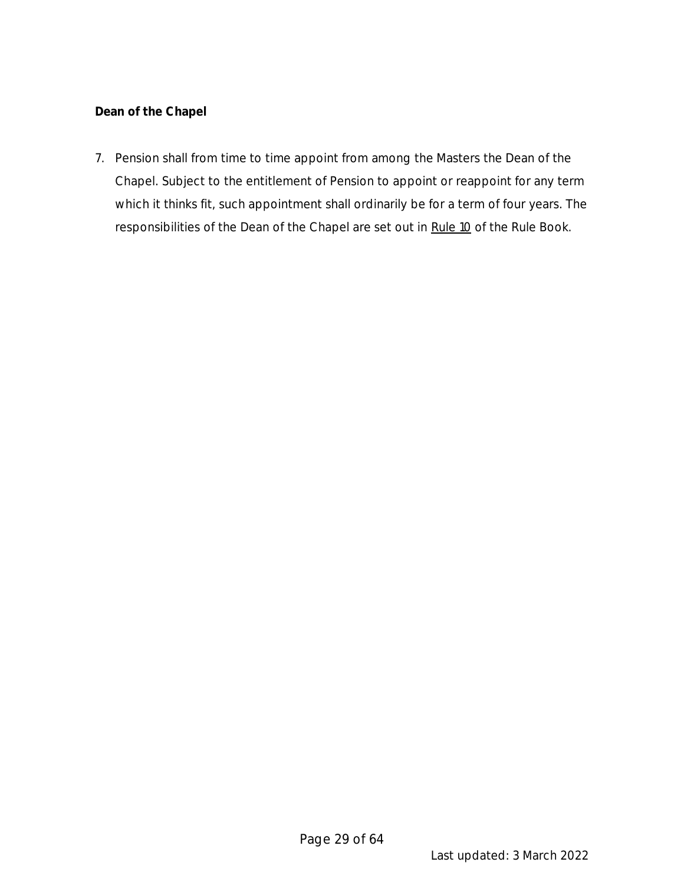**Dean of the Chapel**

7. Pension shall from time to time appoint from among the Masters the Dean of the Chapel. Subject to the entitlement of Pension to appoint or reappoint for any term which it thinks fit, such appointment shall ordinarily be for a term of four years. The responsibilities of the Dean of the Chapel are set out in Rule 10 of the Rule Book.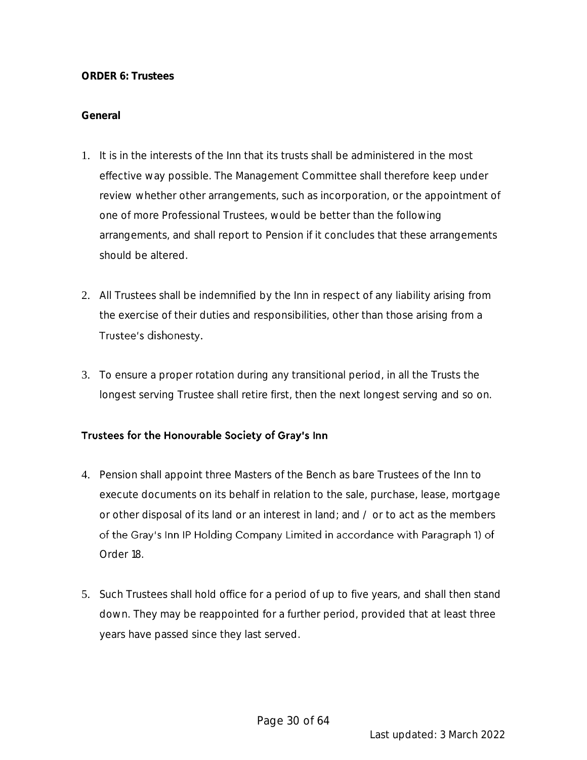## ORDER 6: Trustees

### General

1. It is in the interests of the Inn that its trusts shall be administered in the most effective way possible. The Management Committee shall therefore keep under review whether other arrangements, such as incorporation, or the appointment of one of more Professional Trustees, would be better than the following arrangements, and shall report to Pension if it concludes that these arrangements should be altered.

2. All Trustees shall be indemnified by the Inn in respect of any liability arising from the exercise of their duties and responsibilities, other than those arising from a Trustee's dishonesty.

3. To ensure a proper rotation during any transitional period, in all the Trusts the longest serving Trustee shall retire first, then the next longest serving and so on.

### Trustees for the Honourable Society of Gray's Inn

4. Pension shall appoint three Masters of the Bench as bare Trustees of the Inn to execute documents on its behalf in relation to the sale, purchase, lease, mortgage or other disposal of its land or an interest in land; and / or to act as the members of the Gray's Inn IP Holding Company Limited in accordance with Paragraph 1) of Order 18.

5. Such Trustees shall hold office for a period of up to five years, and shall then stand down. They may be reappointed for a further period, provided that at least three years have passed since they last served.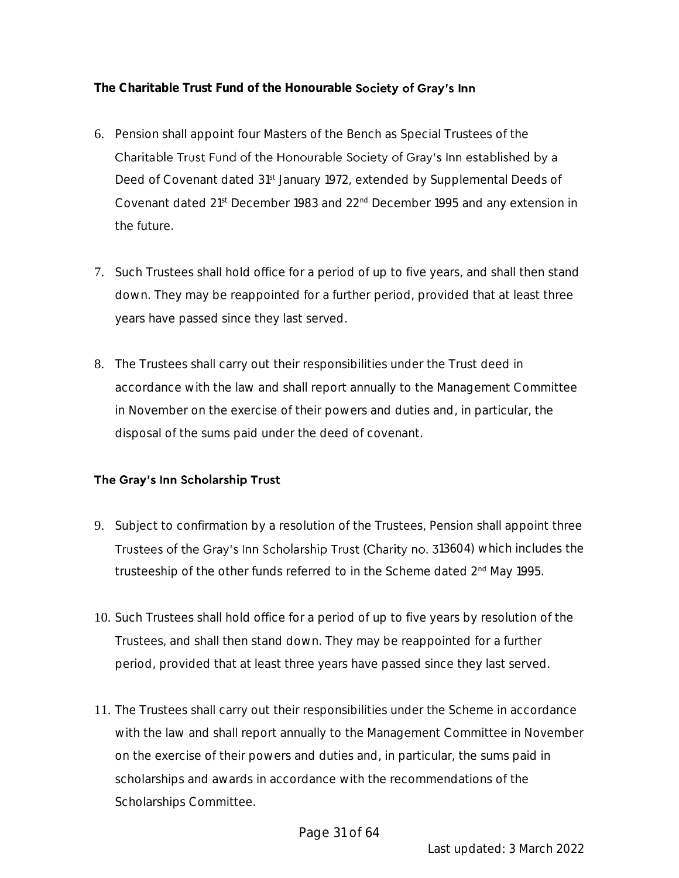### The Charitable Trust Fund of the Honourable Society of Gray's Inn

6. Pension shall appoint four Masters of the Bench as Special Trustees of the Charitable Trust Fund of the Honourable Society of Gray's Inn established by a Deed of Covenant dated 31st January 1972, extended by Supplemental Deeds of Covenant dated 21st December 1983 and 22nd December 1995 and any extension in the future.

7. Such Trustees shall hold office for a period of up to five years, and shall then stand down. They may be reappointed for a further period, provided that at least three years have passed since they last served.

8. The Trustees shall carry out their responsibilities under the Trust deed in accordance with the law and shall report annually to the Management Committee in November on the exercise of their powers and duties and, in particular, the disposal of the sums paid under the deed of covenant.

### The Gray's Inn Scholarship Trust

9. Subject to confirmation by a resolution of the Trustees, Pension shall appoint three Trustees of the Gray's Inn Scholarship Trust (Charity no. 313604) which includes the trusteeship of the other funds referred to in the Scheme dated 2nd May 1995.

10. Such Trustees shall hold office for a period of up to five years by resolution of the Trustees, and shall then stand down. They may be reappointed for a further period, provided that at least three years have passed since they last served.

11. The Trustees shall carry out their responsibilities under the Scheme in accordance with the law and shall report annually to the Management Committee in November on the exercise of their powers and duties and, in particular, the sums paid in scholarships and awards in accordance with the recommendations of the Scholarships Committee.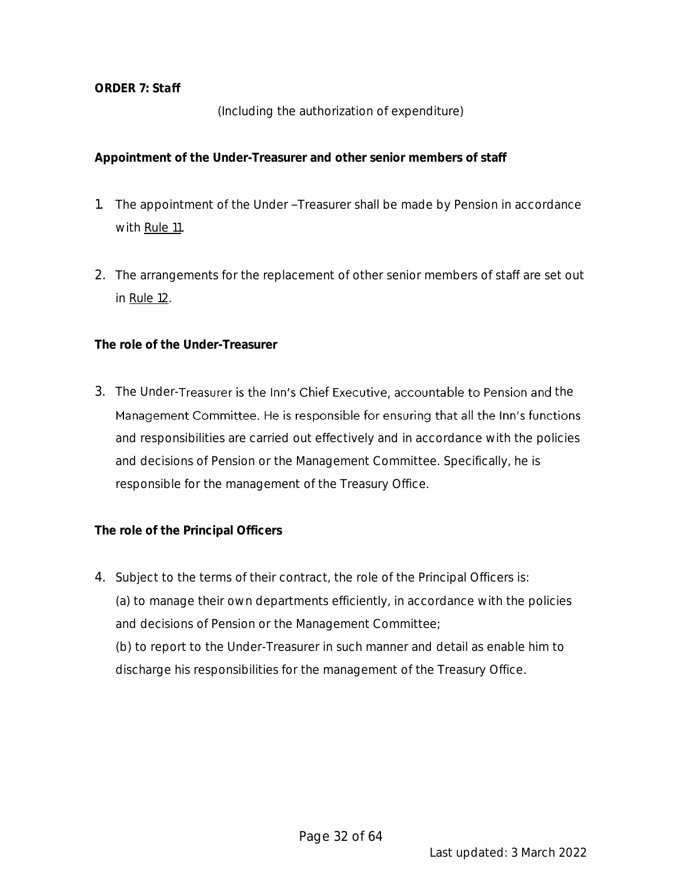**ORDER 7: Staff**

(Including the authorization of expenditure)

**Appointment of the Under-Treasurer and other senior members of staff**

1. The appointment of the Under –Treasurer shall be made by Pension in accordance with Rule 11.

2. The arrangements for the replacement of other senior members of staff are set out in Rule 12.

**The role of the Under-Treasurer**

3. The Under-Treasurer is the Inn's Chief Executive, accountable to Pension and the Management Committee. He is responsible for ensuring that all the Inn's functions and responsibilities are carried out effectively and in accordance with the policies and decisions of Pension or the Management Committee. Specifically, he is responsible for the management of the Treasury Office.

**The role of the Principal Officers**

4. Subject to the terms of their contract, the role of the Principal Officers is:
   (a) to manage their own departments efficiently, in accordance with the policies and decisions of Pension or the Management Committee;
   (b) to report to the Under-Treasurer in such manner and detail as enable him to discharge his responsibilities for the management of the Treasury Office.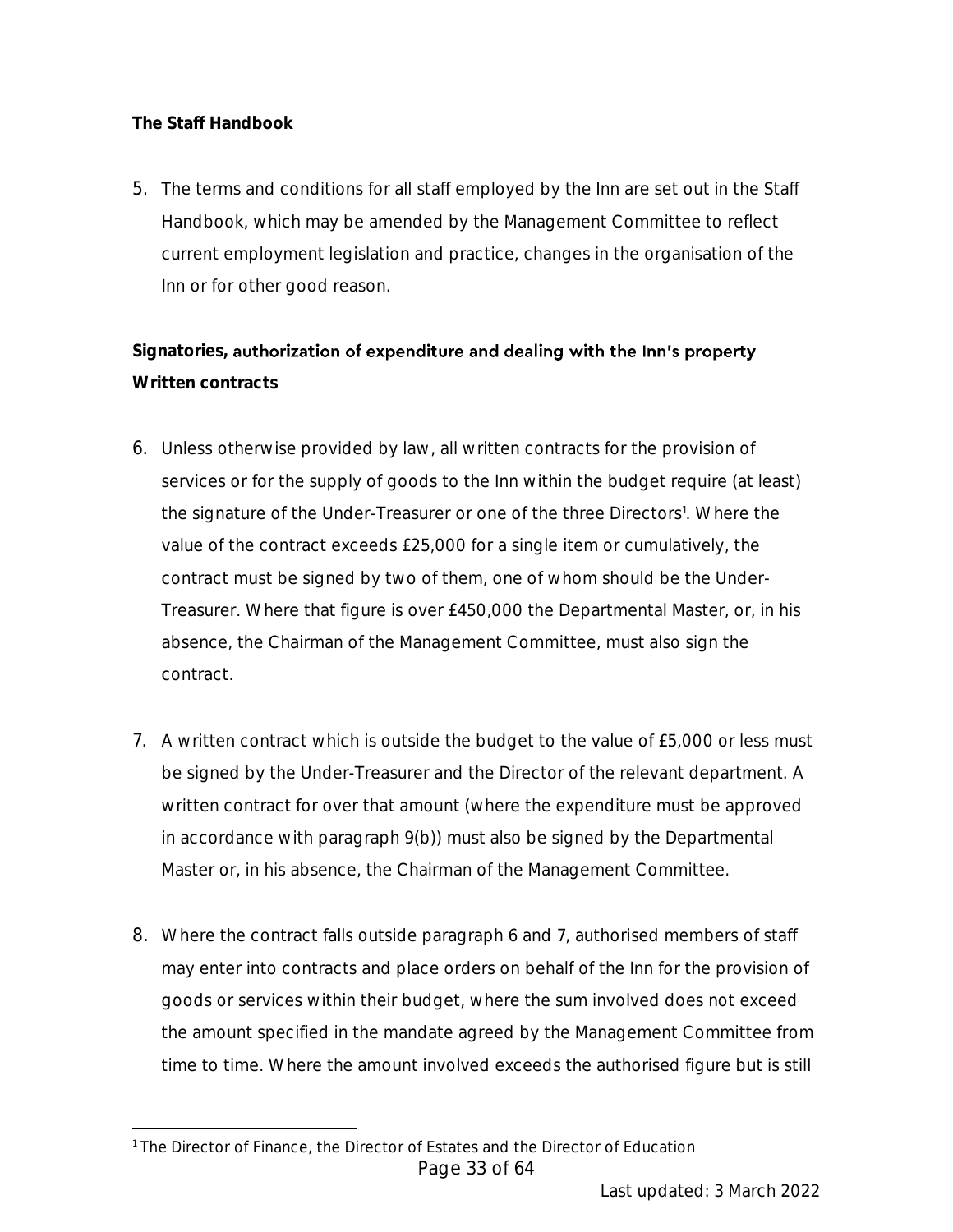### The Staff Handbook

5. The terms and conditions for all staff employed by the Inn are set out in the Staff Handbook, which may be amended by the Management Committee to reflect current employment legislation and practice, changes in the organisation of the Inn or for other good reason.

### Signatories, authorization of expenditure and dealing with the Inn's property

### Written contracts

6. Unless otherwise provided by law, all written contracts for the provision of services or for the supply of goods to the Inn within the budget require (at least) the signature of the Under-Treasurer or one of the three Directors[1]. Where the value of the contract exceeds £25,000 for a single item or cumulatively, the contract must be signed by two of them, one of whom should be the Under-Treasurer. Where that figure is over £450,000 the Departmental Master, or, in his absence, the Chairman of the Management Committee, must also sign the contract.

7. A written contract which is outside the budget to the value of £5,000 or less must be signed by the Under-Treasurer and the Director of the relevant department. A written contract for over that amount (where the expenditure must be approved in accordance with paragraph 9(b)) must also be signed by the Departmental Master or, in his absence, the Chairman of the Management Committee.

8. Where the contract falls outside paragraph 6 and 7, authorised members of staff may enter into contracts and place orders on behalf of the Inn for the provision of goods or services within their budget, where the sum involved does not exceed the amount specified in the mandate agreed by the Management Committee from time to time. Where the amount involved exceeds the authorised figure but is still

[1] The Director of Finance, the Director of Estates and the Director of Education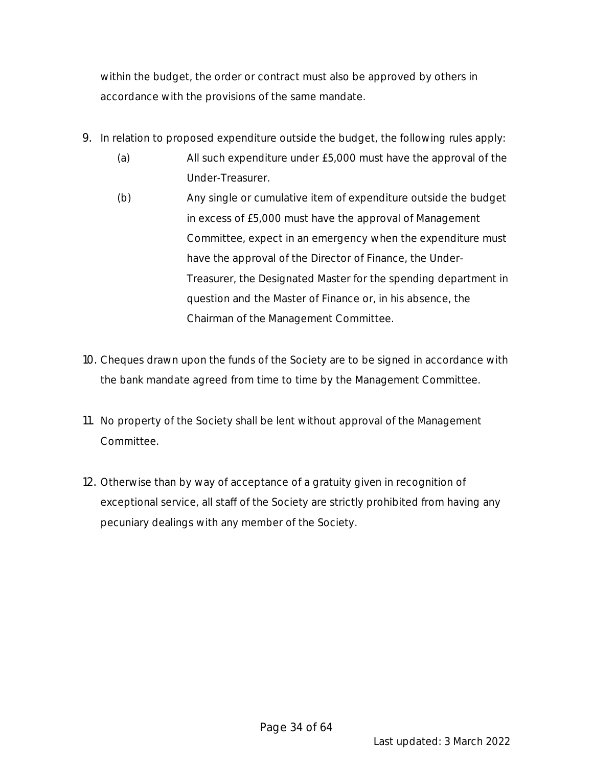within the budget, the order or contract must also be approved by others in accordance with the provisions of the same mandate.

9. In relation to proposed expenditure outside the budget, the following rules apply:
   (a) All such expenditure under £5,000 must have the approval of the Under-Treasurer.
   (b) Any single or cumulative item of expenditure outside the budget in excess of £5,000 must have the approval of Management Committee, expect in an emergency when the expenditure must have the approval of the Director of Finance, the Under-Treasurer, the Designated Master for the spending department in question and the Master of Finance or, in his absence, the Chairman of the Management Committee.

10. Cheques drawn upon the funds of the Society are to be signed in accordance with the bank mandate agreed from time to time by the Management Committee.

11. No property of the Society shall be lent without approval of the Management Committee.

12. Otherwise than by way of acceptance of a gratuity given in recognition of exceptional service, all staff of the Society are strictly prohibited from having any pecuniary dealings with any member of the Society.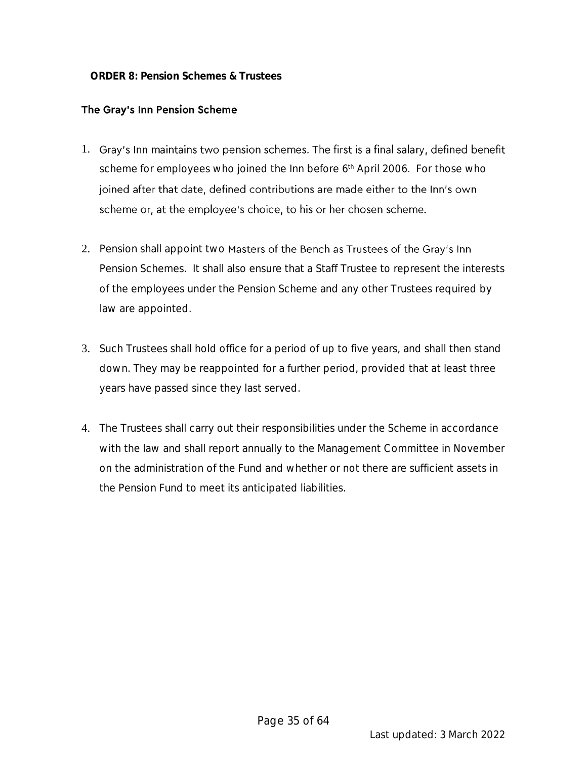**ORDER 8: Pension Schemes & Trustees**

**The Gray's Inn Pension Scheme**

1. Gray's Inn maintains two pension schemes. The first is a final salary, defined benefit scheme for employees who joined the Inn before 6th April 2006. For those who joined after that date, defined contributions are made either to the Inn's own scheme or, at the employee's choice, to his or her chosen scheme.

2. Pension shall appoint two Masters of the Bench as Trustees of the Gray's Inn Pension Schemes. It shall also ensure that a Staff Trustee to represent the interests of the employees under the Pension Scheme and any other Trustees required by law are appointed.

3. Such Trustees shall hold office for a period of up to five years, and shall then stand down. They may be reappointed for a further period, provided that at least three years have passed since they last served.

4. The Trustees shall carry out their responsibilities under the Scheme in accordance with the law and shall report annually to the Management Committee in November on the administration of the Fund and whether or not there are sufficient assets in the Pension Fund to meet its anticipated liabilities.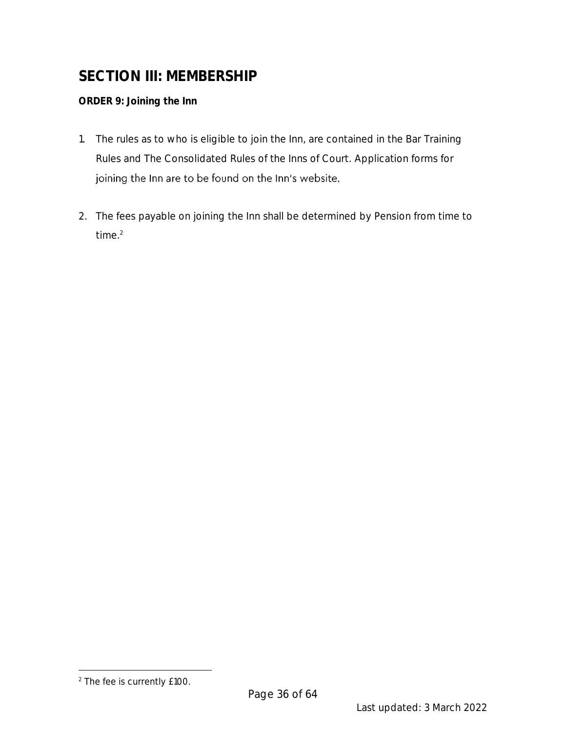# SECTION III: MEMBERSHIP

**ORDER 9: Joining the Inn**

1. The rules as to who is eligible to join the Inn, are contained in the Bar Training Rules and The Consolidated Rules of the Inns of Court. Application forms for joining the Inn are to be found on the Inn's website.

2. The fees payable on joining the Inn shall be determined by Pension from time to time.[2]

---

[2] The fee is currently £100.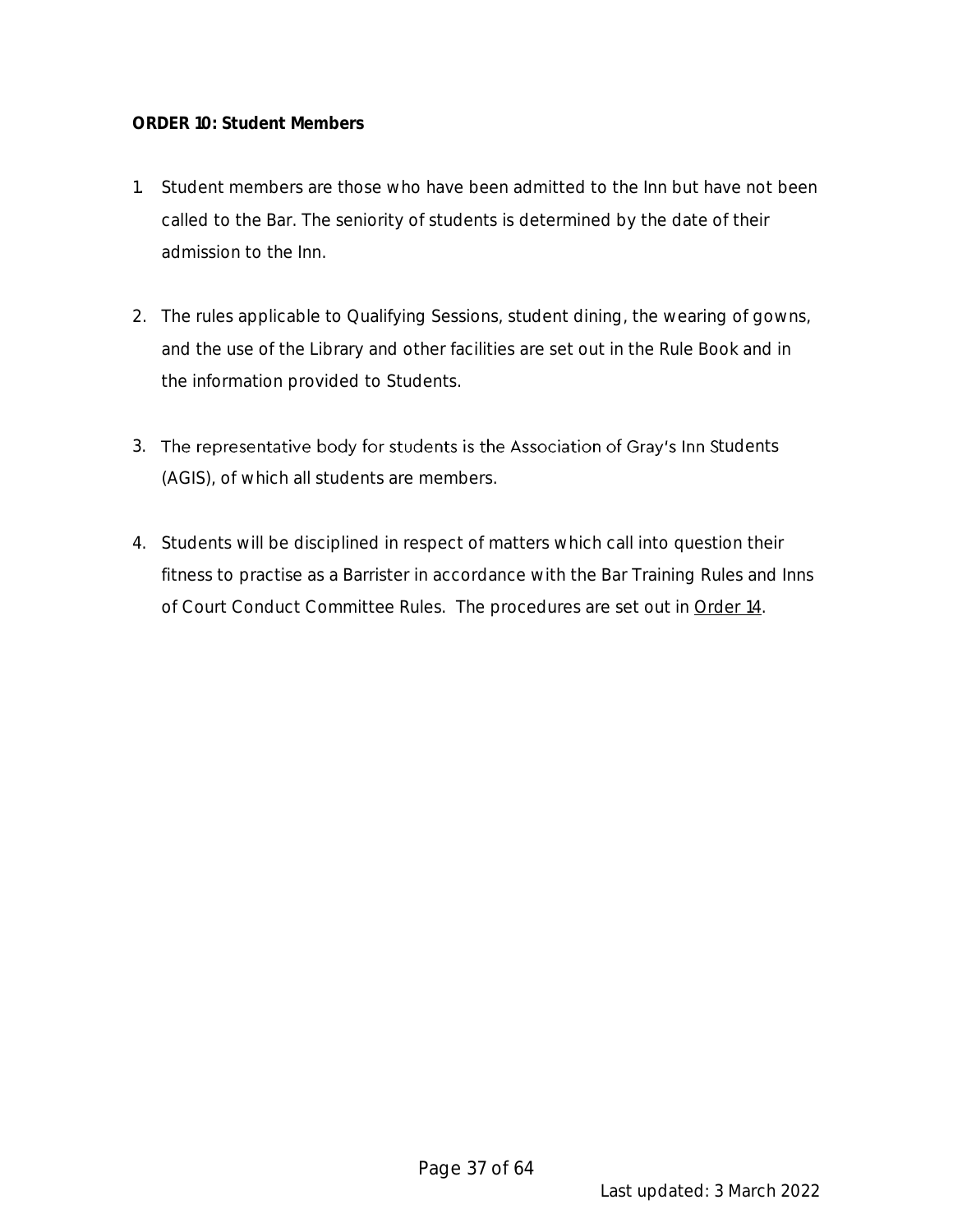**ORDER 10: Student Members**

1. Student members are those who have been admitted to the Inn but have not been called to the Bar. The seniority of students is determined by the date of their admission to the Inn.

2. The rules applicable to Qualifying Sessions, student dining, the wearing of gowns, and the use of the Library and other facilities are set out in the Rule Book and in the information provided to Students.

3. The representative body for students is the Association of Gray's Inn Students (AGIS), of which all students are members.

4. Students will be disciplined in respect of matters which call into question their fitness to practise as a Barrister in accordance with the Bar Training Rules and Inns of Court Conduct Committee Rules. The procedures are set out in Order 14.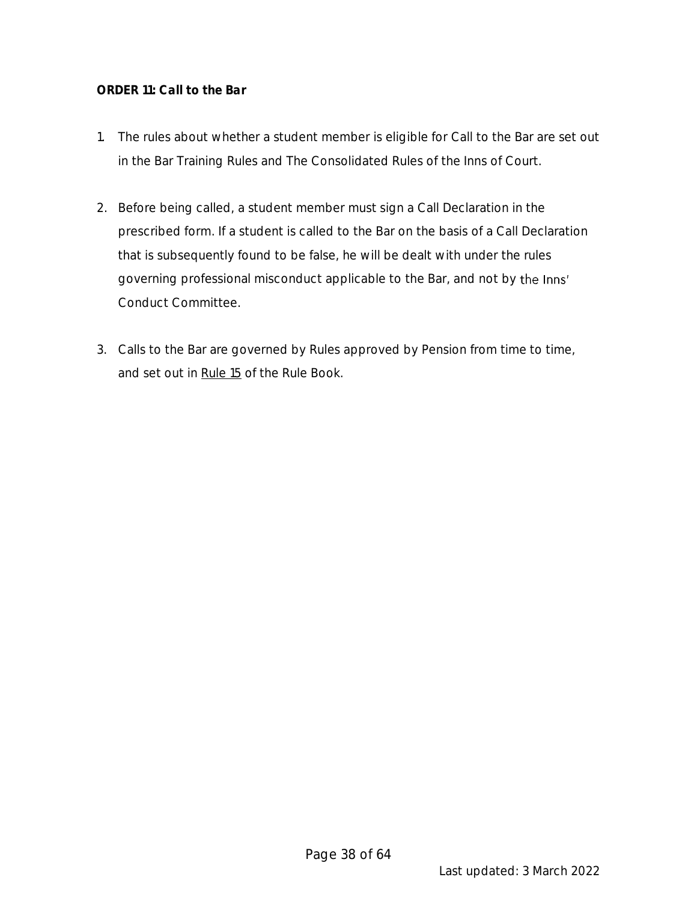**ORDER 11: Call to the Bar**

1. The rules about whether a student member is eligible for Call to the Bar are set out in the Bar Training Rules and The Consolidated Rules of the Inns of Court.

2. Before being called, a student member must sign a Call Declaration in the prescribed form. If a student is called to the Bar on the basis of a Call Declaration that is subsequently found to be false, he will be dealt with under the rules governing professional misconduct applicable to the Bar, and not by the Inns' Conduct Committee.

3. Calls to the Bar are governed by Rules approved by Pension from time to time, and set out in Rule 15 of the Rule Book.

Last updated: 3 March 2022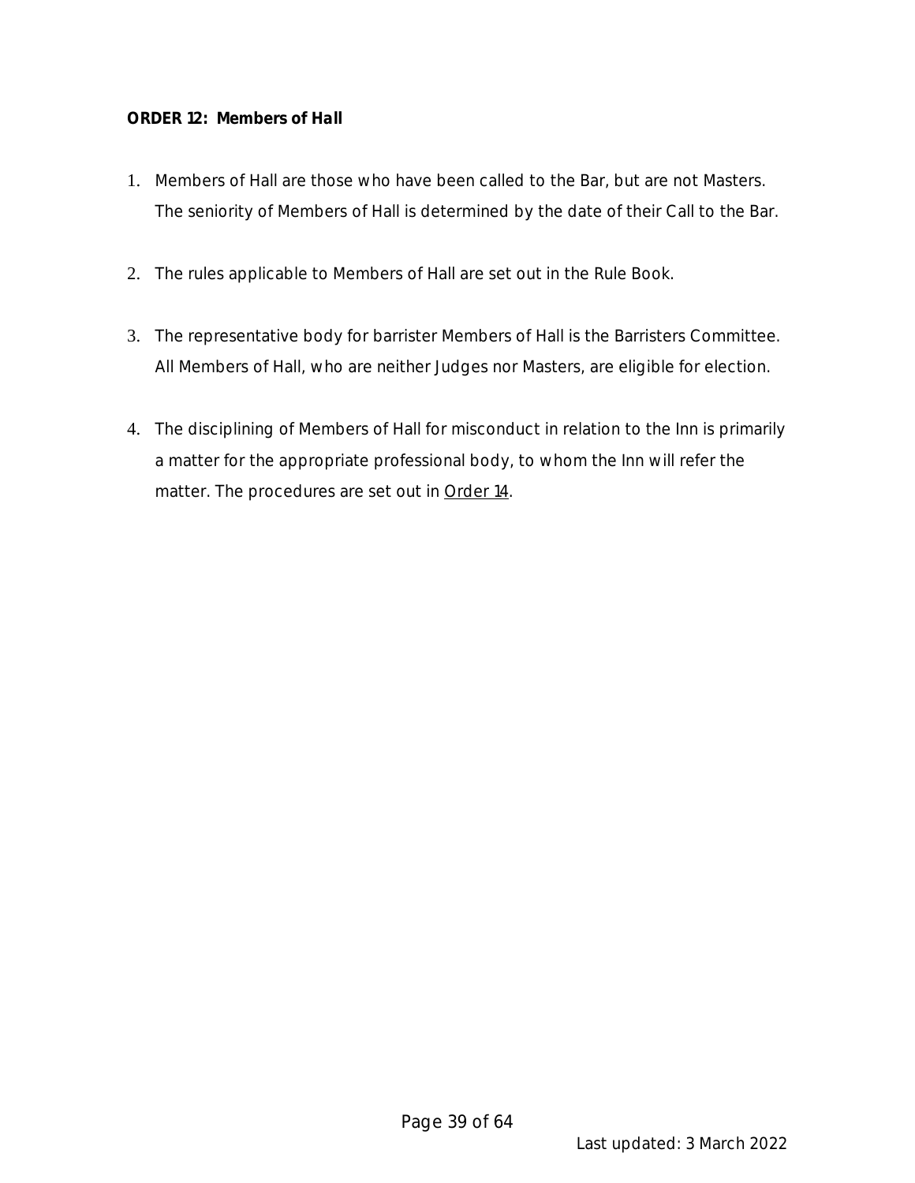**ORDER 12: Members of Hall**

1. Members of Hall are those who have been called to the Bar, but are not Masters. The seniority of Members of Hall is determined by the date of their Call to the Bar.

2. The rules applicable to Members of Hall are set out in the Rule Book.

3. The representative body for barrister Members of Hall is the Barristers Committee. All Members of Hall, who are neither Judges nor Masters, are eligible for election.

4. The disciplining of Members of Hall for misconduct in relation to the Inn is primarily a matter for the appropriate professional body, to whom the Inn will refer the matter. The procedures are set out in Order 14.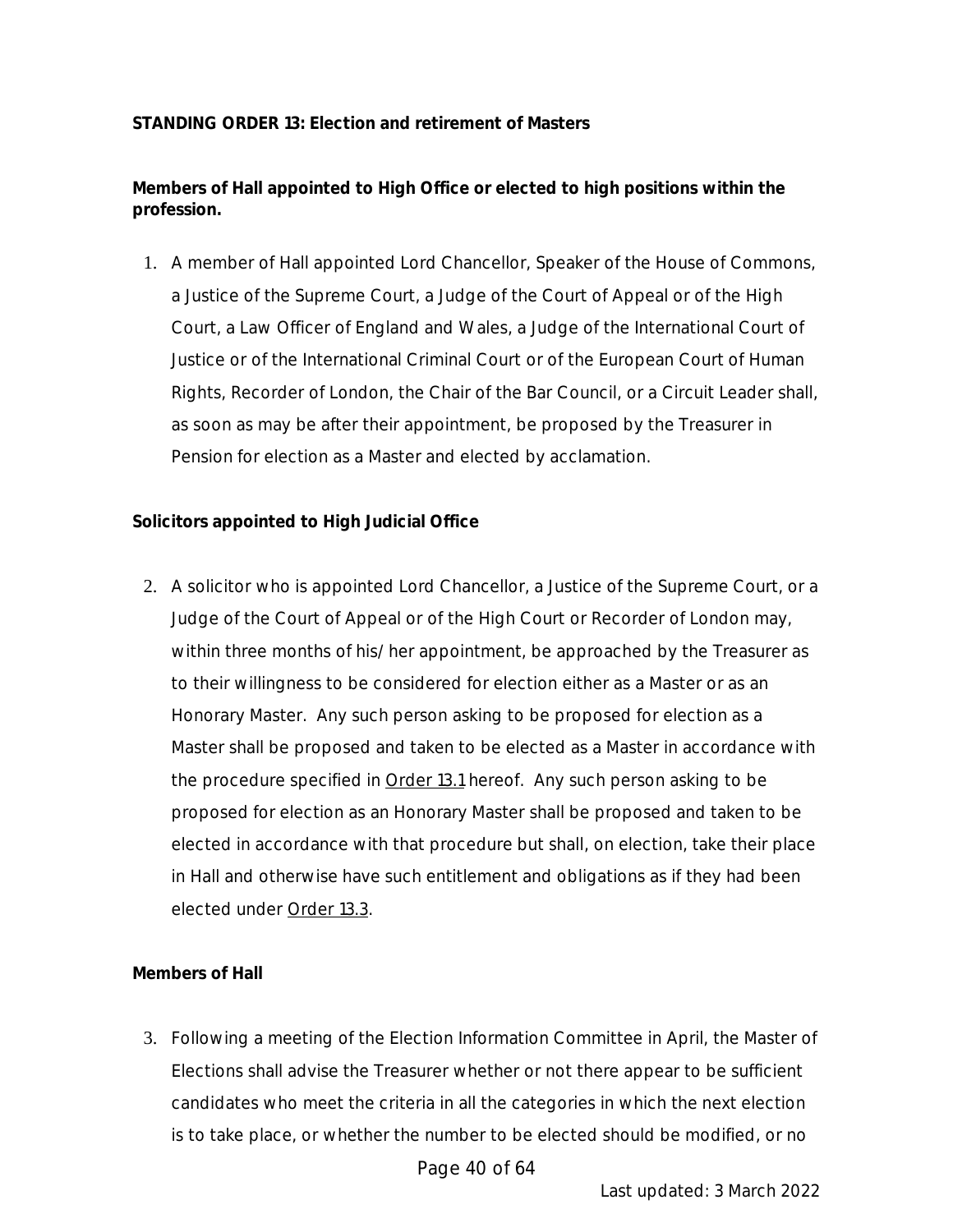**STANDING ORDER 13: Election and retirement of Masters**

**Members of Hall appointed to High Office or elected to high positions within the profession.**

1. A member of Hall appointed Lord Chancellor, Speaker of the House of Commons, a Justice of the Supreme Court, a Judge of the Court of Appeal or of the High Court, a Law Officer of England and Wales, a Judge of the International Court of Justice or of the International Criminal Court or of the European Court of Human Rights, Recorder of London, the Chair of the Bar Council, or a Circuit Leader shall, as soon as may be after their appointment, be proposed by the Treasurer in Pension for election as a Master and elected by acclamation.

**Solicitors appointed to High Judicial Office**

2. A solicitor who is appointed Lord Chancellor, a Justice of the Supreme Court, or a Judge of the Court of Appeal or of the High Court or Recorder of London may, within three months of his/her appointment, be approached by the Treasurer as to their willingness to be considered for election either as a Master or as an Honorary Master. Any such person asking to be proposed for election as a Master shall be proposed and taken to be elected as a Master in accordance with the procedure specified in Order 13.1 hereof. Any such person asking to be proposed for election as an Honorary Master shall be proposed and taken to be elected in accordance with that procedure but shall, on election, take their place in Hall and otherwise have such entitlement and obligations as if they had been elected under Order 13.3.

**Members of Hall**

3. Following a meeting of the Election Information Committee in April, the Master of Elections shall advise the Treasurer whether or not there appear to be sufficient candidates who meet the criteria in all the categories in which the next election is to take place, or whether the number to be elected should be modified, or no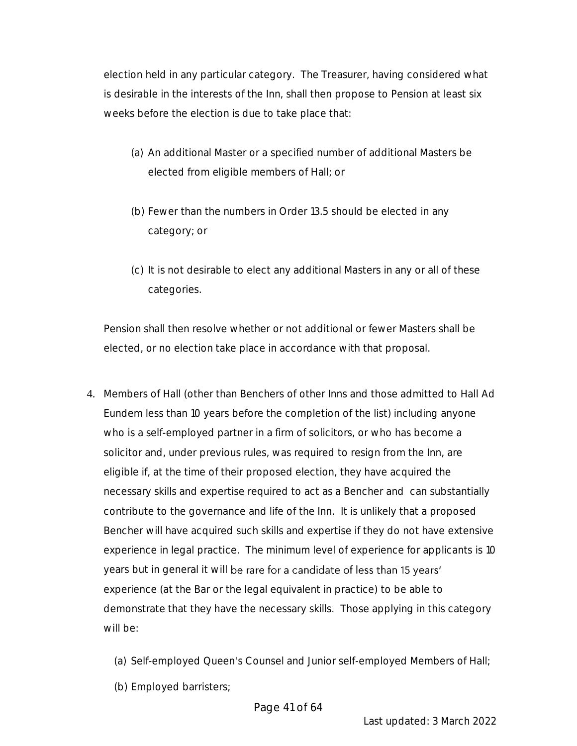election held in any particular category. The Treasurer, having considered what is desirable in the interests of the Inn, shall then propose to Pension at least six weeks before the election is due to take place that:

(a) An additional Master or a specified number of additional Masters be elected from eligible members of Hall; or

(b) Fewer than the numbers in Order 13.5 should be elected in any category; or

(c) It is not desirable to elect any additional Masters in any or all of these categories.

Pension shall then resolve whether or not additional or fewer Masters shall be elected, or no election take place in accordance with that proposal.

4. Members of Hall (other than Benchers of other Inns and those admitted to Hall Ad Eundem less than 10 years before the completion of the list) including anyone who is a self-employed partner in a firm of solicitors, or who has become a solicitor and, under previous rules, was required to resign from the Inn, are eligible if, at the time of their proposed election, they have acquired the necessary skills and expertise required to act as a Bencher and can substantially contribute to the governance and life of the Inn. It is unlikely that a proposed Bencher will have acquired such skills and expertise if they do not have extensive experience in legal practice. The minimum level of experience for applicants is 10 years but in general it will be rare for a candidate of less than 15 years' experience (at the Bar or the legal equivalent in practice) to be able to demonstrate that they have the necessary skills. Those applying in this category will be:

   (a) Self-employed Queen's Counsel and Junior self-employed Members of Hall;

   (b) Employed barristers;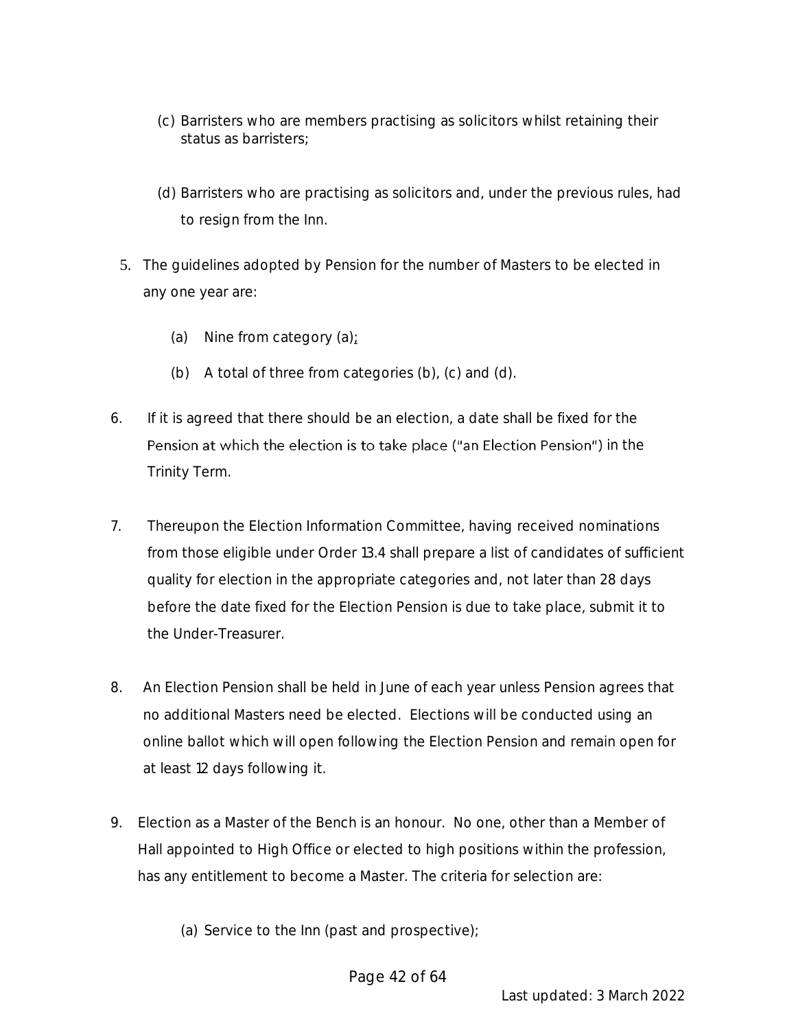(c) Barristers who are members practising as solicitors whilst retaining their status as barristers;

(d) Barristers who are practising as solicitors and, under the previous rules, had to resign from the Inn.

5. The guidelines adopted by Pension for the number of Masters to be elected in any one year are:

   (a) Nine from category (a);

   (b) A total of three from categories (b), (c) and (d).

6. If it is agreed that there should be an election, a date shall be fixed for the Pension at which the election is to take place ("an Election Pension") in the Trinity Term.

7. Thereupon the Election Information Committee, having received nominations from those eligible under Order 13.4 shall prepare a list of candidates of sufficient quality for election in the appropriate categories and, not later than 28 days before the date fixed for the Election Pension is due to take place, submit it to the Under-Treasurer.

8. An Election Pension shall be held in June of each year unless Pension agrees that no additional Masters need be elected. Elections will be conducted using an online ballot which will open following the Election Pension and remain open for at least 12 days following it.

9. Election as a Master of the Bench is an honour. No one, other than a Member of Hall appointed to High Office or elected to high positions within the profession, has any entitlement to become a Master. The criteria for selection are:

   (a) Service to the Inn (past and prospective);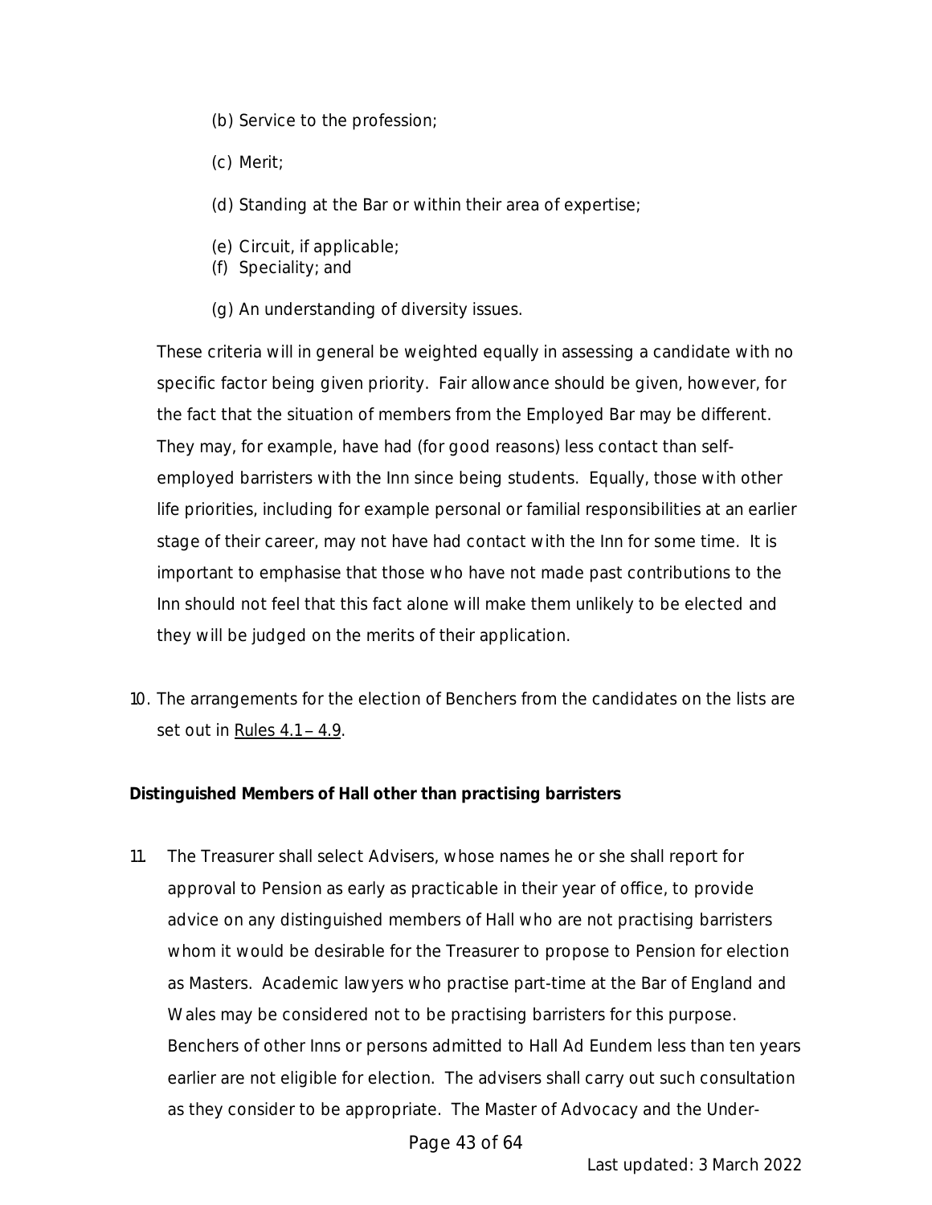(b) Service to the profession;

(c) Merit;

(d) Standing at the Bar or within their area of expertise;

(e) Circuit, if applicable;

(f) Speciality; and

(g) An understanding of diversity issues.

These criteria will in general be weighted equally in assessing a candidate with no specific factor being given priority. Fair allowance should be given, however, for the fact that the situation of members from the Employed Bar may be different. They may, for example, have had (for good reasons) less contact than self-employed barristers with the Inn since being students. Equally, those with other life priorities, including for example personal or familial responsibilities at an earlier stage of their career, may not have had contact with the Inn for some time. It is important to emphasise that those who have not made past contributions to the Inn should not feel that this fact alone will make them unlikely to be elected and they will be judged on the merits of their application.

10. The arrangements for the election of Benchers from the candidates on the lists are set out in Rules 4.1 – 4.9.

**Distinguished Members of Hall other than practising barristers**

11. The Treasurer shall select Advisers, whose names he or she shall report for approval to Pension as early as practicable in their year of office, to provide advice on any distinguished members of Hall who are not practising barristers whom it would be desirable for the Treasurer to propose to Pension for election as Masters. Academic lawyers who practise part-time at the Bar of England and Wales may be considered not to be practising barristers for this purpose. Benchers of other Inns or persons admitted to Hall Ad Eundem less than ten years earlier are not eligible for election. The advisers shall carry out such consultation as they consider to be appropriate. The Master of Advocacy and the Under-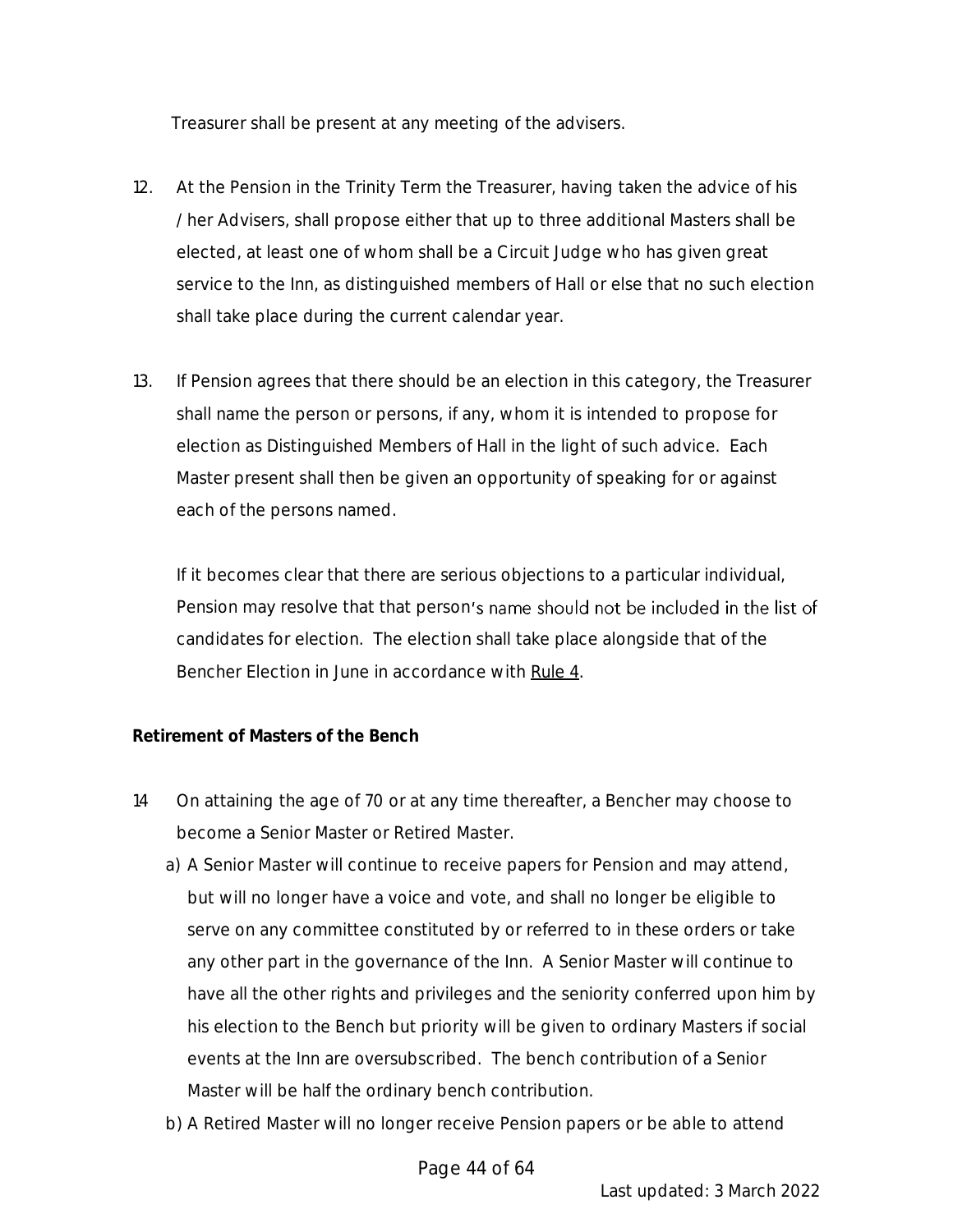Treasurer shall be present at any meeting of the advisers.

12. At the Pension in the Trinity Term the Treasurer, having taken the advice of his / her Advisers, shall propose either that up to three additional Masters shall be elected, at least one of whom shall be a Circuit Judge who has given great service to the Inn, as distinguished members of Hall or else that no such election shall take place during the current calendar year.

13. If Pension agrees that there should be an election in this category, the Treasurer shall name the person or persons, if any, whom it is intended to propose for election as Distinguished Members of Hall in the light of such advice. Each Master present shall then be given an opportunity of speaking for or against each of the persons named.

    If it becomes clear that there are serious objections to a particular individual, Pension may resolve that that person's name should not be included in the list of candidates for election. The election shall take place alongside that of the Bencher Election in June in accordance with Rule 4.

**Retirement of Masters of the Bench**

14 On attaining the age of 70 or at any time thereafter, a Bencher may choose to become a Senior Master or Retired Master.

   a) A Senior Master will continue to receive papers for Pension and may attend, but will no longer have a voice and vote, and shall no longer be eligible to serve on any committee constituted by or referred to in these orders or take any other part in the governance of the Inn. A Senior Master will continue to have all the other rights and privileges and the seniority conferred upon him by his election to the Bench but priority will be given to ordinary Masters if social events at the Inn are oversubscribed. The bench contribution of a Senior Master will be half the ordinary bench contribution.

   b) A Retired Master will no longer receive Pension papers or be able to attend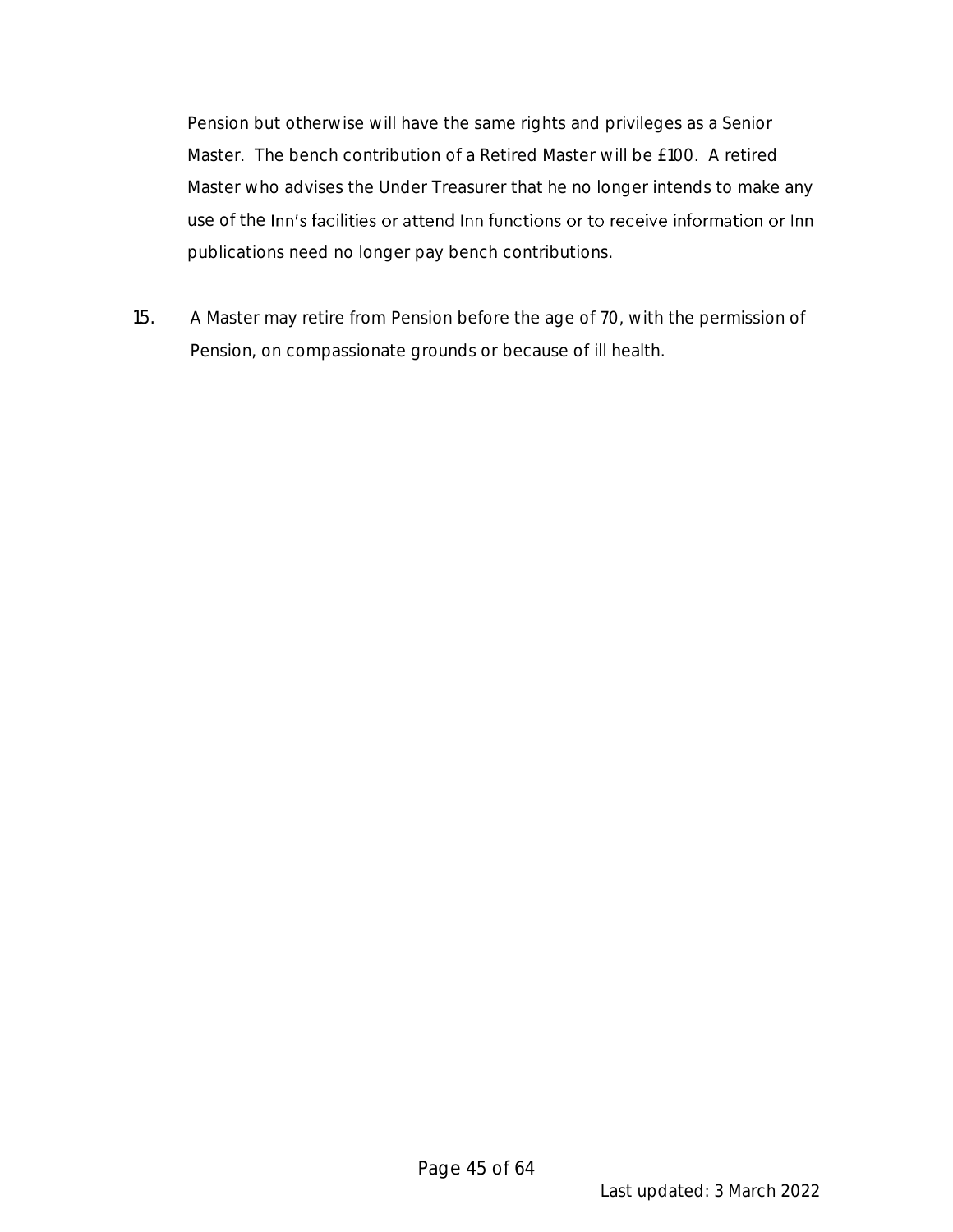Pension but otherwise will have the same rights and privileges as a Senior Master. The bench contribution of a Retired Master will be £100. A retired Master who advises the Under Treasurer that he no longer intends to make any use of the Inn's facilities or attend Inn functions or to receive information or Inn publications need no longer pay bench contributions.

15. A Master may retire from Pension before the age of 70, with the permission of Pension, on compassionate grounds or because of ill health.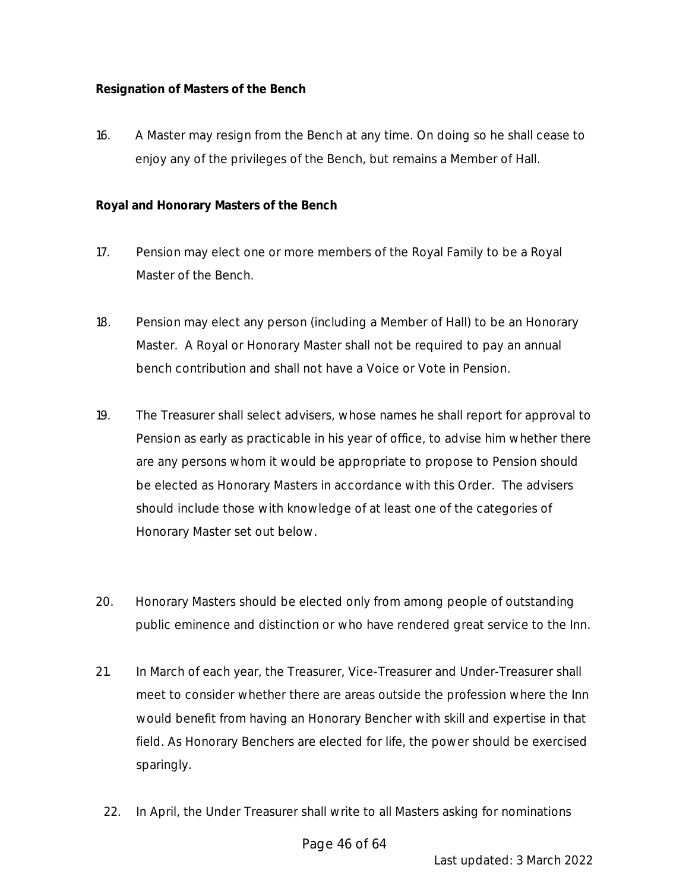**Resignation of Masters of the Bench**

16. A Master may resign from the Bench at any time. On doing so he shall cease to enjoy any of the privileges of the Bench, but remains a Member of Hall.

**Royal and Honorary Masters of the Bench**

17. Pension may elect one or more members of the Royal Family to be a Royal Master of the Bench.

18. Pension may elect any person (including a Member of Hall) to be an Honorary Master. A Royal or Honorary Master shall not be required to pay an annual bench contribution and shall not have a Voice or Vote in Pension.

19. The Treasurer shall select advisers, whose names he shall report for approval to Pension as early as practicable in his year of office, to advise him whether there are any persons whom it would be appropriate to propose to Pension should be elected as Honorary Masters in accordance with this Order. The advisers should include those with knowledge of at least one of the categories of Honorary Master set out below.

20. Honorary Masters should be elected only from among people of outstanding public eminence and distinction or who have rendered great service to the Inn.

21. In March of each year, the Treasurer, Vice-Treasurer and Under-Treasurer shall meet to consider whether there are areas outside the profession where the Inn would benefit from having an Honorary Bencher with skill and expertise in that field. As Honorary Benchers are elected for life, the power should be exercised sparingly.

22. In April, the Under Treasurer shall write to all Masters asking for nominations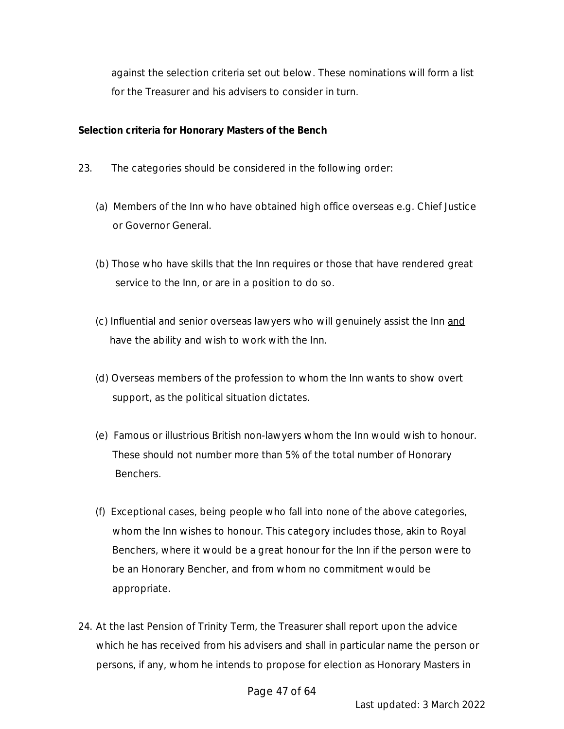against the selection criteria set out below. These nominations will form a list for the Treasurer and his advisers to consider in turn.

**Selection criteria for Honorary Masters of the Bench**

23. The categories should be considered in the following order:

    (a) Members of the Inn who have obtained high office overseas e.g. Chief Justice or Governor General.

    (b) Those who have skills that the Inn requires or those that have rendered great service to the Inn, or are in a position to do so.

    (c) Influential and senior overseas lawyers who will genuinely assist the Inn <u>and</u> have the ability and wish to work with the Inn.

    (d) Overseas members of the profession to whom the Inn wants to show overt support, as the political situation dictates.

    (e) Famous or illustrious British non-lawyers whom the Inn would wish to honour. These should not number more than 5% of the total number of Honorary Benchers.

    (f) Exceptional cases, being people who fall into none of the above categories, whom the Inn wishes to honour. This category includes those, akin to Royal Benchers, where it would be a great honour for the Inn if the person were to be an Honorary Bencher, and from whom no commitment would be appropriate.

24. At the last Pension of Trinity Term, the Treasurer shall report upon the advice which he has received from his advisers and shall in particular name the person or persons, if any, whom he intends to propose for election as Honorary Masters in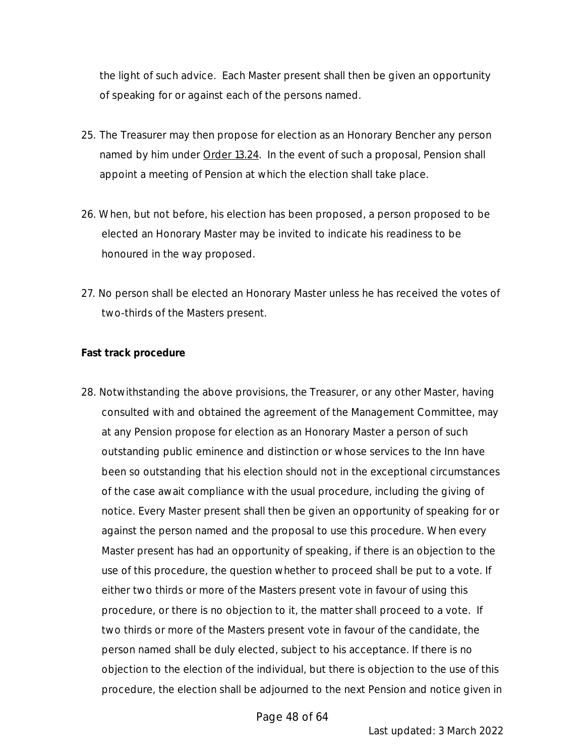the light of such advice. Each Master present shall then be given an opportunity of speaking for or against each of the persons named.

25. The Treasurer may then propose for election as an Honorary Bencher any person named by him under Order 13.24. In the event of such a proposal, Pension shall appoint a meeting of Pension at which the election shall take place.

26. When, but not before, his election has been proposed, a person proposed to be elected an Honorary Master may be invited to indicate his readiness to be honoured in the way proposed.

27. No person shall be elected an Honorary Master unless he has received the votes of two-thirds of the Masters present.

**Fast track procedure**

28. Notwithstanding the above provisions, the Treasurer, or any other Master, having consulted with and obtained the agreement of the Management Committee, may at any Pension propose for election as an Honorary Master a person of such outstanding public eminence and distinction or whose services to the Inn have been so outstanding that his election should not in the exceptional circumstances of the case await compliance with the usual procedure, including the giving of notice. Every Master present shall then be given an opportunity of speaking for or against the person named and the proposal to use this procedure. When every Master present has had an opportunity of speaking, if there is an objection to the use of this procedure, the question whether to proceed shall be put to a vote. If either two thirds or more of the Masters present vote in favour of using this procedure, or there is no objection to it, the matter shall proceed to a vote. If two thirds or more of the Masters present vote in favour of the candidate, the person named shall be duly elected, subject to his acceptance. If there is no objection to the election of the individual, but there is objection to the use of this procedure, the election shall be adjourned to the next Pension and notice given in

Last updated: 3 March 2022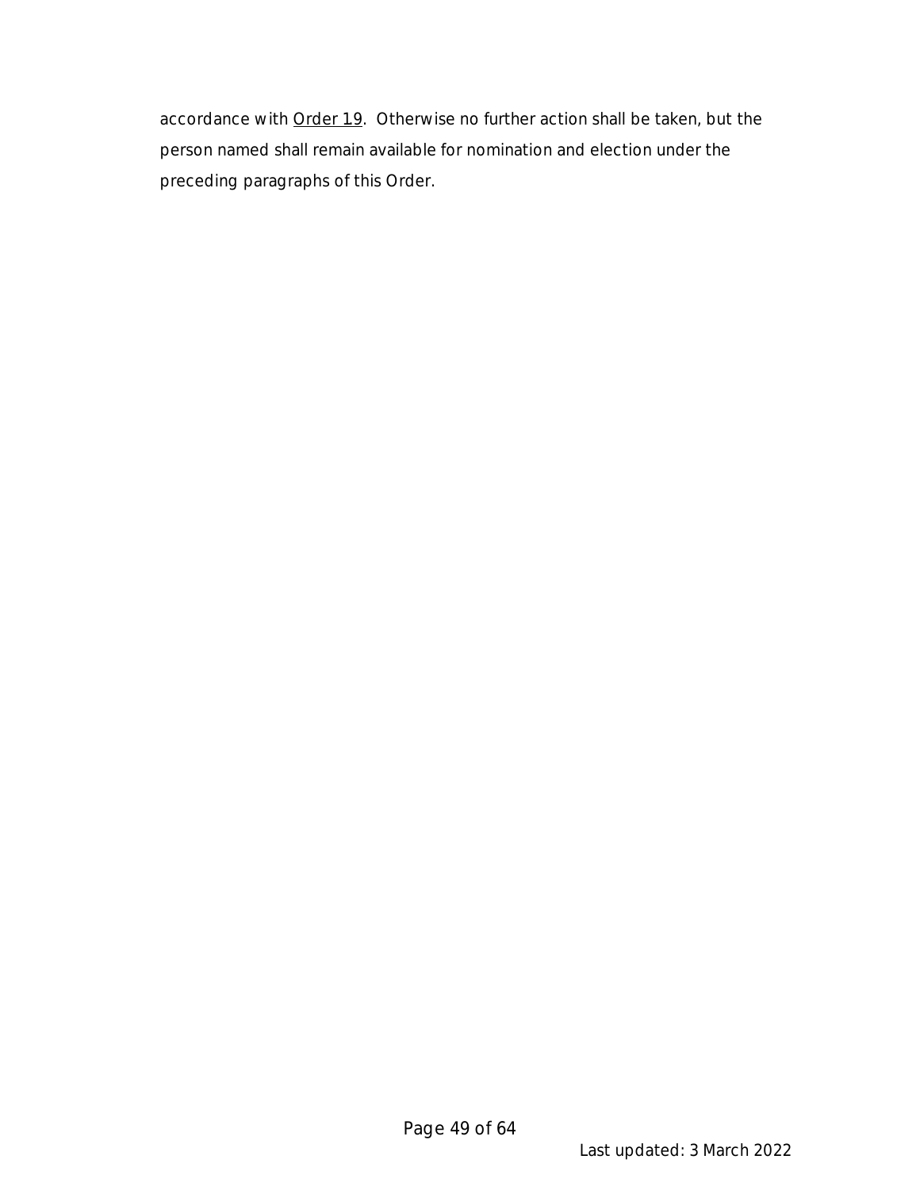accordance with Order 19. Otherwise no further action shall be taken, but the person named shall remain available for nomination and election under the preceding paragraphs of this Order.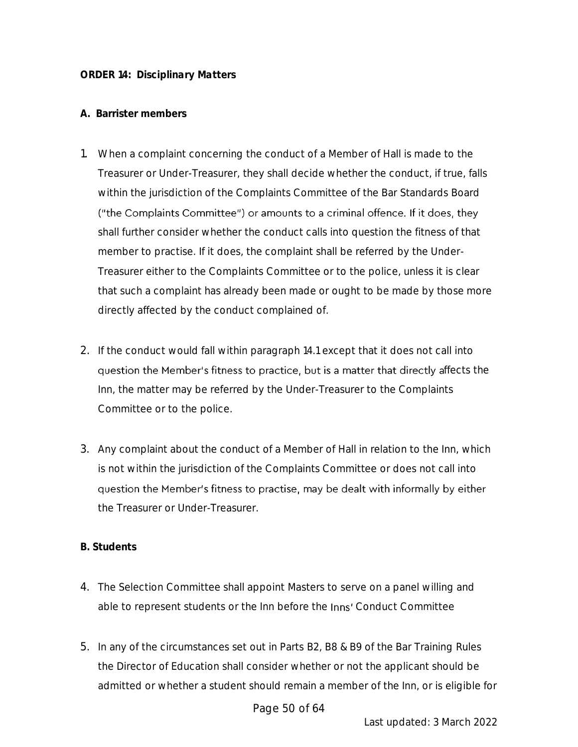**ORDER 14: Disciplinary Matters**

**A. Barrister members**

1. When a complaint concerning the conduct of a Member of Hall is made to the Treasurer or Under-Treasurer, they shall decide whether the conduct, if true, falls within the jurisdiction of the Complaints Committee of the Bar Standards Board ("the Complaints Committee") or amounts to a criminal offence. If it does, they shall further consider whether the conduct calls into question the fitness of that member to practise. If it does, the complaint shall be referred by the Under-Treasurer either to the Complaints Committee or to the police, unless it is clear that such a complaint has already been made or ought to be made by those more directly affected by the conduct complained of.

2. If the conduct would fall within paragraph 14.1 except that it does not call into question the Member's fitness to practice, but is a matter that directly affects the Inn, the matter may be referred by the Under-Treasurer to the Complaints Committee or to the police.

3. Any complaint about the conduct of a Member of Hall in relation to the Inn, which is not within the jurisdiction of the Complaints Committee or does not call into question the Member's fitness to practise, may be dealt with informally by either the Treasurer or Under-Treasurer.

**B. Students**

4. The Selection Committee shall appoint Masters to serve on a panel willing and able to represent students or the Inn before the Inns' Conduct Committee

5. In any of the circumstances set out in Parts B2, B8 & B9 of the Bar Training Rules the Director of Education shall consider whether or not the applicant should be admitted or whether a student should remain a member of the Inn, or is eligible for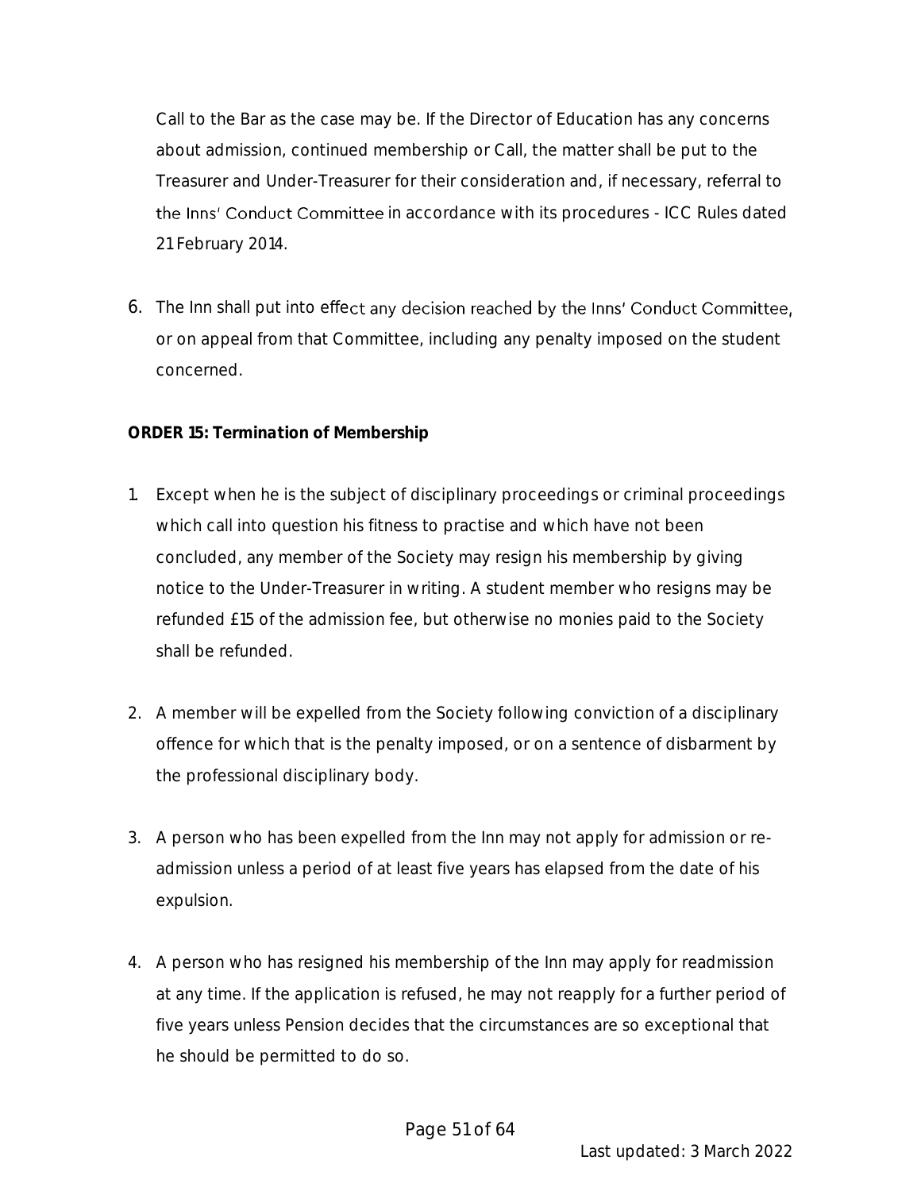Call to the Bar as the case may be. If the Director of Education has any concerns about admission, continued membership or Call, the matter shall be put to the Treasurer and Under-Treasurer for their consideration and, if necessary, referral to the Inns' Conduct Committee in accordance with its procedures - ICC Rules dated 21 February 2014.

6. The Inn shall put into effect any decision reached by the Inns' Conduct Committee, or on appeal from that Committee, including any penalty imposed on the student concerned.

**ORDER 15: Termination of Membership**

1. Except when he is the subject of disciplinary proceedings or criminal proceedings which call into question his fitness to practise and which have not been concluded, any member of the Society may resign his membership by giving notice to the Under-Treasurer in writing. A student member who resigns may be refunded £15 of the admission fee, but otherwise no monies paid to the Society shall be refunded.

2. A member will be expelled from the Society following conviction of a disciplinary offence for which that is the penalty imposed, or on a sentence of disbarment by the professional disciplinary body.

3. A person who has been expelled from the Inn may not apply for admission or re-admission unless a period of at least five years has elapsed from the date of his expulsion.

4. A person who has resigned his membership of the Inn may apply for readmission at any time. If the application is refused, he may not reapply for a further period of five years unless Pension decides that the circumstances are so exceptional that he should be permitted to do so.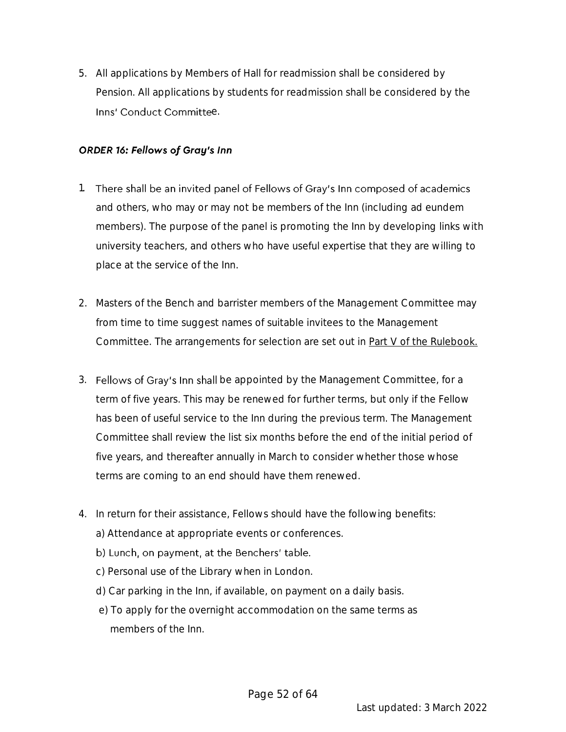5. All applications by Members of Hall for readmission shall be considered by Pension. All applications by students for readmission shall be considered by the Inns' Conduct Committee.

### *ORDER 16: Fellows of Gray's Inn*

1. There shall be an invited panel of Fellows of Gray's Inn composed of academics and others, who may or may not be members of the Inn (including ad eundem members). The purpose of the panel is promoting the Inn by developing links with university teachers, and others who have useful expertise that they are willing to place at the service of the Inn.

2. Masters of the Bench and barrister members of the Management Committee may from time to time suggest names of suitable invitees to the Management Committee. The arrangements for selection are set out in Part V of the Rulebook.

3. Fellows of Gray's Inn shall be appointed by the Management Committee, for a term of five years. This may be renewed for further terms, but only if the Fellow has been of useful service to the Inn during the previous term. The Management Committee shall review the list six months before the end of the initial period of five years, and thereafter annually in March to consider whether those whose terms are coming to an end should have them renewed.

4. In return for their assistance, Fellows should have the following benefits:
   a) Attendance at appropriate events or conferences.
   b) Lunch, on payment, at the Benchers' table.
   c) Personal use of the Library when in London.
   d) Car parking in the Inn, if available, on payment on a daily basis.
   e) To apply for the overnight accommodation on the same terms as members of the Inn.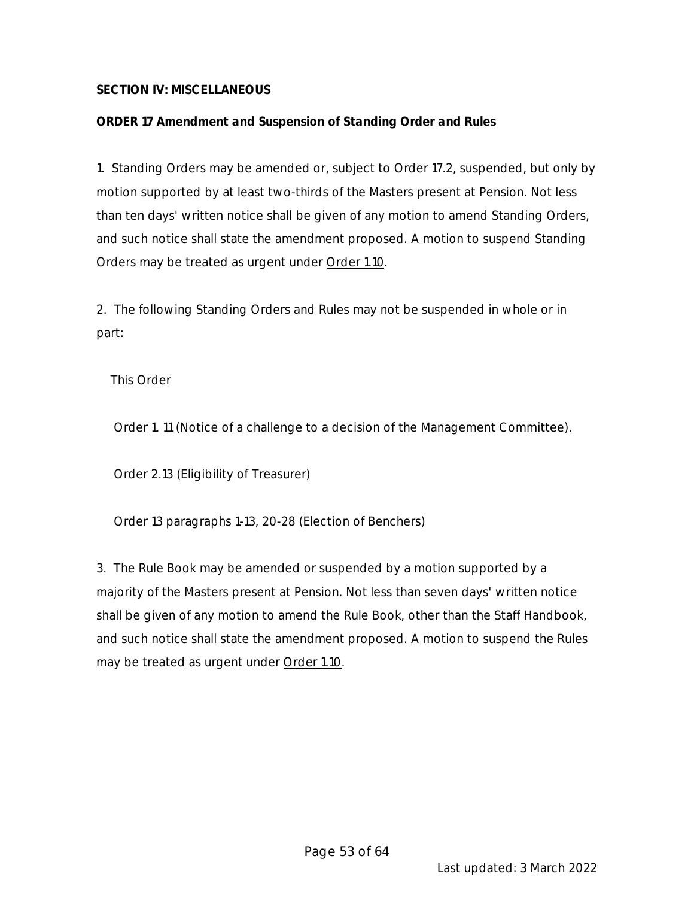## SECTION IV: MISCELLANEOUS

### *ORDER 17 Amendment and Suspension of Standing Order and Rules*

1. Standing Orders may be amended or, subject to Order 17.2, suspended, but only by motion supported by at least two-thirds of the Masters present at Pension. Not less than ten days' written notice shall be given of any motion to amend Standing Orders, and such notice shall state the amendment proposed. A motion to suspend Standing Orders may be treated as urgent under Order 1.10.

2. The following Standing Orders and Rules may not be suspended in whole or in part:

This Order

Order 1. 11 (Notice of a challenge to a decision of the Management Committee).

Order 2.13 (Eligibility of Treasurer)

Order 13 paragraphs 1-13, 20-28 (Election of Benchers)

3. The Rule Book may be amended or suspended by a motion supported by a majority of the Masters present at Pension. Not less than seven days' written notice shall be given of any motion to amend the Rule Book, other than the Staff Handbook, and such notice shall state the amendment proposed. A motion to suspend the Rules may be treated as urgent under Order 1.10.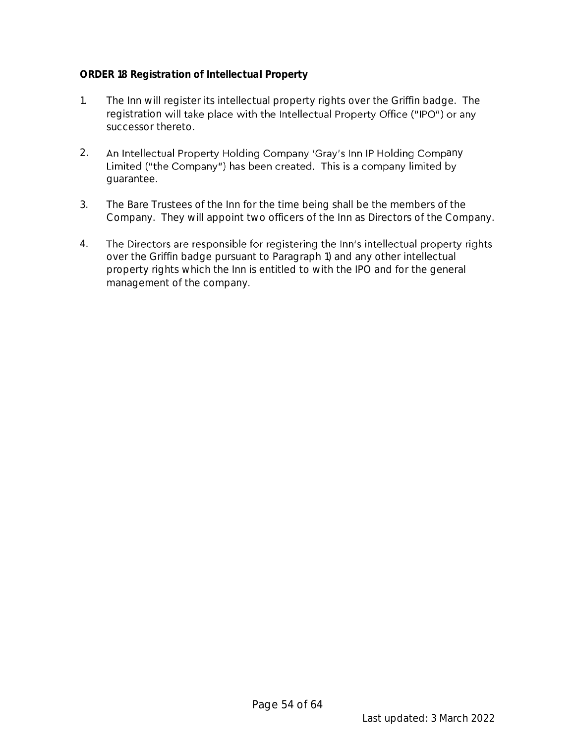**ORDER 18 Registration of Intellectual Property**

1. The Inn will register its intellectual property rights over the Griffin badge. The registration will take place with the Intellectual Property Office ("IPO") or any successor thereto.

2. An Intellectual Property Holding Company 'Gray's Inn IP Holding Company Limited ("the Company") has been created. This is a company limited by guarantee.

3. The Bare Trustees of the Inn for the time being shall be the members of the Company. They will appoint two officers of the Inn as Directors of the Company.

4. The Directors are responsible for registering the Inn's intellectual property rights over the Griffin badge pursuant to Paragraph 1) and any other intellectual property rights which the Inn is entitled to with the IPO and for the general management of the company.

Last updated: 3 March 2022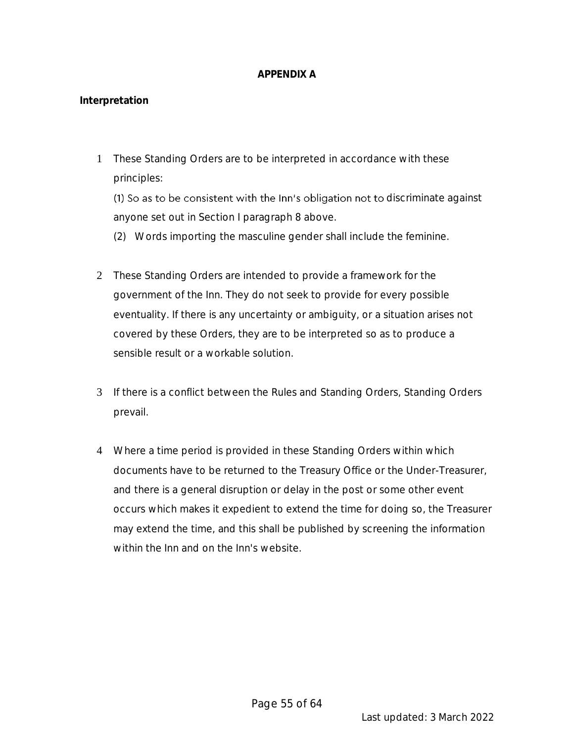**APPENDIX A**

**Interpretation**

1. These Standing Orders are to be interpreted in accordance with these principles:

   (1) So as to be consistent with the Inn's obligation not to discriminate against anyone set out in Section I paragraph 8 above.

   (2) Words importing the masculine gender shall include the feminine.

2. These Standing Orders are intended to provide a framework for the government of the Inn. They do not seek to provide for every possible eventuality. If there is any uncertainty or ambiguity, or a situation arises not covered by these Orders, they are to be interpreted so as to produce a sensible result or a workable solution.

3. If there is a conflict between the Rules and Standing Orders, Standing Orders prevail.

4. Where a time period is provided in these Standing Orders within which documents have to be returned to the Treasury Office or the Under-Treasurer, and there is a general disruption or delay in the post or some other event occurs which makes it expedient to extend the time for doing so, the Treasurer may extend the time, and this shall be published by screening the information within the Inn and on the Inn's website.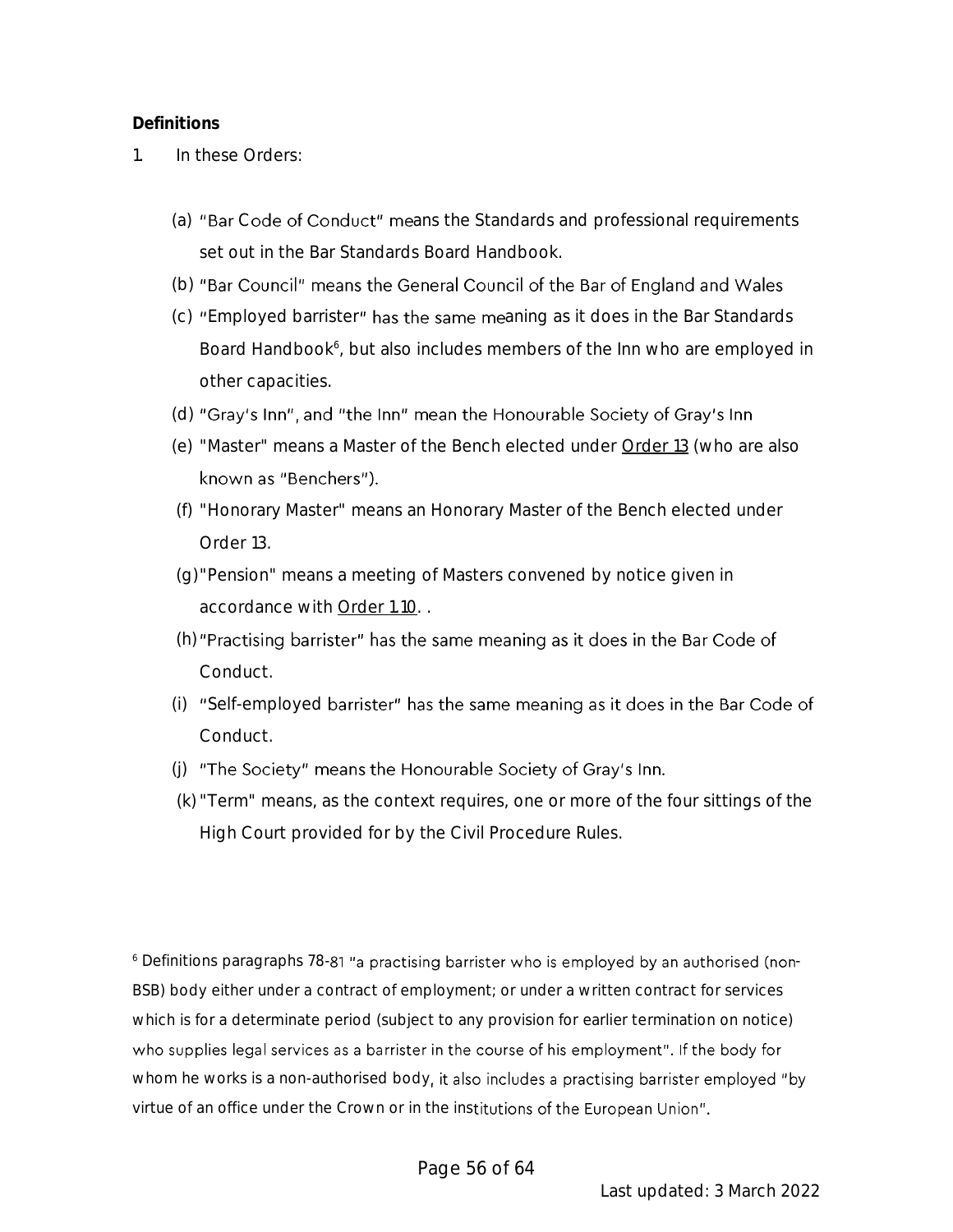**Definitions**

1. In these Orders:

(a) "Bar Code of Conduct" means the Standards and professional requirements set out in the Bar Standards Board Handbook.

(b) "Bar Council" means the General Council of the Bar of England and Wales

(c) "Employed barrister" has the same meaning as it does in the Bar Standards Board Handbook[6], but also includes members of the Inn who are employed in other capacities.

(d) "Gray's Inn", and "the Inn" mean the Honourable Society of Gray's Inn

(e) "Master" means a Master of the Bench elected under Order 13 (who are also known as "Benchers").

(f) "Honorary Master" means an Honorary Master of the Bench elected under Order 13.

(g) "Pension" means a meeting of Masters convened by notice given in accordance with Order 1.10. .

(h) "Practising barrister" has the same meaning as it does in the Bar Code of Conduct.

(i) "Self-employed barrister" has the same meaning as it does in the Bar Code of Conduct.

(j) "The Society" means the Honourable Society of Gray's Inn.

(k) "Term" means, as the context requires, one or more of the four sittings of the High Court provided for by the Civil Procedure Rules.

[6] Definitions paragraphs 78-81 "a practising barrister who is employed by an authorised (non-BSB) body either under a contract of employment; or under a written contract for services which is for a determinate period (subject to any provision for earlier termination on notice) who supplies legal services as a barrister in the course of his employment". If the body for whom he works is a non-authorised body, it also includes a practising barrister employed "by virtue of an office under the Crown or in the institutions of the European Union".

Last updated: 3 March 2022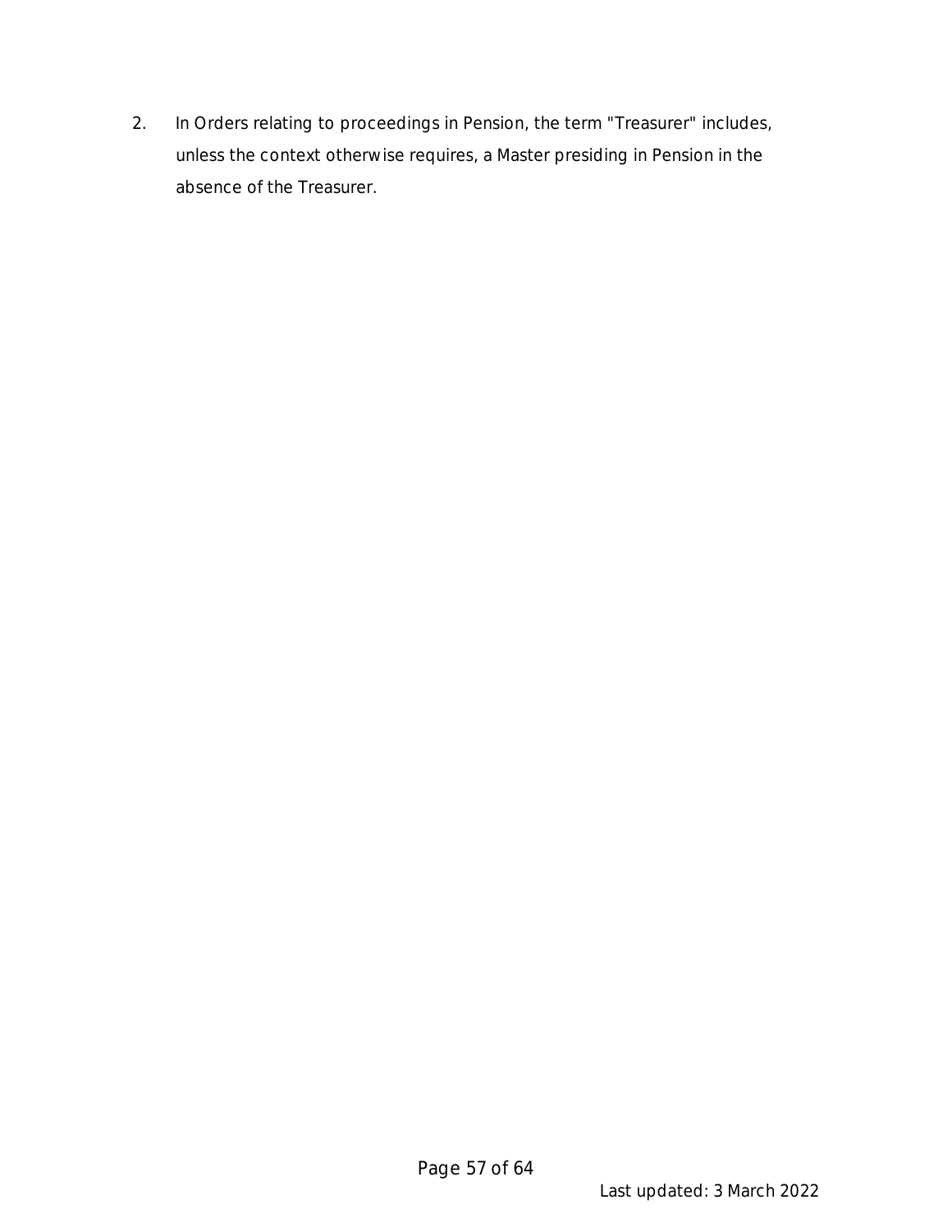2. In Orders relating to proceedings in Pension, the term "Treasurer" includes, unless the context otherwise requires, a Master presiding in Pension in the absence of the Treasurer.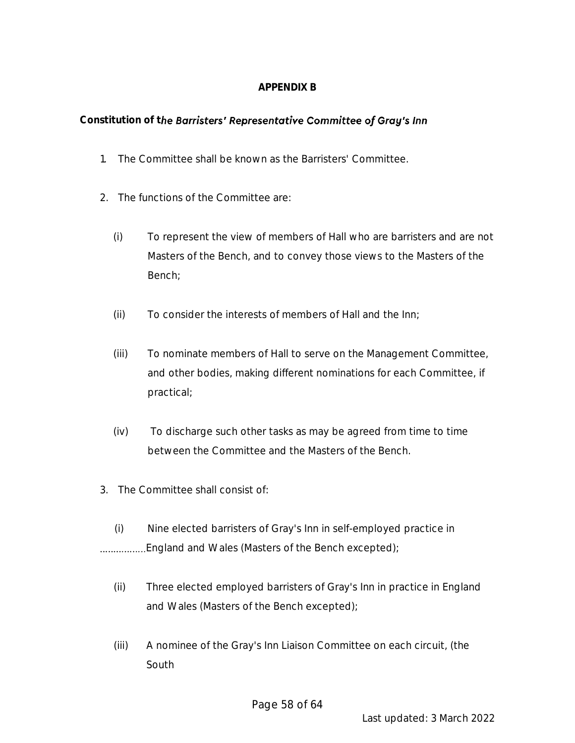**APPENDIX B**

**Constitution of t*he Barristers' Representative Committee of Gray's Inn***

1. The Committee shall be known as the Barristers' Committee.

2. The functions of the Committee are:

   (i) To represent the view of members of Hall who are barristers and are not Masters of the Bench, and to convey those views to the Masters of the Bench;

   (ii) To consider the interests of members of Hall and the Inn;

   (iii) To nominate members of Hall to serve on the Management Committee, and other bodies, making different nominations for each Committee, if practical;

   (iv) To discharge such other tasks as may be agreed from time to time between the Committee and the Masters of the Bench.

3. The Committee shall consist of:

   (i) Nine elected barristers of Gray's Inn in self-employed practice in England and Wales (Masters of the Bench excepted);

   (ii) Three elected employed barristers of Gray's Inn in practice in England and Wales (Masters of the Bench excepted);

   (iii) A nominee of the Gray's Inn Liaison Committee on each circuit, (the South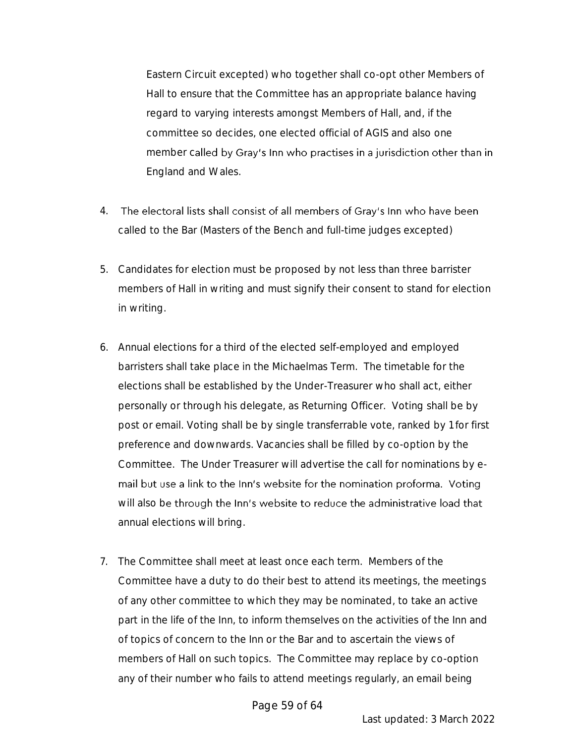Eastern Circuit excepted) who together shall co-opt other Members of Hall to ensure that the Committee has an appropriate balance having regard to varying interests amongst Members of Hall, and, if the committee so decides, one elected official of AGIS and also one member called by Gray's Inn who practises in a jurisdiction other than in England and Wales.

4. The electoral lists shall consist of all members of Gray's Inn who have been called to the Bar (Masters of the Bench and full-time judges excepted)

5. Candidates for election must be proposed by not less than three barrister members of Hall in writing and must signify their consent to stand for election in writing.

6. Annual elections for a third of the elected self-employed and employed barristers shall take place in the Michaelmas Term. The timetable for the elections shall be established by the Under-Treasurer who shall act, either personally or through his delegate, as Returning Officer. Voting shall be by post or email. Voting shall be by single transferrable vote, ranked by 1 for first preference and downwards. Vacancies shall be filled by co-option by the Committee. The Under Treasurer will advertise the call for nominations by e-mail but use a link to the Inn's website for the nomination proforma. Voting will also be through the Inn's website to reduce the administrative load that annual elections will bring.

7. The Committee shall meet at least once each term. Members of the Committee have a duty to do their best to attend its meetings, the meetings of any other committee to which they may be nominated, to take an active part in the life of the Inn, to inform themselves on the activities of the Inn and of topics of concern to the Inn or the Bar and to ascertain the views of members of Hall on such topics. The Committee may replace by co-option any of their number who fails to attend meetings regularly, an email being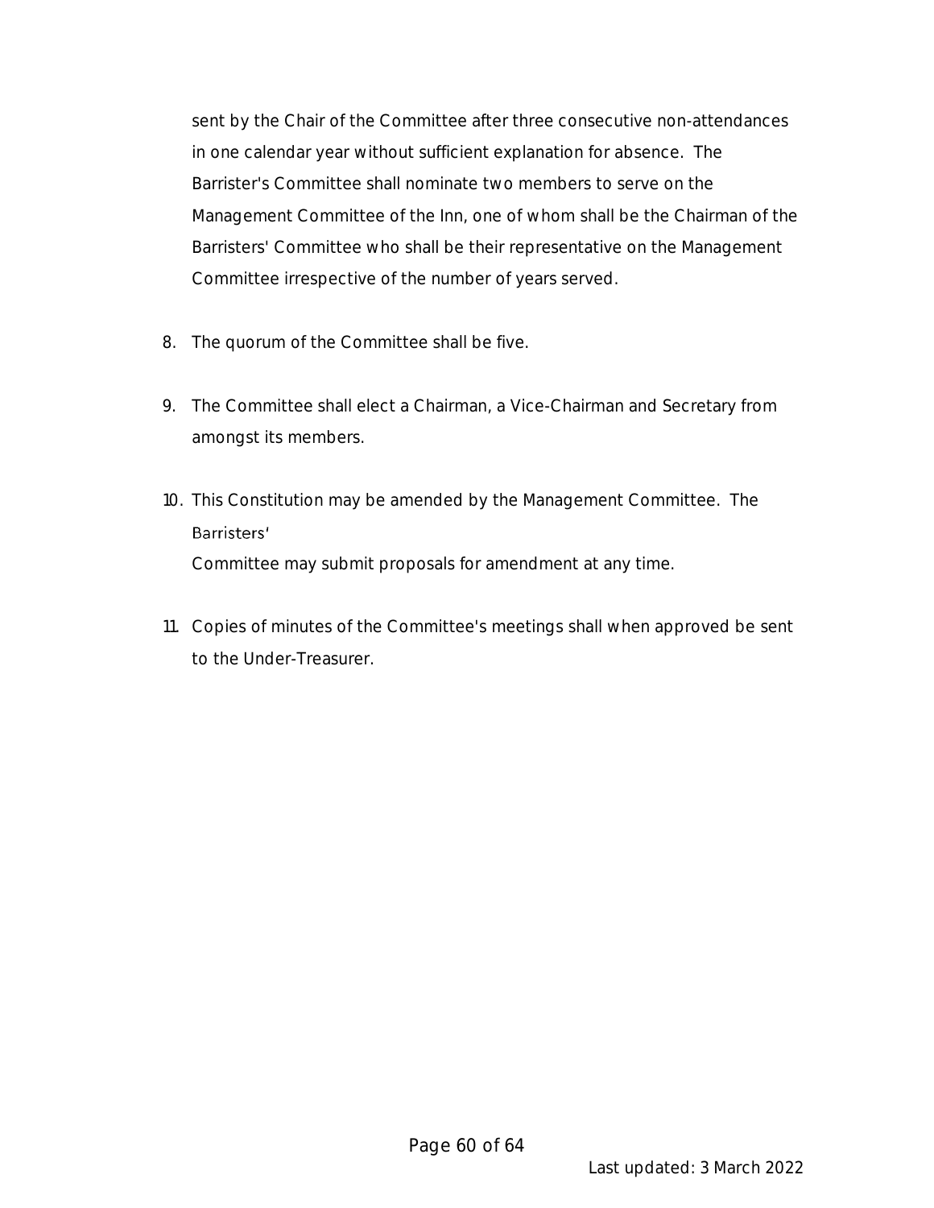sent by the Chair of the Committee after three consecutive non-attendances in one calendar year without sufficient explanation for absence. The Barrister's Committee shall nominate two members to serve on the Management Committee of the Inn, one of whom shall be the Chairman of the Barristers' Committee who shall be their representative on the Management Committee irrespective of the number of years served.

8. The quorum of the Committee shall be five.

9. The Committee shall elect a Chairman, a Vice-Chairman and Secretary from amongst its members.

10. This Constitution may be amended by the Management Committee. The Barristers' Committee may submit proposals for amendment at any time.

11. Copies of minutes of the Committee's meetings shall when approved be sent to the Under-Treasurer.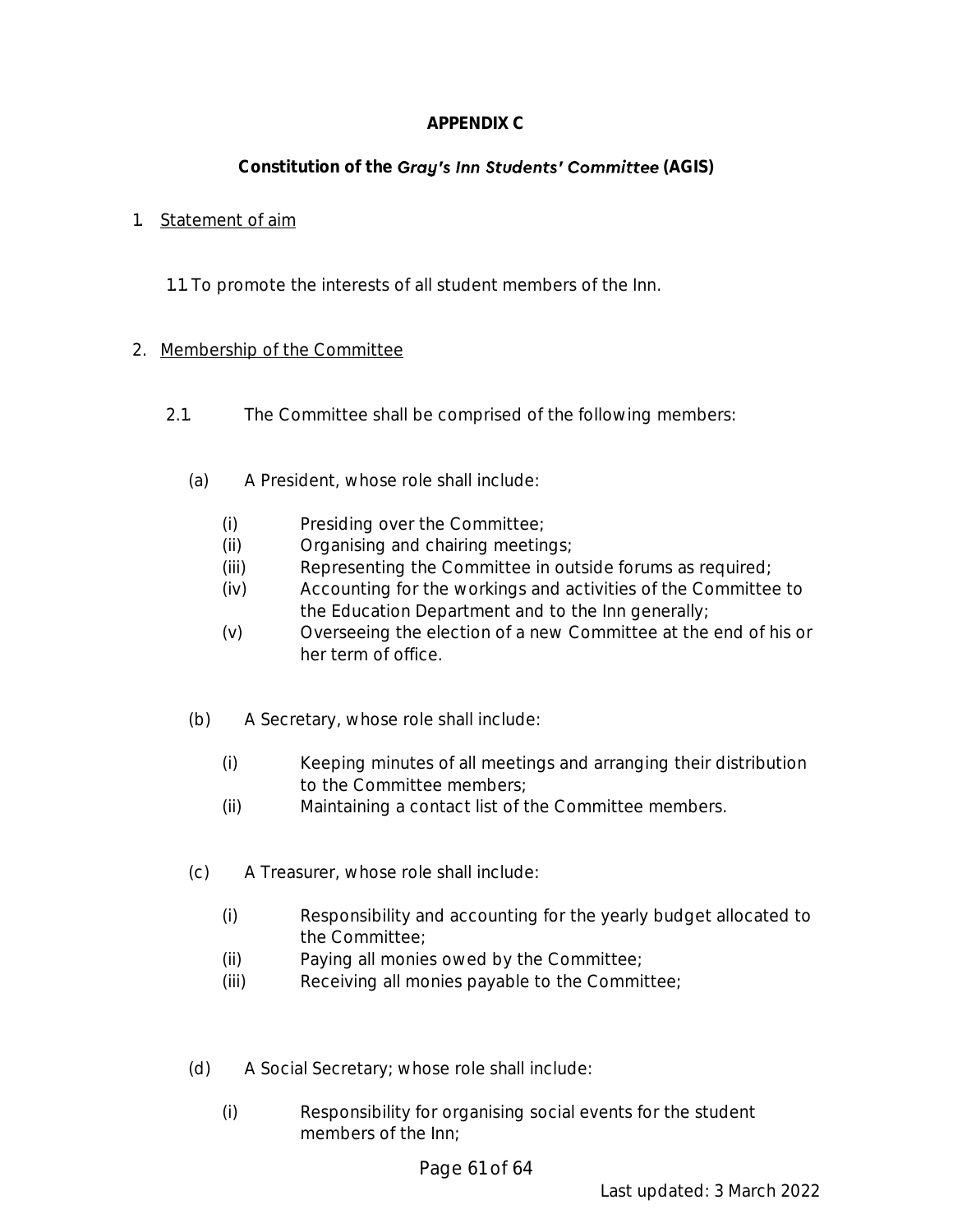**APPENDIX C**

**Constitution of the *Gray's Inn Students' Committee* (AGIS)**

1. Statement of aim

   1.1 To promote the interests of all student members of the Inn.

2. Membership of the Committee

   2.1. The Committee shall be comprised of the following members:

   (a) A President, whose role shall include:

      (i) Presiding over the Committee;
      (ii) Organising and chairing meetings;
      (iii) Representing the Committee in outside forums as required;
      (iv) Accounting for the workings and activities of the Committee to the Education Department and to the Inn generally;
      (v) Overseeing the election of a new Committee at the end of his or her term of office.

   (b) A Secretary, whose role shall include:

      (i) Keeping minutes of all meetings and arranging their distribution to the Committee members;
      (ii) Maintaining a contact list of the Committee members.

   (c) A Treasurer, whose role shall include:

      (i) Responsibility and accounting for the yearly budget allocated to the Committee;
      (ii) Paying all monies owed by the Committee;
      (iii) Receiving all monies payable to the Committee;

   (d) A Social Secretary; whose role shall include:

      (i) Responsibility for organising social events for the student members of the Inn;

Last updated: 3 March 2022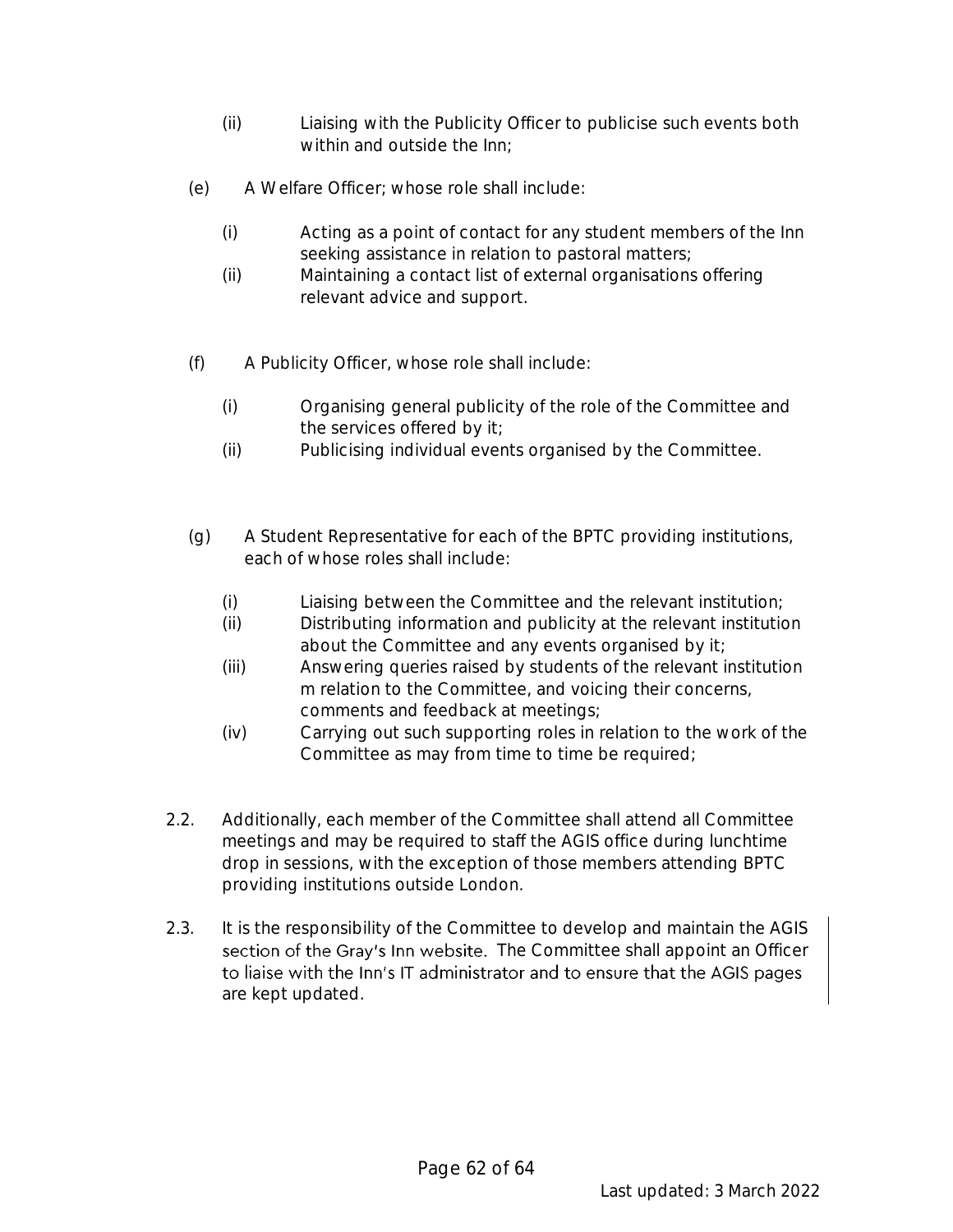(ii) Liaising with the Publicity Officer to publicise such events both within and outside the Inn;

(e) A Welfare Officer; whose role shall include:

(i) Acting as a point of contact for any student members of the Inn seeking assistance in relation to pastoral matters;
(ii) Maintaining a contact list of external organisations offering relevant advice and support.

(f) A Publicity Officer, whose role shall include:

(i) Organising general publicity of the role of the Committee and the services offered by it;
(ii) Publicising individual events organised by the Committee.

(g) A Student Representative for each of the BPTC providing institutions, each of whose roles shall include:

(i) Liaising between the Committee and the relevant institution;
(ii) Distributing information and publicity at the relevant institution about the Committee and any events organised by it;
(iii) Answering queries raised by students of the relevant institution m relation to the Committee, and voicing their concerns, comments and feedback at meetings;
(iv) Carrying out such supporting roles in relation to the work of the Committee as may from time to time be required;

2.2. Additionally, each member of the Committee shall attend all Committee meetings and may be required to staff the AGIS office during lunchtime drop in sessions, with the exception of those members attending BPTC providing institutions outside London.

2.3. It is the responsibility of the Committee to develop and maintain the AGIS section of the Gray's Inn website. The Committee shall appoint an Officer to liaise with the Inn's IT administrator and to ensure that the AGIS pages are kept updated.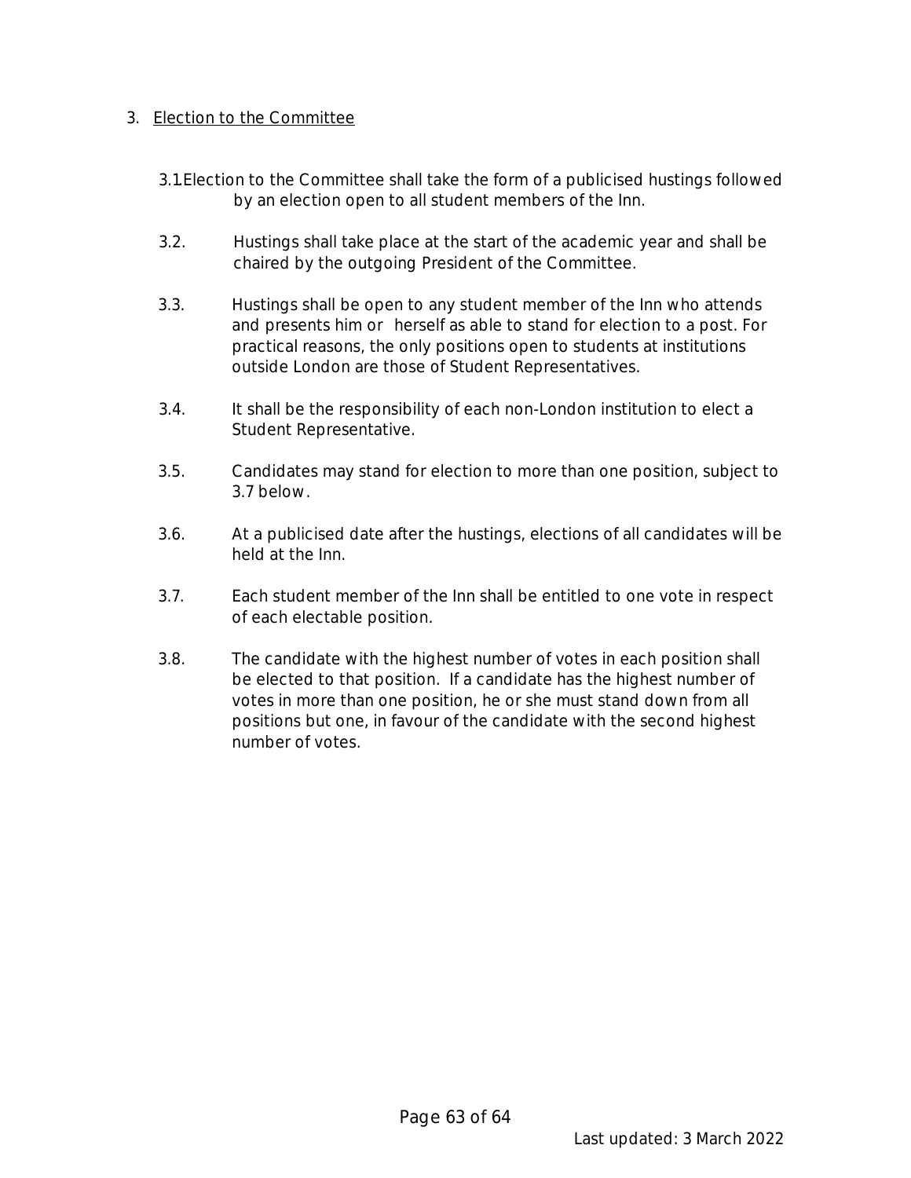3. <u>Election to the Committee</u>

3.1. Election to the Committee shall take the form of a publicised hustings followed by an election open to all student members of the Inn.

3.2. Hustings shall take place at the start of the academic year and shall be chaired by the outgoing President of the Committee.

3.3. Hustings shall be open to any student member of the Inn who attends and presents him or herself as able to stand for election to a post. For practical reasons, the only positions open to students at institutions outside London are those of Student Representatives.

3.4. It shall be the responsibility of each non-London institution to elect a Student Representative.

3.5. Candidates may stand for election to more than one position, subject to 3.7 below.

3.6. At a publicised date after the hustings, elections of all candidates will be held at the Inn.

3.7. Each student member of the Inn shall be entitled to one vote in respect of each electable position.

3.8. The candidate with the highest number of votes in each position shall be elected to that position. If a candidate has the highest number of votes in more than one position, he or she must stand down from all positions but one, in favour of the candidate with the second highest number of votes.

Last updated: 3 March 2022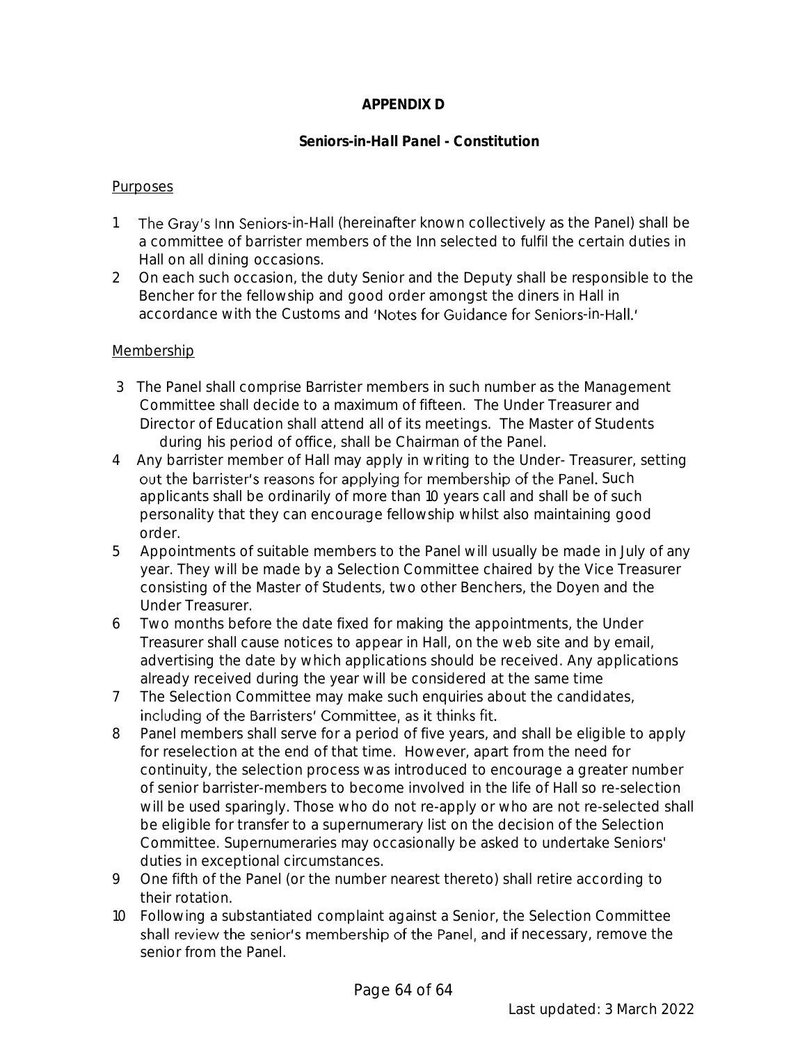## APPENDIX D

### Seniors-in-Hall Panel - Constitution

Purposes

1. The Gray's Inn Seniors-in-Hall (hereinafter known collectively as the Panel) shall be a committee of barrister members of the Inn selected to fulfil the certain duties in Hall on all dining occasions.
2. On each such occasion, the duty Senior and the Deputy shall be responsible to the Bencher for the fellowship and good order amongst the diners in Hall in accordance with the Customs and 'Notes for Guidance for Seniors-in-Hall.'

Membership

3. The Panel shall comprise Barrister members in such number as the Management Committee shall decide to a maximum of fifteen. The Under Treasurer and Director of Education shall attend all of its meetings. The Master of Students during his period of office, shall be Chairman of the Panel.
4. Any barrister member of Hall may apply in writing to the Under- Treasurer, setting out the barrister's reasons for applying for membership of the Panel. Such applicants shall be ordinarily of more than 10 years call and shall be of such personality that they can encourage fellowship whilst also maintaining good order.
5. Appointments of suitable members to the Panel will usually be made in July of any year. They will be made by a Selection Committee chaired by the Vice Treasurer consisting of the Master of Students, two other Benchers, the Doyen and the Under Treasurer.
6. Two months before the date fixed for making the appointments, the Under Treasurer shall cause notices to appear in Hall, on the web site and by email, advertising the date by which applications should be received. Any applications already received during the year will be considered at the same time
7. The Selection Committee may make such enquiries about the candidates, including of the Barristers' Committee, as it thinks fit.
8. Panel members shall serve for a period of five years, and shall be eligible to apply for reselection at the end of that time. However, apart from the need for continuity, the selection process was introduced to encourage a greater number of senior barrister-members to become involved in the life of Hall so re-selection will be used sparingly. Those who do not re-apply or who are not re-selected shall be eligible for transfer to a supernumerary list on the decision of the Selection Committee. Supernumeraries may occasionally be asked to undertake Seniors' duties in exceptional circumstances.
9. One fifth of the Panel (or the number nearest thereto) shall retire according to their rotation.
10. Following a substantiated complaint against a Senior, the Selection Committee shall review the senior's membership of the Panel, and if necessary, remove the senior from the Panel.

Last updated: 3 March 2022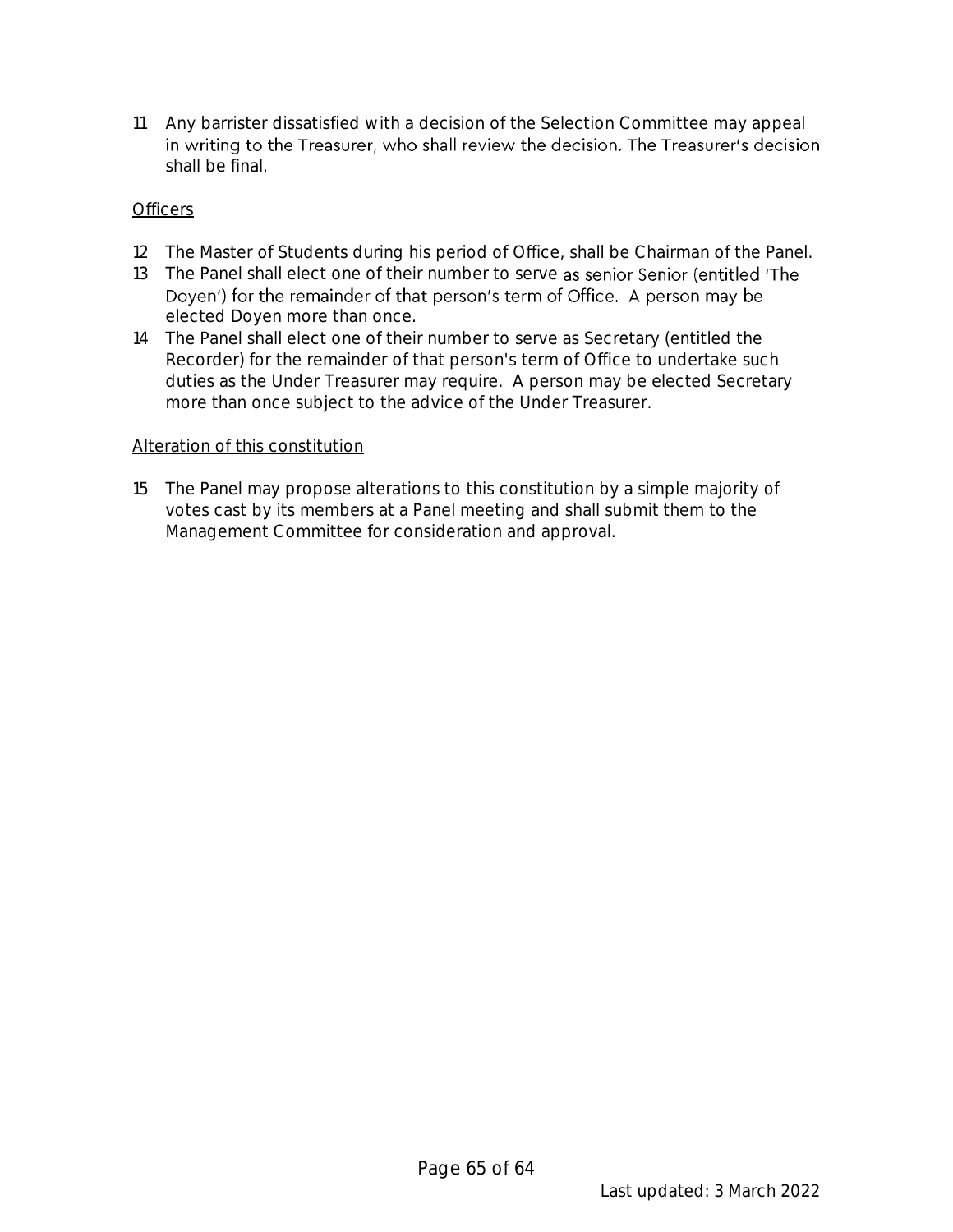11 Any barrister dissatisfied with a decision of the Selection Committee may appeal in writing to the Treasurer, who shall review the decision. The Treasurer's decision shall be final.

Officers

12 The Master of Students during his period of Office, shall be Chairman of the Panel.
13 The Panel shall elect one of their number to serve as senior Senior (entitled 'The Doyen') for the remainder of that person's term of Office. A person may be elected Doyen more than once.
14 The Panel shall elect one of their number to serve as Secretary (entitled the Recorder) for the remainder of that person's term of Office to undertake such duties as the Under Treasurer may require. A person may be elected Secretary more than once subject to the advice of the Under Treasurer.

Alteration of this constitution

15 The Panel may propose alterations to this constitution by a simple majority of votes cast by its members at a Panel meeting and shall submit them to the Management Committee for consideration and approval.

Last updated: 3 March 2022